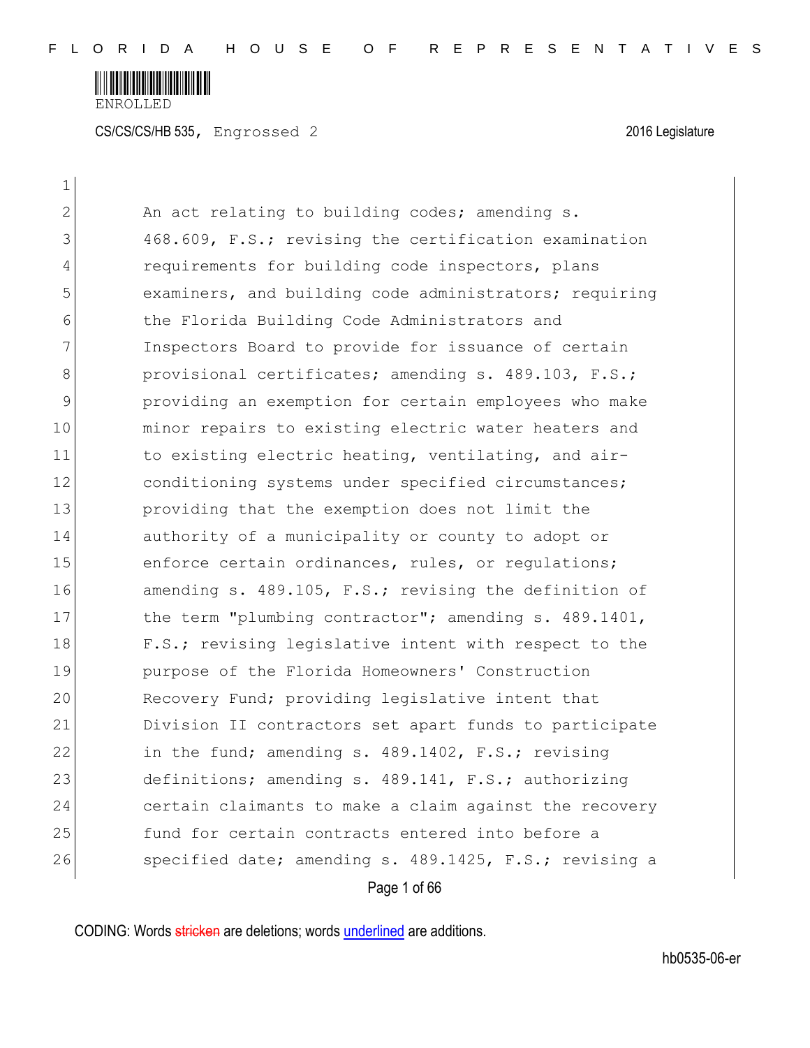ENROLLED

CS/CS/CS/HB 535, Engrossed 2 2016 Legislature

1
2 An act relating to building codes; amending s.
3 468.609, F.S.; revising the certification examination
4 requirements for building code inspectors, plans
5 examiners, and building code administrators; requiring
6 the Florida Building Code Administrators and
7 Inspectors Board to provide for issuance of certain
8 provisional certificates; amending s. 489.103, F.S.;
9 providing an exemption for certain employees who make
10 minor repairs to existing electric water heaters and
11 to existing electric heating, ventilating, and air-
12 conditioning systems under specified circumstances;
13 providing that the exemption does not limit the
14 authority of a municipality or county to adopt or
15 enforce certain ordinances, rules, or regulations;
16 amending s. 489.105, F.S.; revising the definition of
17 the term "plumbing contractor"; amending s. 489.1401,
18 F.S.; revising legislative intent with respect to the
19 purpose of the Florida Homeowners' Construction
20 Recovery Fund; providing legislative intent that
21 Division II contractors set apart funds to participate
22 in the fund; amending s. 489.1402, F.S.; revising
23 definitions; amending s. 489.141, F.S.; authorizing
24 certain claimants to make a claim against the recovery
25 fund for certain contracts entered into before a
26 specified date; amending s. 489.1425, F.S.; revising a

CODING: Words stricken are deletions; words underlined are additions.

hb0535-06-er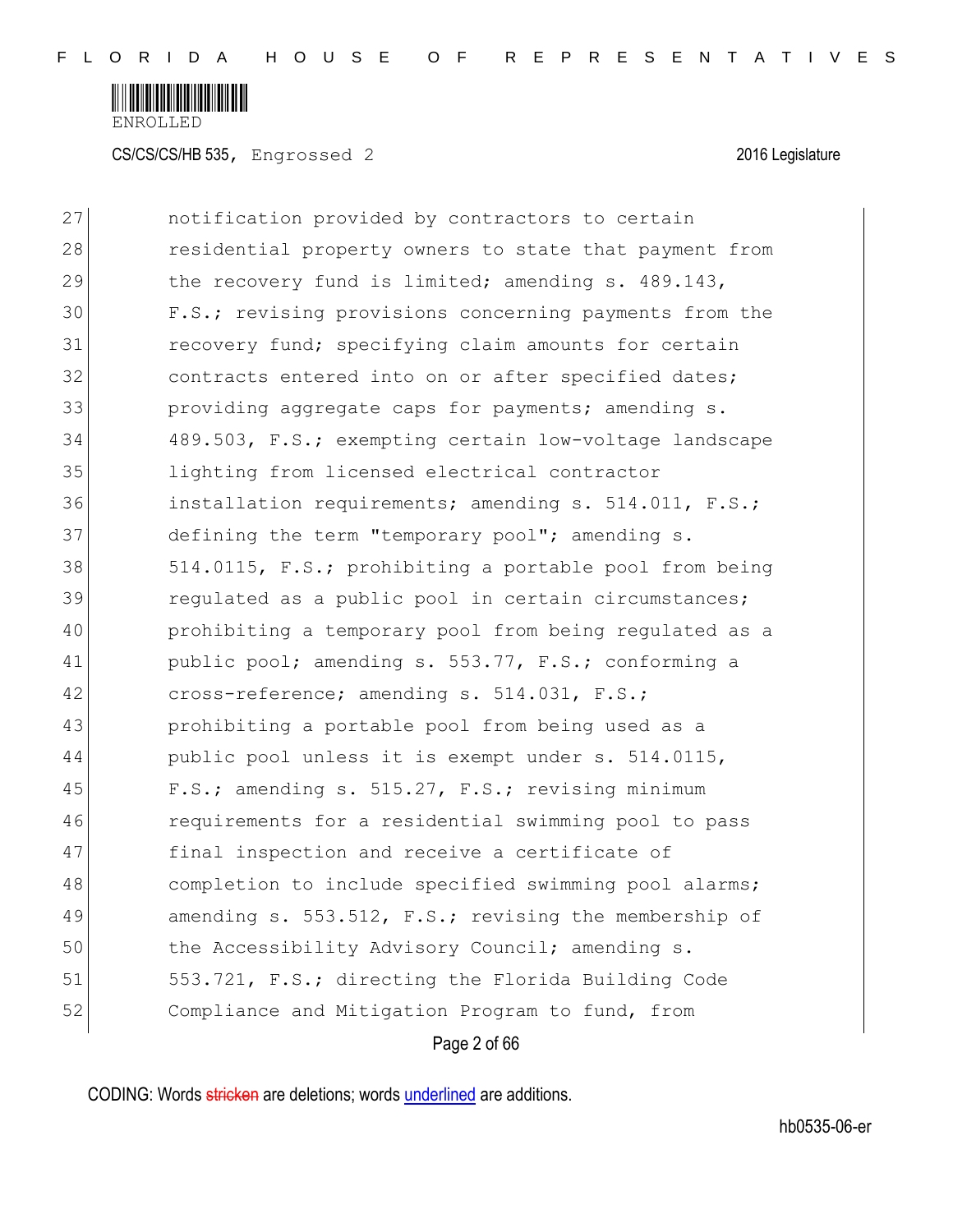27 notification provided by contractors to certain
28 residential property owners to state that payment from
29 the recovery fund is limited; amending s. 489.143,
30 F.S.; revising provisions concerning payments from the
31 recovery fund; specifying claim amounts for certain
32 contracts entered into on or after specified dates;
33 providing aggregate caps for payments; amending s.
34 489.503, F.S.; exempting certain low-voltage landscape
35 lighting from licensed electrical contractor
36 installation requirements; amending s. 514.011, F.S.;
37 defining the term "temporary pool"; amending s.
38 514.0115, F.S.; prohibiting a portable pool from being
39 regulated as a public pool in certain circumstances;
40 prohibiting a temporary pool from being regulated as a
41 public pool; amending s. 553.77, F.S.; conforming a
42 cross-reference; amending s. 514.031, F.S.;
43 prohibiting a portable pool from being used as a
44 public pool unless it is exempt under s. 514.0115,
45 F.S.; amending s. 515.27, F.S.; revising minimum
46 requirements for a residential swimming pool to pass
47 final inspection and receive a certificate of
48 completion to include specified swimming pool alarms;
49 amending s. 553.512, F.S.; revising the membership of
50 the Accessibility Advisory Council; amending s.
51 553.721, F.S.; directing the Florida Building Code
52 Compliance and Mitigation Program to fund, from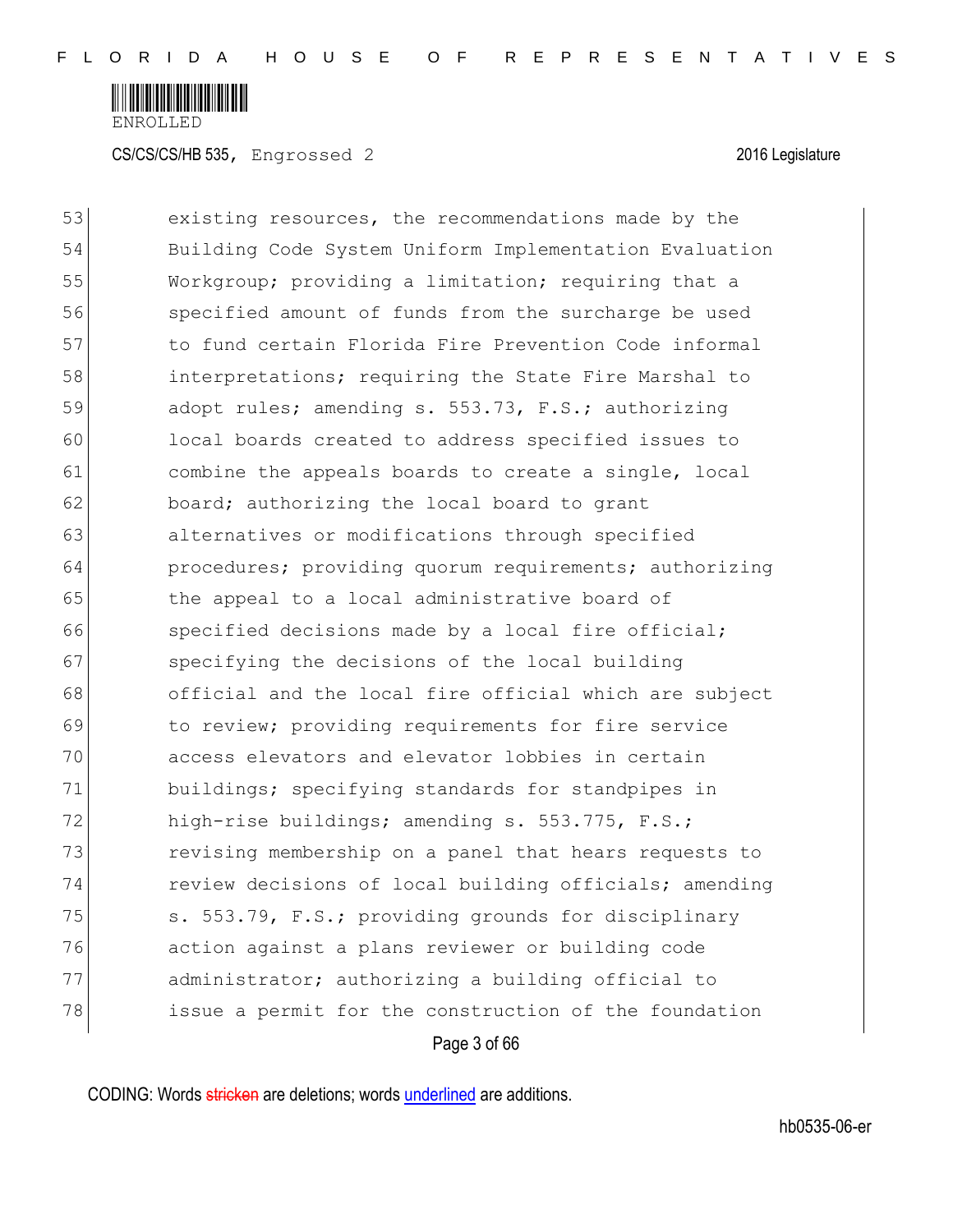53 existing resources, the recommendations made by the
54 Building Code System Uniform Implementation Evaluation
55 Workgroup; providing a limitation; requiring that a
56 specified amount of funds from the surcharge be used
57 to fund certain Florida Fire Prevention Code informal
58 interpretations; requiring the State Fire Marshal to
59 adopt rules; amending s. 553.73, F.S.; authorizing
60 local boards created to address specified issues to
61 combine the appeals boards to create a single, local
62 board; authorizing the local board to grant
63 alternatives or modifications through specified
64 procedures; providing quorum requirements; authorizing
65 the appeal to a local administrative board of
66 specified decisions made by a local fire official;
67 specifying the decisions of the local building
68 official and the local fire official which are subject
69 to review; providing requirements for fire service
70 access elevators and elevator lobbies in certain
71 buildings; specifying standards for standpipes in
72 high-rise buildings; amending s. 553.775, F.S.;
73 revising membership on a panel that hears requests to
74 review decisions of local building officials; amending
75 s. 553.79, F.S.; providing grounds for disciplinary
76 action against a plans reviewer or building code
77 administrator; authorizing a building official to
78 issue a permit for the construction of the foundation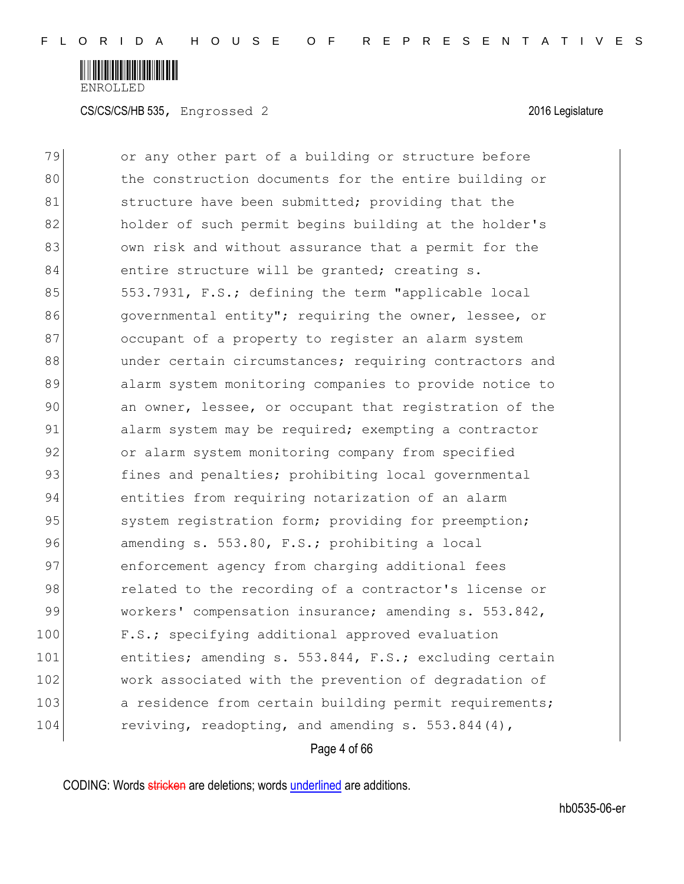79 or any other part of a building or structure before
80 the construction documents for the entire building or
81 structure have been submitted; providing that the
82 holder of such permit begins building at the holder's
83 own risk and without assurance that a permit for the
84 entire structure will be granted; creating s.
85 553.7931, F.S.; defining the term "applicable local
86 governmental entity"; requiring the owner, lessee, or
87 occupant of a property to register an alarm system
88 under certain circumstances; requiring contractors and
89 alarm system monitoring companies to provide notice to
90 an owner, lessee, or occupant that registration of the
91 alarm system may be required; exempting a contractor
92 or alarm system monitoring company from specified
93 fines and penalties; prohibiting local governmental
94 entities from requiring notarization of an alarm
95 system registration form; providing for preemption;
96 amending s. 553.80, F.S.; prohibiting a local
97 enforcement agency from charging additional fees
98 related to the recording of a contractor's license or
99 workers' compensation insurance; amending s. 553.842,
100 F.S.; specifying additional approved evaluation
101 entities; amending s. 553.844, F.S.; excluding certain
102 work associated with the prevention of degradation of
103 a residence from certain building permit requirements;
104 reviving, readopting, and amending s. 553.844(4),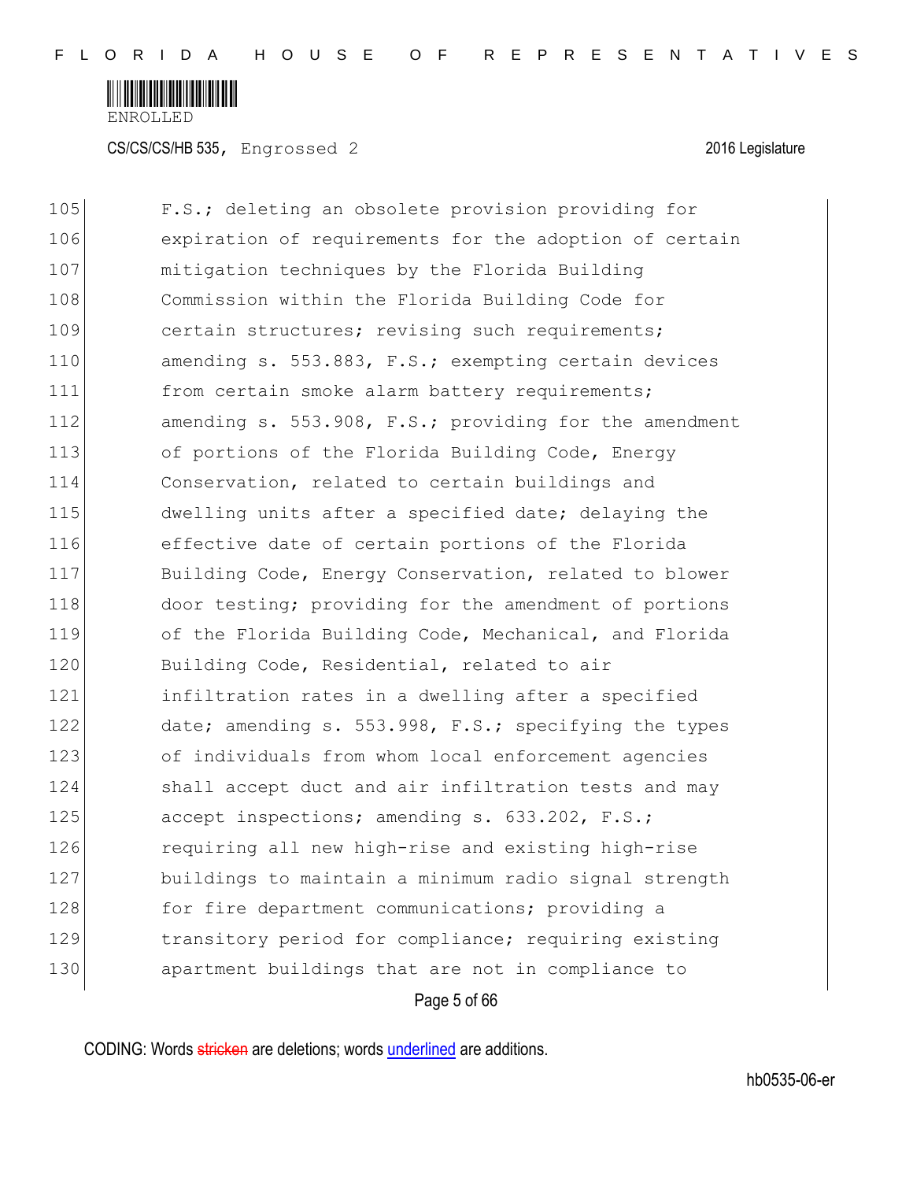105 F.S.; deleting an obsolete provision providing for
106 expiration of requirements for the adoption of certain
107 mitigation techniques by the Florida Building
108 Commission within the Florida Building Code for
109 certain structures; revising such requirements;
110 amending s. 553.883, F.S.; exempting certain devices
111 from certain smoke alarm battery requirements;
112 amending s. 553.908, F.S.; providing for the amendment
113 of portions of the Florida Building Code, Energy
114 Conservation, related to certain buildings and
115 dwelling units after a specified date; delaying the
116 effective date of certain portions of the Florida
117 Building Code, Energy Conservation, related to blower
118 door testing; providing for the amendment of portions
119 of the Florida Building Code, Mechanical, and Florida
120 Building Code, Residential, related to air
121 infiltration rates in a dwelling after a specified
122 date; amending s. 553.998, F.S.; specifying the types
123 of individuals from whom local enforcement agencies
124 shall accept duct and air infiltration tests and may
125 accept inspections; amending s. 633.202, F.S.;
126 requiring all new high-rise and existing high-rise
127 buildings to maintain a minimum radio signal strength
128 for fire department communications; providing a
129 transitory period for compliance; requiring existing
130 apartment buildings that are not in compliance to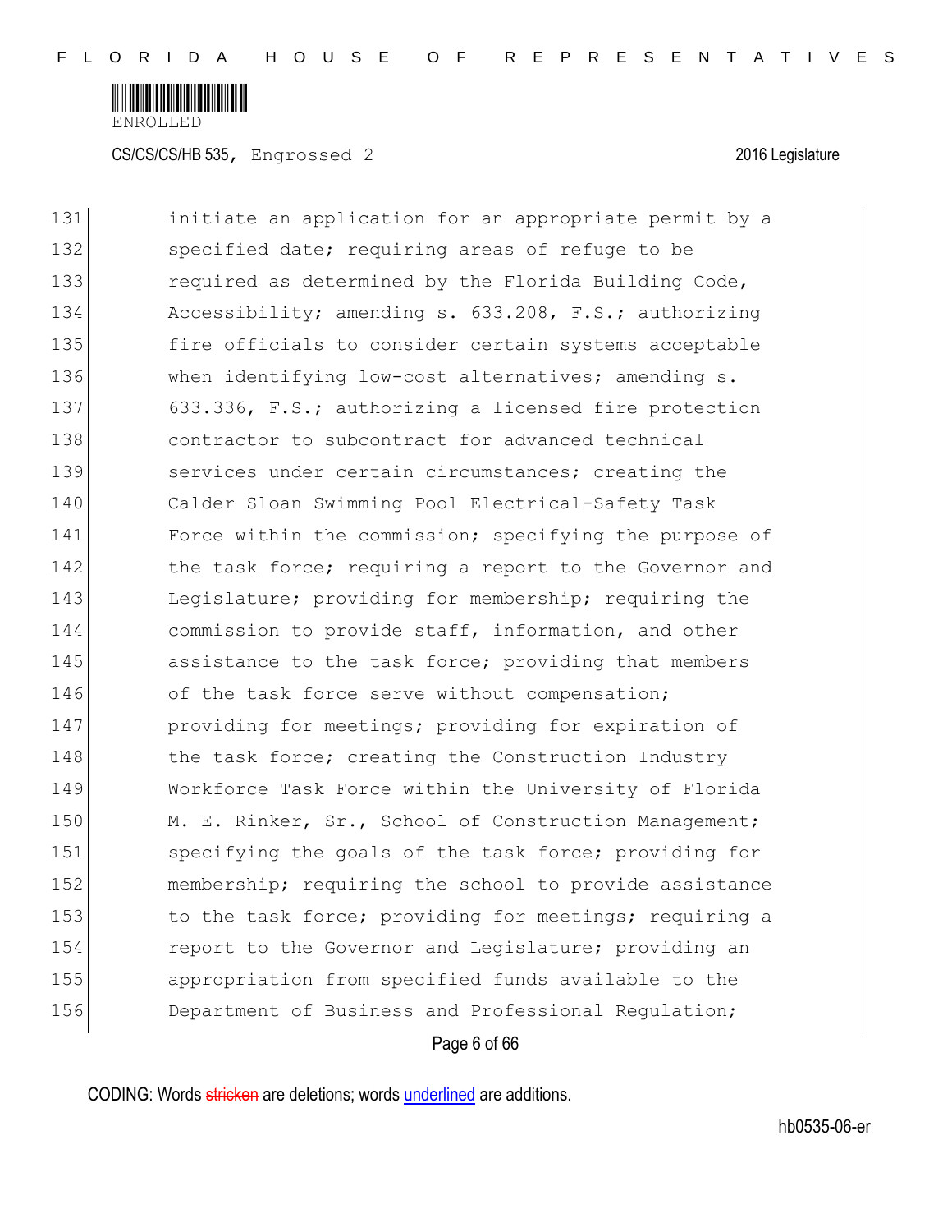initiate an application for an appropriate permit by a specified date; requiring areas of refuge to be required as determined by the Florida Building Code, Accessibility; amending s. 633.208, F.S.; authorizing fire officials to consider certain systems acceptable when identifying low-cost alternatives; amending s. 633.336, F.S.; authorizing a licensed fire protection contractor to subcontract for advanced technical services under certain circumstances; creating the Calder Sloan Swimming Pool Electrical-Safety Task Force within the commission; specifying the purpose of the task force; requiring a report to the Governor and Legislature; providing for membership; requiring the commission to provide staff, information, and other assistance to the task force; providing that members of the task force serve without compensation; providing for meetings; providing for expiration of the task force; creating the Construction Industry Workforce Task Force within the University of Florida M. E. Rinker, Sr., School of Construction Management; specifying the goals of the task force; providing for membership; requiring the school to provide assistance to the task force; providing for meetings; requiring a report to the Governor and Legislature; providing an appropriation from specified funds available to the Department of Business and Professional Regulation;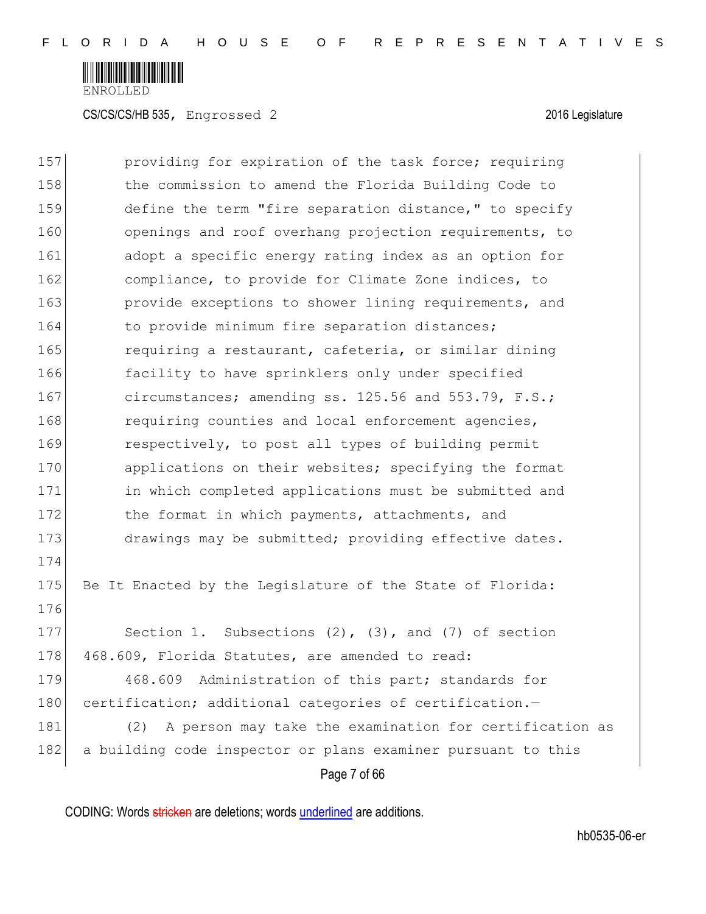providing for expiration of the task force; requiring the commission to amend the Florida Building Code to define the term "fire separation distance," to specify openings and roof overhang projection requirements, to adopt a specific energy rating index as an option for compliance, to provide for Climate Zone indices, to provide exceptions to shower lining requirements, and to provide minimum fire separation distances; requiring a restaurant, cafeteria, or similar dining facility to have sprinklers only under specified circumstances; amending ss. 125.56 and 553.79, F.S.; requiring counties and local enforcement agencies, respectively, to post all types of building permit applications on their websites; specifying the format in which completed applications must be submitted and the format in which payments, attachments, and drawings may be submitted; providing effective dates.

Be It Enacted by the Legislature of the State of Florida:

Section 1. Subsections (2), (3), and (7) of section 468.609, Florida Statutes, are amended to read:

468.609 Administration of this part; standards for certification; additional categories of certification.—

(2) A person may take the examination for certification as a building code inspector or plans examiner pursuant to this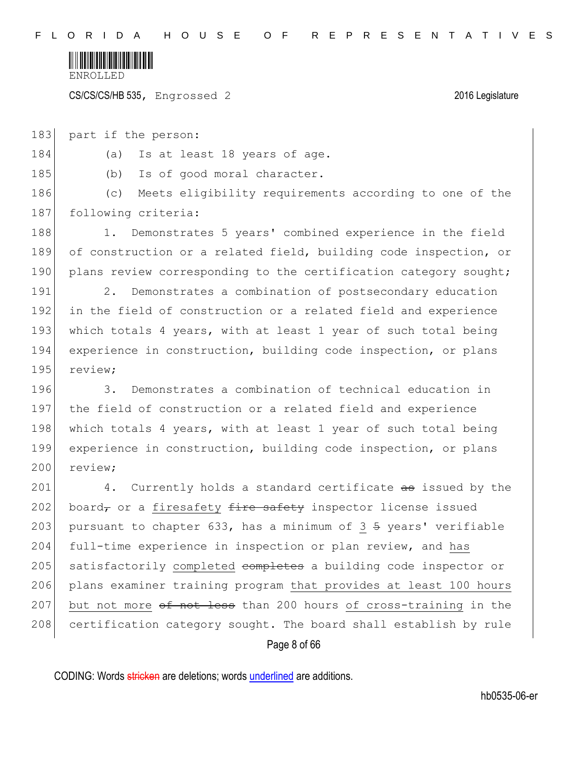part if the person:

(a) Is at least 18 years of age.

(b) Is of good moral character.

(c) Meets eligibility requirements according to one of the following criteria:

1. Demonstrates 5 years' combined experience in the field of construction or a related field, building code inspection, or plans review corresponding to the certification category sought;

2. Demonstrates a combination of postsecondary education in the field of construction or a related field and experience which totals 4 years, with at least 1 year of such total being experience in construction, building code inspection, or plans review;

3. Demonstrates a combination of technical education in the field of construction or a related field and experience which totals 4 years, with at least 1 year of such total being experience in construction, building code inspection, or plans review;

4. Currently holds a standard certificate ~~as~~ issued by the board~~,~~ or a firesafety ~~fire safety~~ inspector license issued pursuant to chapter 633, has a minimum of 3 ~~5~~ years' verifiable full-time experience in inspection or plan review, and has satisfactorily completed ~~completes~~ a building code inspector or plans examiner training program that provides at least 100 hours but not more ~~of not less~~ than 200 hours of cross-training in the certification category sought. The board shall establish by rule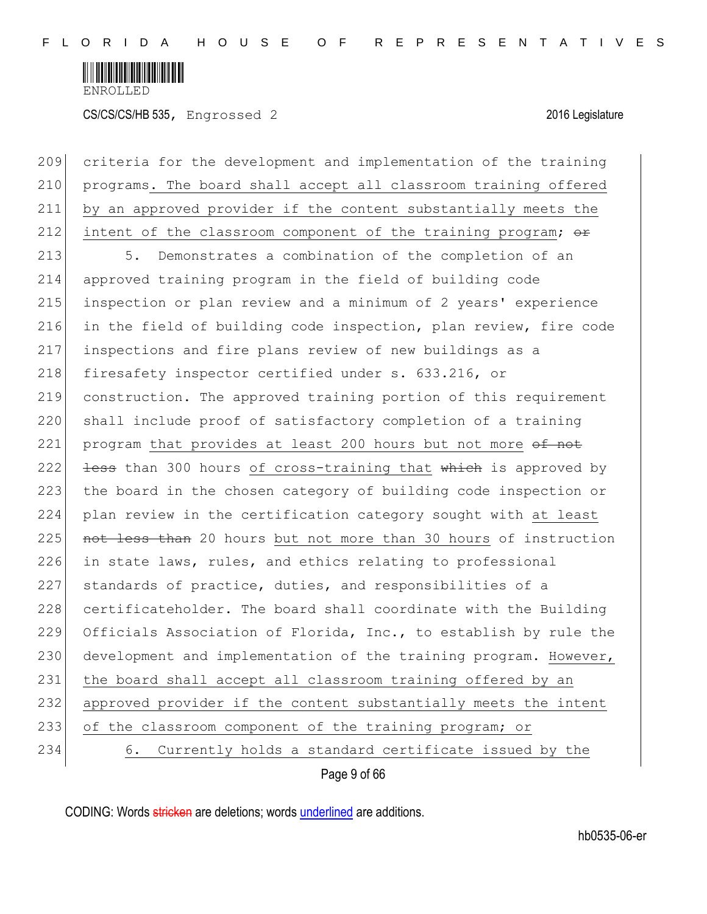criteria for the development and implementation of the training programs. The board shall accept all classroom training offered by an approved provider if the content substantially meets the intent of the classroom component of the training program; ~~or~~

5. Demonstrates a combination of the completion of an approved training program in the field of building code inspection or plan review and a minimum of 2 years' experience in the field of building code inspection, plan review, fire code inspections and fire plans review of new buildings as a firesafety inspector certified under s. 633.216, or construction. The approved training portion of this requirement shall include proof of satisfactory completion of a training program that provides at least 200 hours but not more ~~of not less~~ than 300 hours of cross-training that ~~which~~ is approved by the board in the chosen category of building code inspection or plan review in the certification category sought with at least ~~not less than~~ 20 hours but not more than 30 hours of instruction in state laws, rules, and ethics relating to professional standards of practice, duties, and responsibilities of a certificateholder. The board shall coordinate with the Building Officials Association of Florida, Inc., to establish by rule the development and implementation of the training program. However, the board shall accept all classroom training offered by an approved provider if the content substantially meets the intent of the classroom component of the training program; or

6. Currently holds a standard certificate issued by the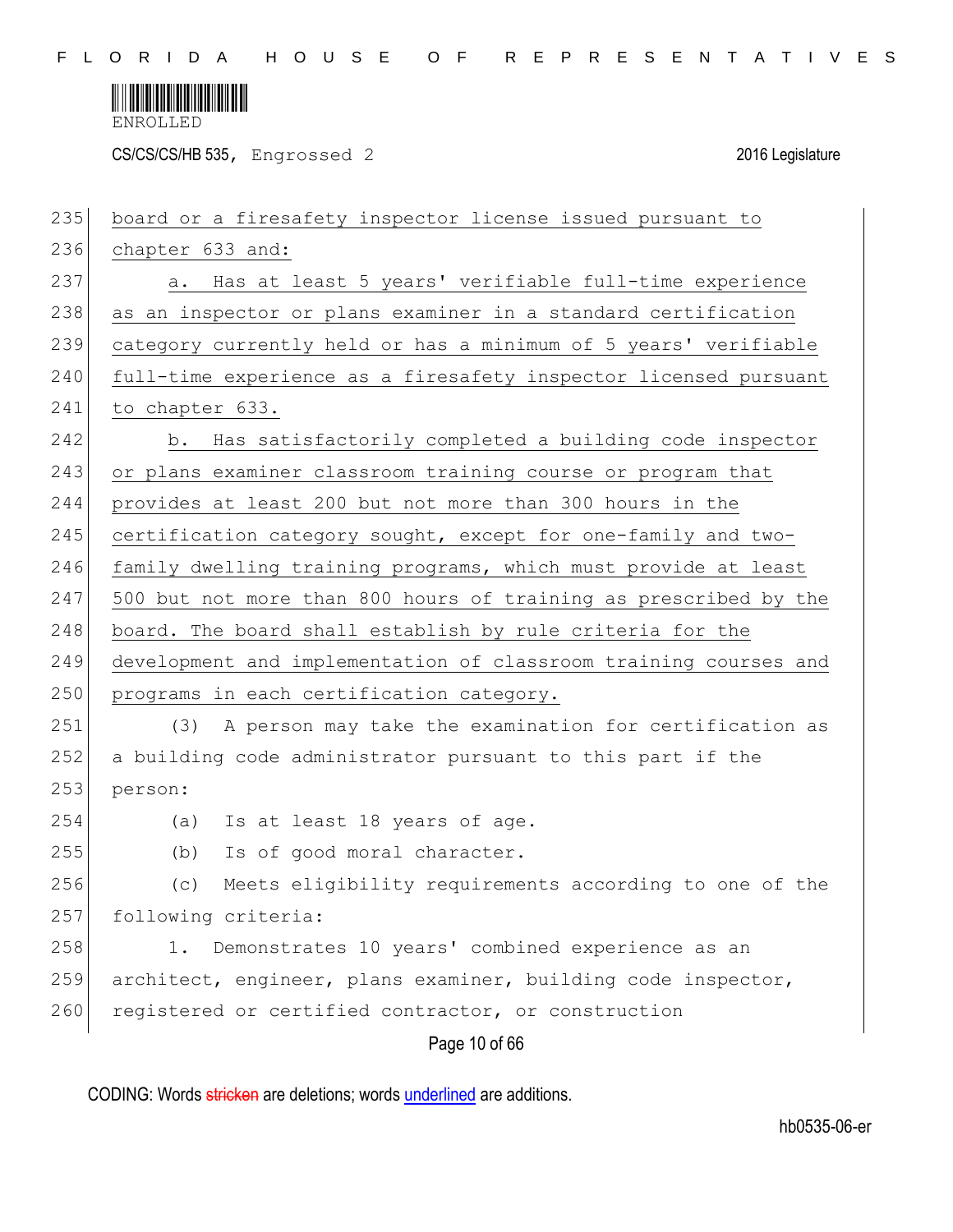board or a firesafety inspector license issued pursuant to chapter 633 and:

a. Has at least 5 years' verifiable full-time experience as an inspector or plans examiner in a standard certification category currently held or has a minimum of 5 years' verifiable full-time experience as a firesafety inspector licensed pursuant to chapter 633.

b. Has satisfactorily completed a building code inspector or plans examiner classroom training course or program that provides at least 200 but not more than 300 hours in the certification category sought, except for one-family and two-family dwelling training programs, which must provide at least 500 but not more than 800 hours of training as prescribed by the board. The board shall establish by rule criteria for the development and implementation of classroom training courses and programs in each certification category.

(3) A person may take the examination for certification as a building code administrator pursuant to this part if the person:

(a) Is at least 18 years of age.

(b) Is of good moral character.

(c) Meets eligibility requirements according to one of the following criteria:

1. Demonstrates 10 years' combined experience as an architect, engineer, plans examiner, building code inspector, registered or certified contractor, or construction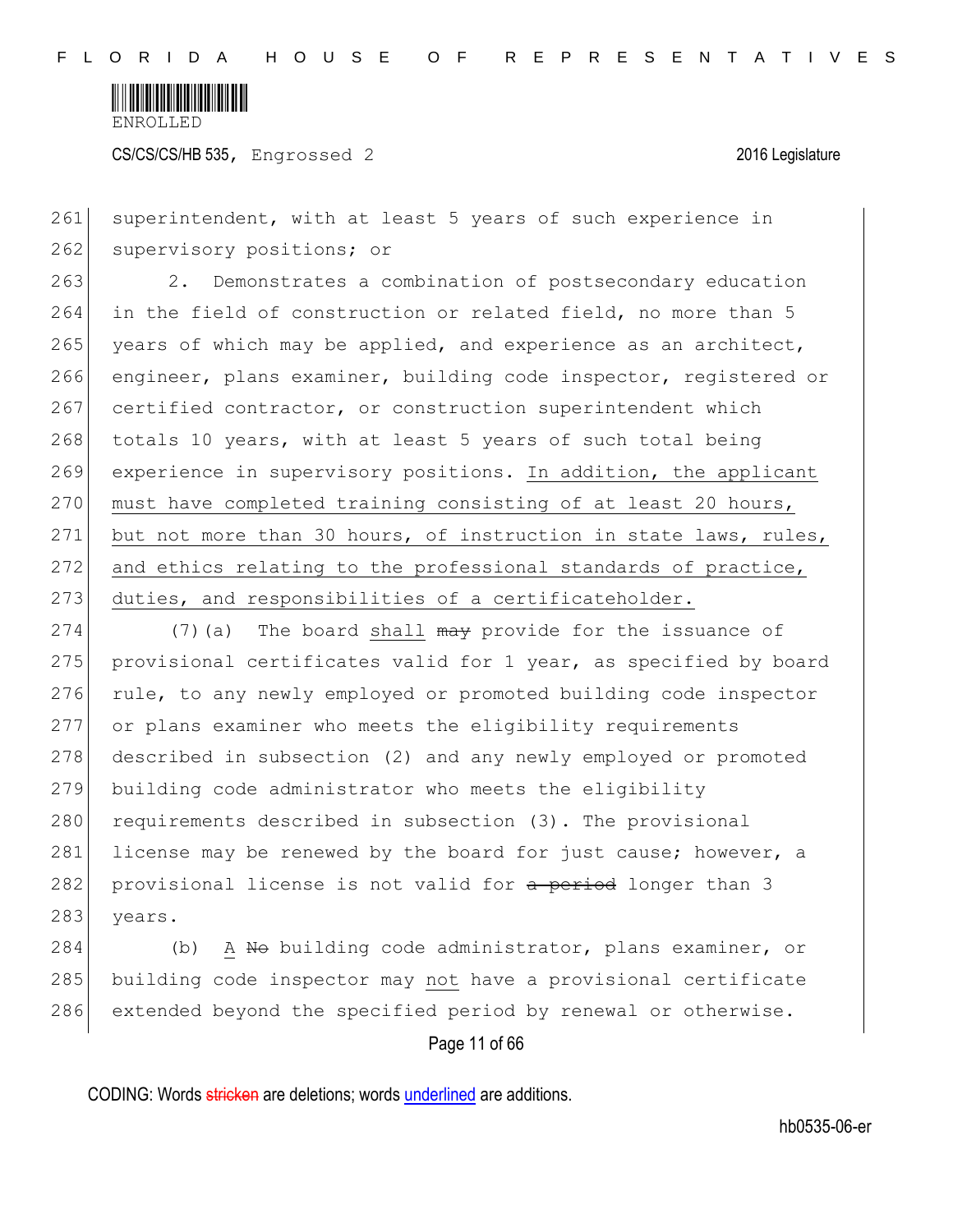superintendent, with at least 5 years of such experience in supervisory positions; or

2. Demonstrates a combination of postsecondary education in the field of construction or related field, no more than 5 years of which may be applied, and experience as an architect, engineer, plans examiner, building code inspector, registered or certified contractor, or construction superintendent which totals 10 years, with at least 5 years of such total being experience in supervisory positions. In addition, the applicant must have completed training consisting of at least 20 hours, but not more than 30 hours, of instruction in state laws, rules, and ethics relating to the professional standards of practice, duties, and responsibilities of a certificateholder.

(7)(a) The board shall ~~may~~ provide for the issuance of provisional certificates valid for 1 year, as specified by board rule, to any newly employed or promoted building code inspector or plans examiner who meets the eligibility requirements described in subsection (2) and any newly employed or promoted building code administrator who meets the eligibility requirements described in subsection (3). The provisional license may be renewed by the board for just cause; however, a provisional license is not valid for ~~a period~~ longer than 3 years.

(b) A ~~No~~ building code administrator, plans examiner, or building code inspector may not have a provisional certificate extended beyond the specified period by renewal or otherwise.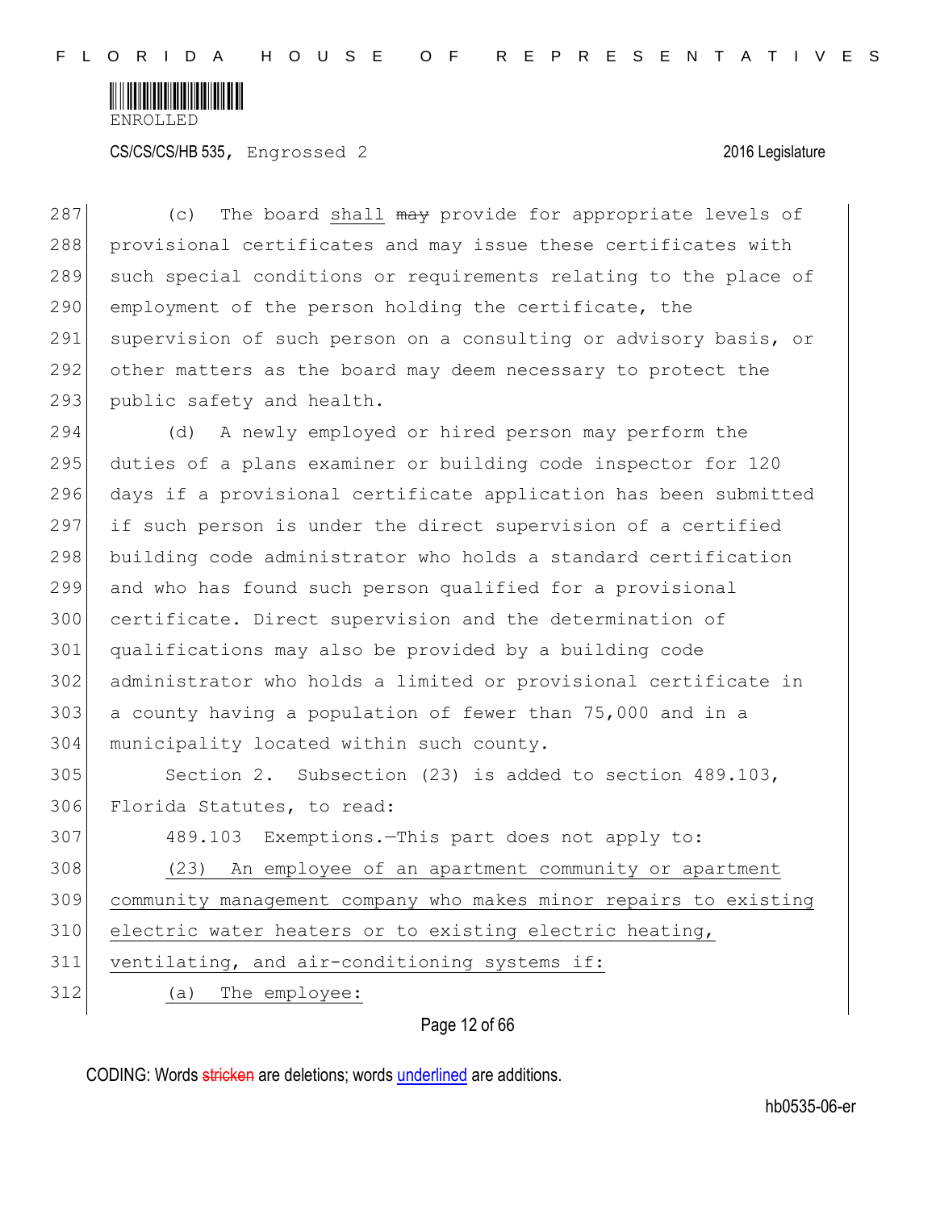(c) The board <u>shall</u> ~~may~~ provide for appropriate levels of provisional certificates and may issue these certificates with such special conditions or requirements relating to the place of employment of the person holding the certificate, the supervision of such person on a consulting or advisory basis, or other matters as the board may deem necessary to protect the public safety and health.

(d) A newly employed or hired person may perform the duties of a plans examiner or building code inspector for 120 days if a provisional certificate application has been submitted if such person is under the direct supervision of a certified building code administrator who holds a standard certification and who has found such person qualified for a provisional certificate. Direct supervision and the determination of qualifications may also be provided by a building code administrator who holds a limited or provisional certificate in a county having a population of fewer than 75,000 and in a municipality located within such county.

Section 2. Subsection (23) is added to section 489.103, Florida Statutes, to read:

489.103 Exemptions.—This part does not apply to:

<u>(23) An employee of an apartment community or apartment community management company who makes minor repairs to existing electric water heaters or to existing electric heating, ventilating, and air-conditioning systems if:</u>

<u>(a) The employee:</u>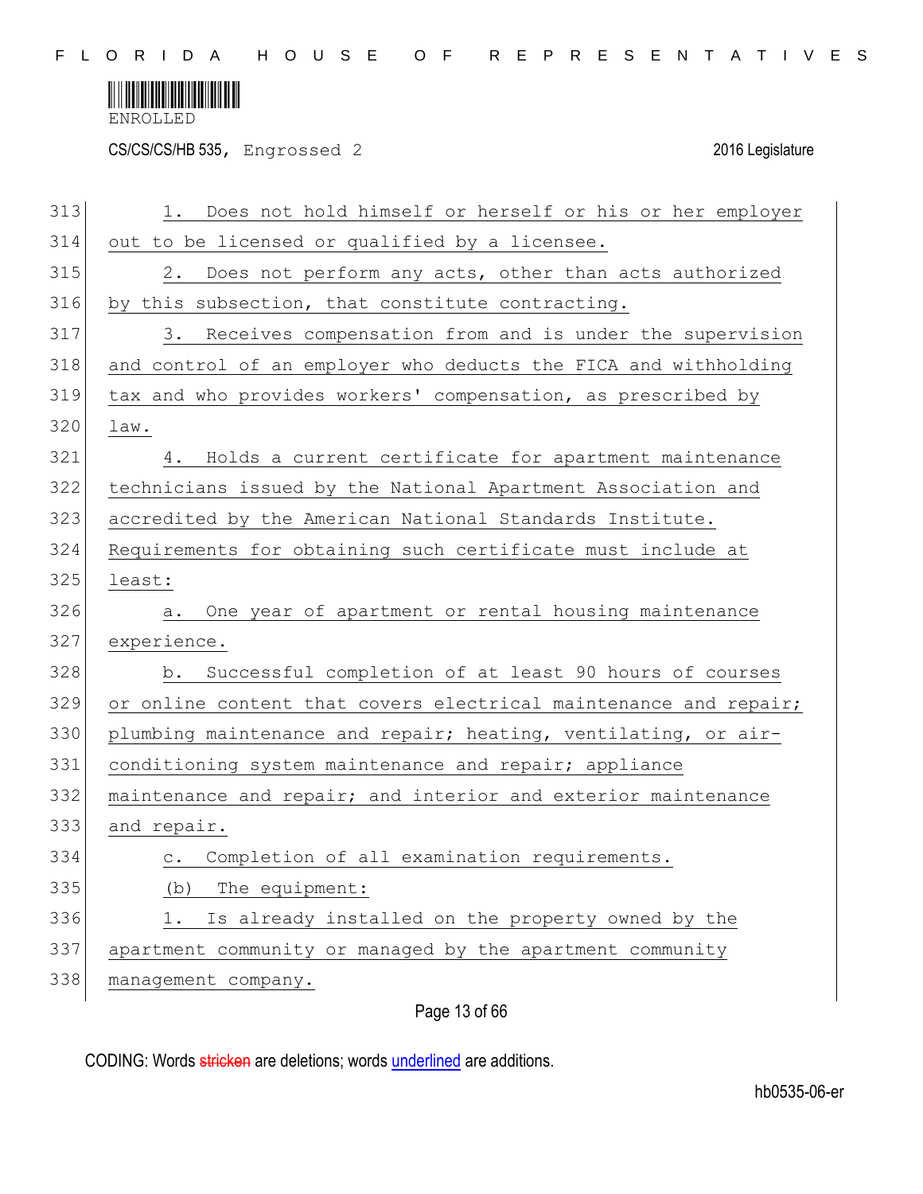1. Does not hold himself or herself or his or her employer out to be licensed or qualified by a licensee.

2. Does not perform any acts, other than acts authorized by this subsection, that constitute contracting.

3. Receives compensation from and is under the supervision and control of an employer who deducts the FICA and withholding tax and who provides workers' compensation, as prescribed by law.

4. Holds a current certificate for apartment maintenance technicians issued by the National Apartment Association and accredited by the American National Standards Institute. Requirements for obtaining such certificate must include at least:

a. One year of apartment or rental housing maintenance experience.

b. Successful completion of at least 90 hours of courses or online content that covers electrical maintenance and repair; plumbing maintenance and repair; heating, ventilating, or air-conditioning system maintenance and repair; appliance maintenance and repair; and interior and exterior maintenance and repair.

c. Completion of all examination requirements.

(b) The equipment:

1. Is already installed on the property owned by the apartment community or managed by the apartment community management company.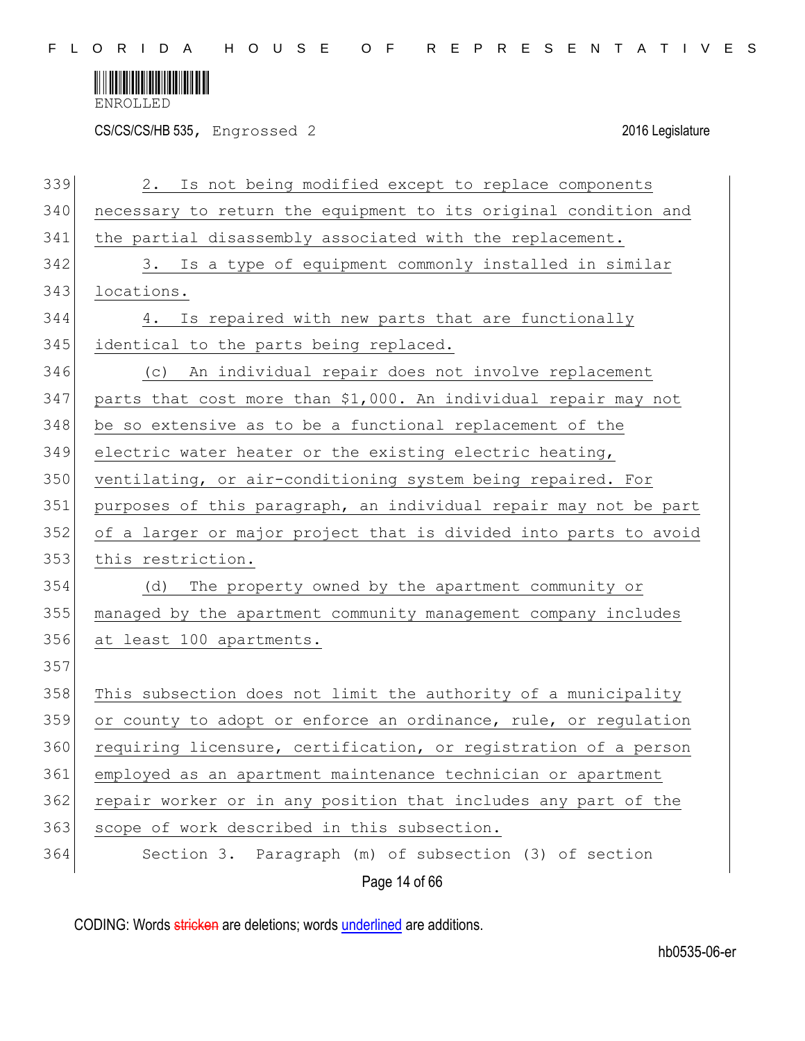2. Is not being modified except to replace components necessary to return the equipment to its original condition and the partial disassembly associated with the replacement.

3. Is a type of equipment commonly installed in similar locations.

4. Is repaired with new parts that are functionally identical to the parts being replaced.

(c) An individual repair does not involve replacement parts that cost more than $1,000. An individual repair may not be so extensive as to be a functional replacement of the electric water heater or the existing electric heating, ventilating, or air-conditioning system being repaired. For purposes of this paragraph, an individual repair may not be part of a larger or major project that is divided into parts to avoid this restriction.

(d) The property owned by the apartment community or managed by the apartment community management company includes at least 100 apartments.

This subsection does not limit the authority of a municipality or county to adopt or enforce an ordinance, rule, or regulation requiring licensure, certification, or registration of a person employed as an apartment maintenance technician or apartment repair worker or in any position that includes any part of the scope of work described in this subsection.

Section 3. Paragraph (m) of subsection (3) of section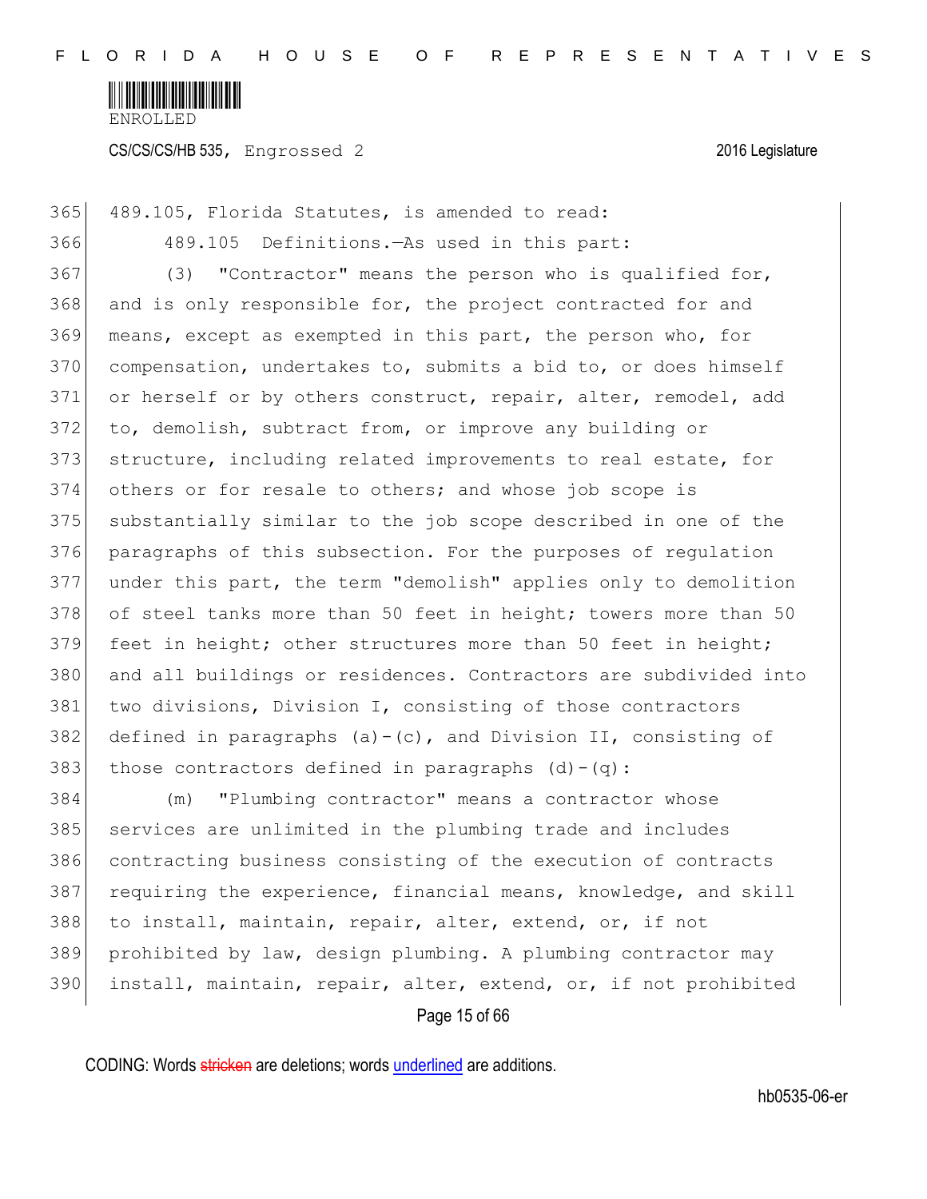489.105, Florida Statutes, is amended to read:

489.105 Definitions.—As used in this part:

(3) "Contractor" means the person who is qualified for, and is only responsible for, the project contracted for and means, except as exempted in this part, the person who, for compensation, undertakes to, submits a bid to, or does himself or herself or by others construct, repair, alter, remodel, add to, demolish, subtract from, or improve any building or structure, including related improvements to real estate, for others or for resale to others; and whose job scope is substantially similar to the job scope described in one of the paragraphs of this subsection. For the purposes of regulation under this part, the term "demolish" applies only to demolition of steel tanks more than 50 feet in height; towers more than 50 feet in height; other structures more than 50 feet in height; and all buildings or residences. Contractors are subdivided into two divisions, Division I, consisting of those contractors defined in paragraphs (a)-(c), and Division II, consisting of those contractors defined in paragraphs (d)-(q):

(m) "Plumbing contractor" means a contractor whose services are unlimited in the plumbing trade and includes contracting business consisting of the execution of contracts requiring the experience, financial means, knowledge, and skill to install, maintain, repair, alter, extend, or, if not prohibited by law, design plumbing. A plumbing contractor may install, maintain, repair, alter, extend, or, if not prohibited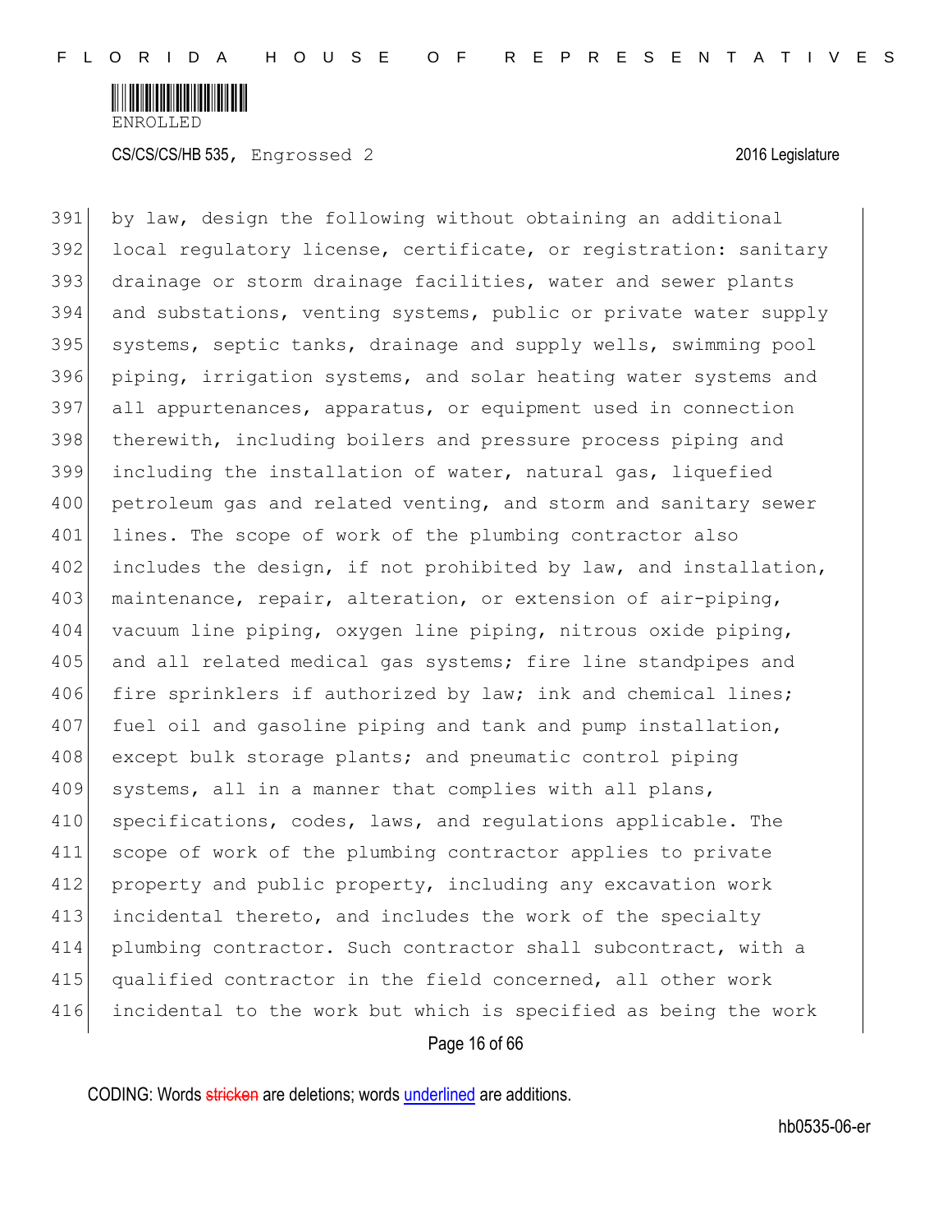by law, design the following without obtaining an additional local regulatory license, certificate, or registration: sanitary drainage or storm drainage facilities, water and sewer plants and substations, venting systems, public or private water supply systems, septic tanks, drainage and supply wells, swimming pool piping, irrigation systems, and solar heating water systems and all appurtenances, apparatus, or equipment used in connection therewith, including boilers and pressure process piping and including the installation of water, natural gas, liquefied petroleum gas and related venting, and storm and sanitary sewer lines. The scope of work of the plumbing contractor also includes the design, if not prohibited by law, and installation, maintenance, repair, alteration, or extension of air-piping, vacuum line piping, oxygen line piping, nitrous oxide piping, and all related medical gas systems; fire line standpipes and fire sprinklers if authorized by law; ink and chemical lines; fuel oil and gasoline piping and tank and pump installation, except bulk storage plants; and pneumatic control piping systems, all in a manner that complies with all plans, specifications, codes, laws, and regulations applicable. The scope of work of the plumbing contractor applies to private property and public property, including any excavation work incidental thereto, and includes the work of the specialty plumbing contractor. Such contractor shall subcontract, with a qualified contractor in the field concerned, all other work incidental to the work but which is specified as being the work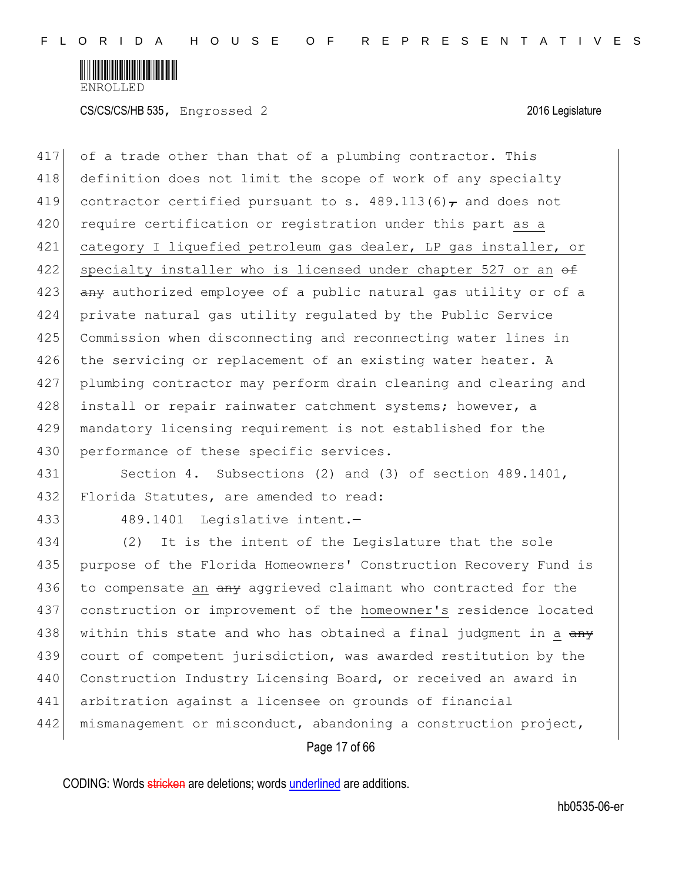of a trade other than that of a plumbing contractor. This definition does not limit the scope of work of any specialty contractor certified pursuant to s. 489.113(6)~~,~~ and does not require certification or registration under this part as a category I liquefied petroleum gas dealer, LP gas installer, or specialty installer who is licensed under chapter 527 or an ~~of any~~ authorized employee of a public natural gas utility or of a private natural gas utility regulated by the Public Service Commission when disconnecting and reconnecting water lines in the servicing or replacement of an existing water heater. A plumbing contractor may perform drain cleaning and clearing and install or repair rainwater catchment systems; however, a mandatory licensing requirement is not established for the performance of these specific services.

Section 4. Subsections (2) and (3) of section 489.1401, Florida Statutes, are amended to read:

489.1401 Legislative intent.—

(2) It is the intent of the Legislature that the sole purpose of the Florida Homeowners' Construction Recovery Fund is to compensate an ~~any~~ aggrieved claimant who contracted for the construction or improvement of the homeowner's residence located within this state and who has obtained a final judgment in a ~~any~~ court of competent jurisdiction, was awarded restitution by the Construction Industry Licensing Board, or received an award in arbitration against a licensee on grounds of financial mismanagement or misconduct, abandoning a construction project,

CODING: Words ~~stricken~~ are deletions; words underlined are additions.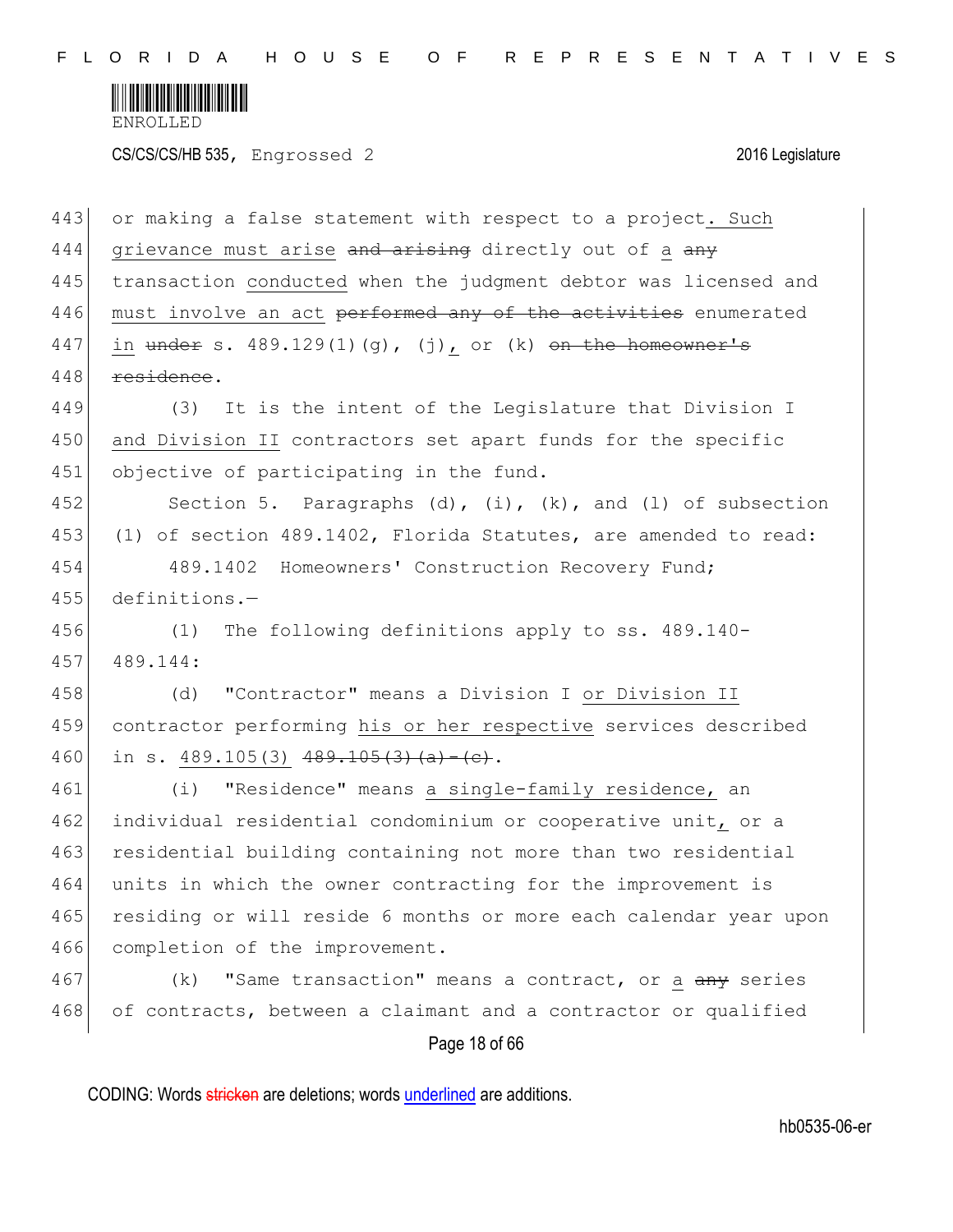or making a false statement with respect to a project. Such grievance must arise ~~and arising~~ directly out of a ~~any~~ transaction conducted when the judgment debtor was licensed and must involve an act ~~performed any of the activities~~ enumerated in ~~under~~ s. 489.129(1)(g), (j), or (k) ~~on the homeowner's residence~~.

(3) It is the intent of the Legislature that Division I and Division II contractors set apart funds for the specific objective of participating in the fund.

Section 5. Paragraphs (d), (i), (k), and (l) of subsection (1) of section 489.1402, Florida Statutes, are amended to read:

489.1402 Homeowners' Construction Recovery Fund; definitions.—

(1) The following definitions apply to ss. 489.140-489.144:

(d) "Contractor" means a Division I or Division II contractor performing his or her respective services described in s. 489.105(3) ~~489.105(3)(a)-(c)~~.

(i) "Residence" means a single-family residence, an individual residential condominium or cooperative unit, or a residential building containing not more than two residential units in which the owner contracting for the improvement is residing or will reside 6 months or more each calendar year upon completion of the improvement.

(k) "Same transaction" means a contract, or a ~~any~~ series of contracts, between a claimant and a contractor or qualified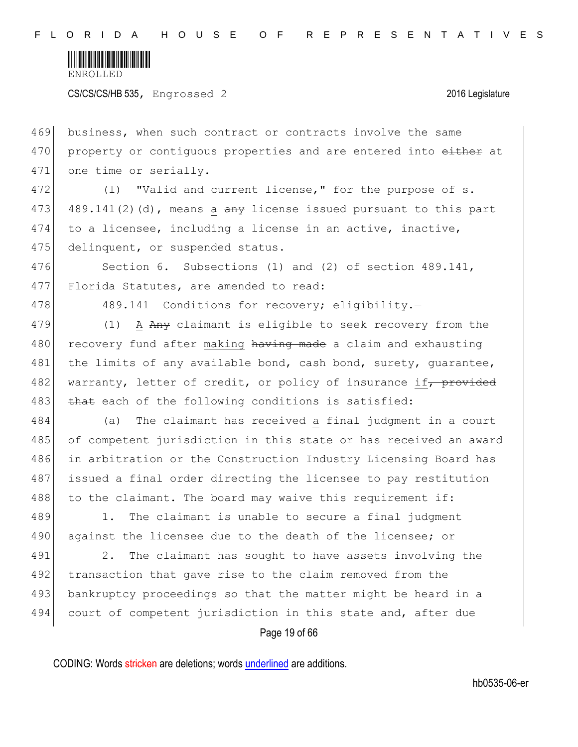business, when such contract or contracts involve the same property or contiguous properties and are entered into ~~either~~ at one time or serially.

(l) "Valid and current license," for the purpose of s. 489.141(2)(d), means <u>a</u> ~~any~~ license issued pursuant to this part to a licensee, including a license in an active, inactive, delinquent, or suspended status.

Section 6. Subsections (1) and (2) of section 489.141, Florida Statutes, are amended to read:

489.141 Conditions for recovery; eligibility.—

(1) <u>A</u> ~~Any~~ claimant is eligible to seek recovery from the recovery fund after <u>making</u> ~~having made~~ a claim and exhausting the limits of any available bond, cash bond, surety, guarantee, warranty, letter of credit, or policy of insurance <u>if</u>~~, provided that~~ each of the following conditions is satisfied:

(a) The claimant has received <u>a</u> final judgment in a court of competent jurisdiction in this state or has received an award in arbitration or the Construction Industry Licensing Board has issued a final order directing the licensee to pay restitution to the claimant. The board may waive this requirement if:

1. The claimant is unable to secure a final judgment against the licensee due to the death of the licensee; or

2. The claimant has sought to have assets involving the transaction that gave rise to the claim removed from the bankruptcy proceedings so that the matter might be heard in a court of competent jurisdiction in this state and, after due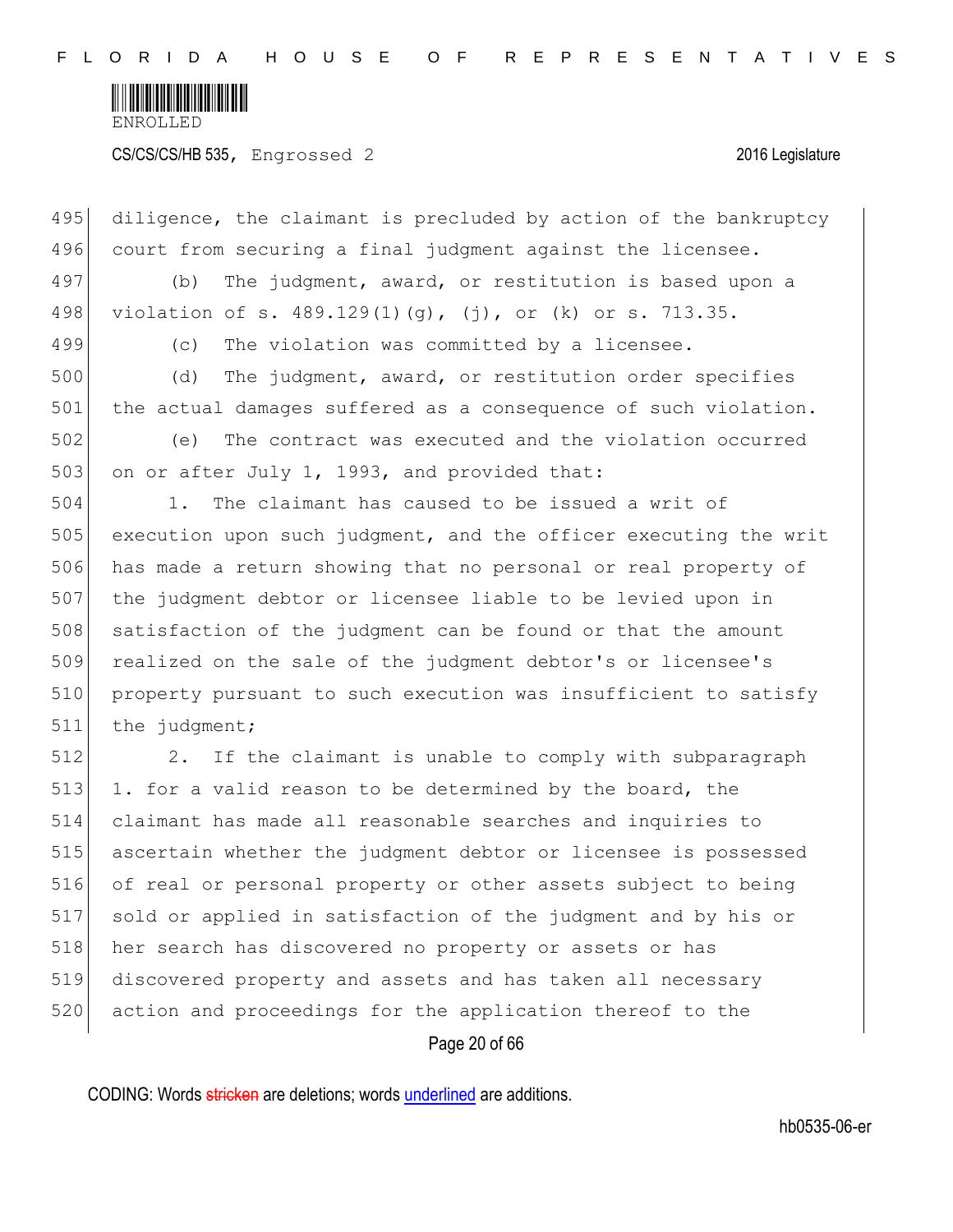diligence, the claimant is precluded by action of the bankruptcy court from securing a final judgment against the licensee.

(b) The judgment, award, or restitution is based upon a violation of s. 489.129(1)(g), (j), or (k) or s. 713.35.

(c) The violation was committed by a licensee.

(d) The judgment, award, or restitution order specifies the actual damages suffered as a consequence of such violation.

(e) The contract was executed and the violation occurred on or after July 1, 1993, and provided that:

1. The claimant has caused to be issued a writ of execution upon such judgment, and the officer executing the writ has made a return showing that no personal or real property of the judgment debtor or licensee liable to be levied upon in satisfaction of the judgment can be found or that the amount realized on the sale of the judgment debtor's or licensee's property pursuant to such execution was insufficient to satisfy the judgment;

2. If the claimant is unable to comply with subparagraph 1. for a valid reason to be determined by the board, the claimant has made all reasonable searches and inquiries to ascertain whether the judgment debtor or licensee is possessed of real or personal property or other assets subject to being sold or applied in satisfaction of the judgment and by his or her search has discovered no property or assets or has discovered property and assets and has taken all necessary action and proceedings for the application thereof to the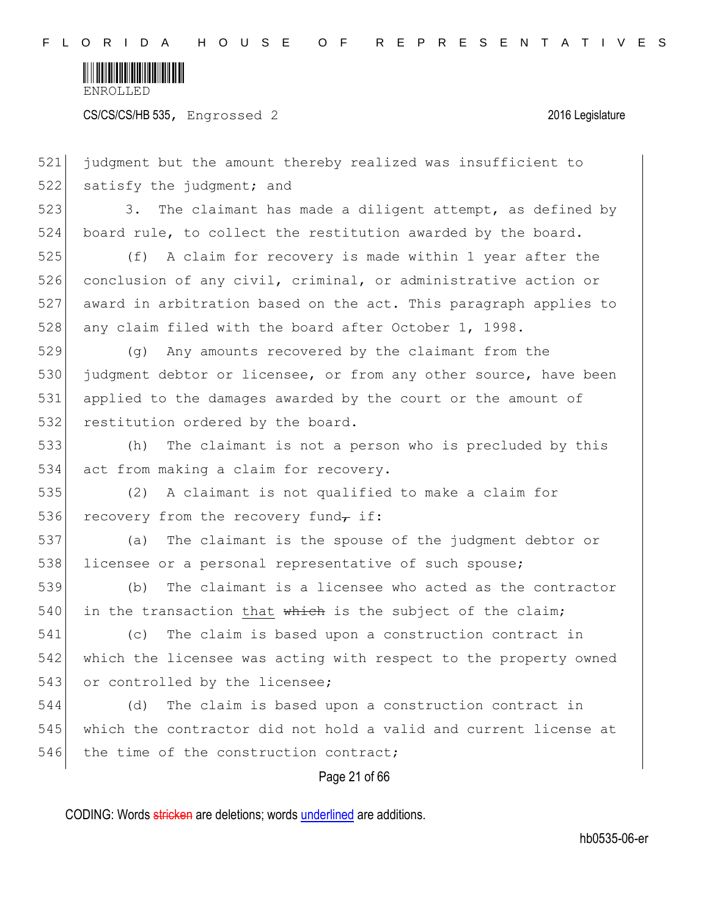judgment but the amount thereby realized was insufficient to satisfy the judgment; and

3. The claimant has made a diligent attempt, as defined by board rule, to collect the restitution awarded by the board.

(f) A claim for recovery is made within 1 year after the conclusion of any civil, criminal, or administrative action or award in arbitration based on the act. This paragraph applies to any claim filed with the board after October 1, 1998.

(g) Any amounts recovered by the claimant from the judgment debtor or licensee, or from any other source, have been applied to the damages awarded by the court or the amount of restitution ordered by the board.

(h) The claimant is not a person who is precluded by this act from making a claim for recovery.

(2) A claimant is not qualified to make a claim for recovery from the recovery fund, if:

(a) The claimant is the spouse of the judgment debtor or licensee or a personal representative of such spouse;

(b) The claimant is a licensee who acted as the contractor in the transaction that ~~which~~ is the subject of the claim;

(c) The claim is based upon a construction contract in which the licensee was acting with respect to the property owned or controlled by the licensee;

(d) The claim is based upon a construction contract in which the contractor did not hold a valid and current license at the time of the construction contract;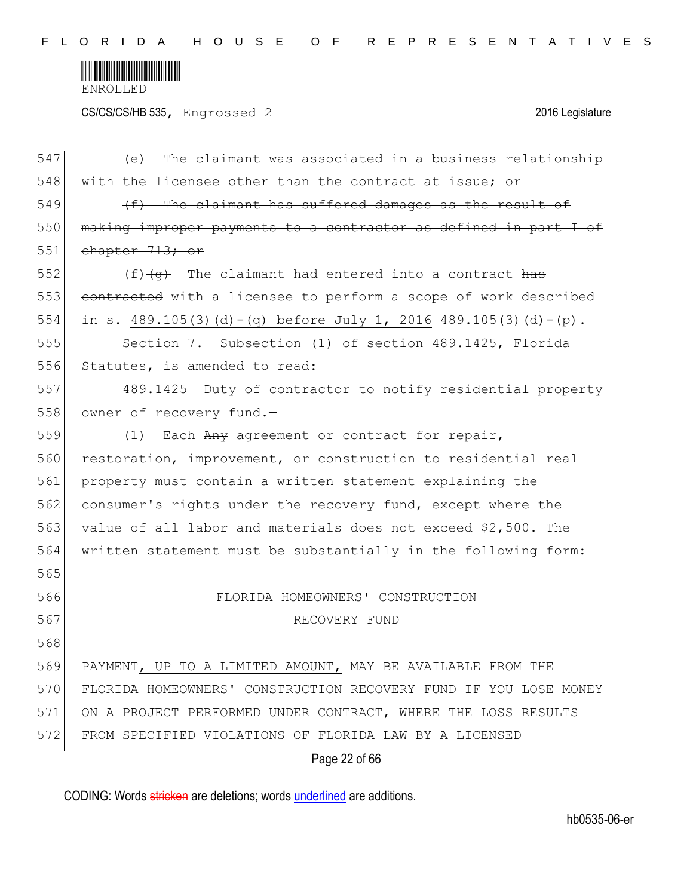(e) The claimant was associated in a business relationship with the licensee other than the contract at issue; <u>or</u>

~~(f) The claimant has suffered damages as the result of making improper payments to a contractor as defined in part I of chapter 713; or~~

<u>(f)</u>~~(g)~~ The claimant <u>had entered into a contract</u> ~~has contracted~~ with a licensee to perform a scope of work described in s. <u>489.105(3)(d)-(q) before July 1, 2016</u> ~~489.105(3)(d)-(p)~~.

Section 7. Subsection (1) of section 489.1425, Florida Statutes, is amended to read:

489.1425 Duty of contractor to notify residential property owner of recovery fund.—

(1) <u>Each</u> ~~Any~~ agreement or contract for repair, restoration, improvement, or construction to residential real property must contain a written statement explaining the consumer's rights under the recovery fund, except where the value of all labor and materials does not exceed $2,500. The written statement must be substantially in the following form:

FLORIDA HOMEOWNERS' CONSTRUCTION
RECOVERY FUND

PAYMENT<u>, UP TO A LIMITED AMOUNT,</u> MAY BE AVAILABLE FROM THE FLORIDA HOMEOWNERS' CONSTRUCTION RECOVERY FUND IF YOU LOSE MONEY ON A PROJECT PERFORMED UNDER CONTRACT, WHERE THE LOSS RESULTS FROM SPECIFIED VIOLATIONS OF FLORIDA LAW BY A LICENSED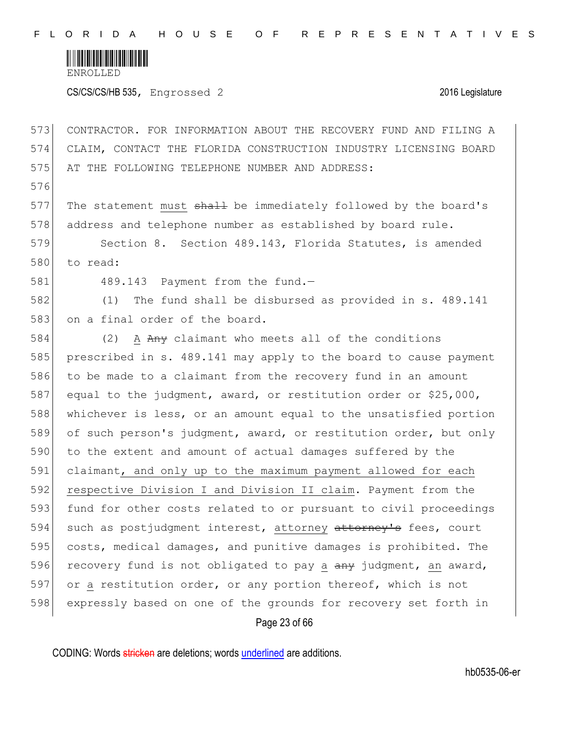CONTRACTOR. FOR INFORMATION ABOUT THE RECOVERY FUND AND FILING A CLAIM, CONTACT THE FLORIDA CONSTRUCTION INDUSTRY LICENSING BOARD AT THE FOLLOWING TELEPHONE NUMBER AND ADDRESS:

The statement must ~~shall~~ be immediately followed by the board's address and telephone number as established by board rule.

Section 8. Section 489.143, Florida Statutes, is amended to read:

489.143 Payment from the fund.—

(1) The fund shall be disbursed as provided in s. 489.141 on a final order of the board.

(2) A ~~Any~~ claimant who meets all of the conditions prescribed in s. 489.141 may apply to the board to cause payment to be made to a claimant from the recovery fund in an amount equal to the judgment, award, or restitution order or $25,000, whichever is less, or an amount equal to the unsatisfied portion of such person's judgment, award, or restitution order, but only to the extent and amount of actual damages suffered by the claimant, and only up to the maximum payment allowed for each respective Division I and Division II claim. Payment from the fund for other costs related to or pursuant to civil proceedings such as postjudgment interest, attorney ~~attorney's~~ fees, court costs, medical damages, and punitive damages is prohibited. The recovery fund is not obligated to pay a ~~any~~ judgment, an award, or a restitution order, or any portion thereof, which is not expressly based on one of the grounds for recovery set forth in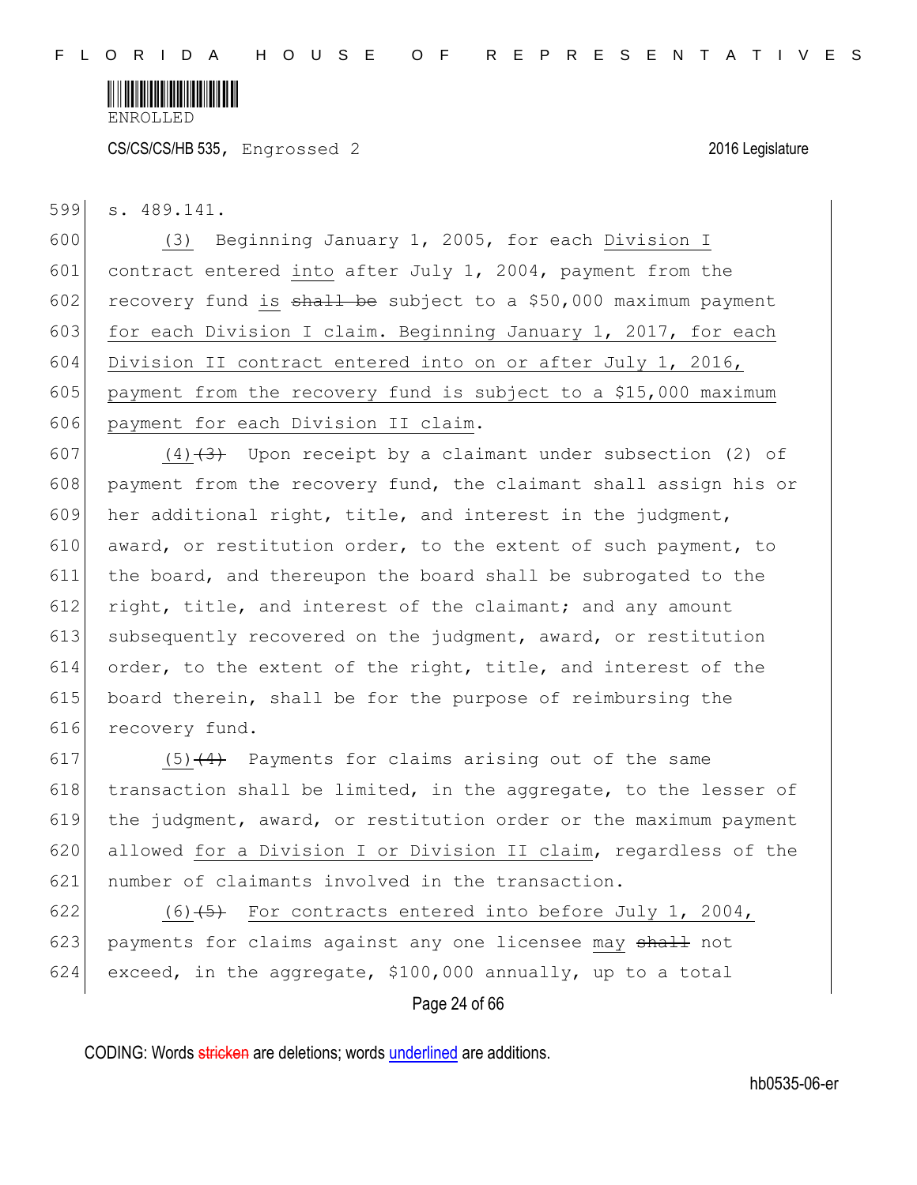s. 489.141.

(3) Beginning January 1, 2005, for each Division I contract entered into after July 1, 2004, payment from the recovery fund is ~~shall be~~ subject to a $50,000 maximum payment for each Division I claim. Beginning January 1, 2017, for each Division II contract entered into on or after July 1, 2016, payment from the recovery fund is subject to a $15,000 maximum payment for each Division II claim.

(4)~~(3)~~ Upon receipt by a claimant under subsection (2) of payment from the recovery fund, the claimant shall assign his or her additional right, title, and interest in the judgment, award, or restitution order, to the extent of such payment, to the board, and thereupon the board shall be subrogated to the right, title, and interest of the claimant; and any amount subsequently recovered on the judgment, award, or restitution order, to the extent of the right, title, and interest of the board therein, shall be for the purpose of reimbursing the recovery fund.

(5)~~(4)~~ Payments for claims arising out of the same transaction shall be limited, in the aggregate, to the lesser of the judgment, award, or restitution order or the maximum payment allowed for a Division I or Division II claim, regardless of the number of claimants involved in the transaction.

(6)~~(5)~~ For contracts entered into before July 1, 2004, payments for claims against any one licensee may ~~shall~~ not exceed, in the aggregate, $100,000 annually, up to a total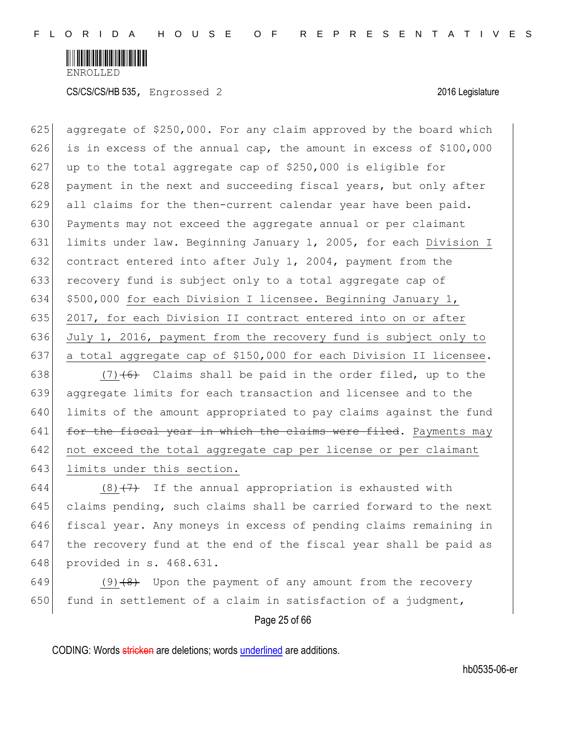aggregate of $250,000. For any claim approved by the board which is in excess of the annual cap, the amount in excess of $100,000 up to the total aggregate cap of $250,000 is eligible for payment in the next and succeeding fiscal years, but only after all claims for the then-current calendar year have been paid. Payments may not exceed the aggregate annual or per claimant limits under law. Beginning January 1, 2005, for each Division I contract entered into after July 1, 2004, payment from the recovery fund is subject only to a total aggregate cap of $500,000 for each Division I licensee. Beginning January 1, 2017, for each Division II contract entered into on or after July 1, 2016, payment from the recovery fund is subject only to a total aggregate cap of $150,000 for each Division II licensee.

(7)~~(6)~~ Claims shall be paid in the order filed, up to the aggregate limits for each transaction and licensee and to the limits of the amount appropriated to pay claims against the fund ~~for the fiscal year in which the claims were filed~~. Payments may not exceed the total aggregate cap per license or per claimant limits under this section.

(8)~~(7)~~ If the annual appropriation is exhausted with claims pending, such claims shall be carried forward to the next fiscal year. Any moneys in excess of pending claims remaining in the recovery fund at the end of the fiscal year shall be paid as provided in s. 468.631.

(9)~~(8)~~ Upon the payment of any amount from the recovery fund in settlement of a claim in satisfaction of a judgment,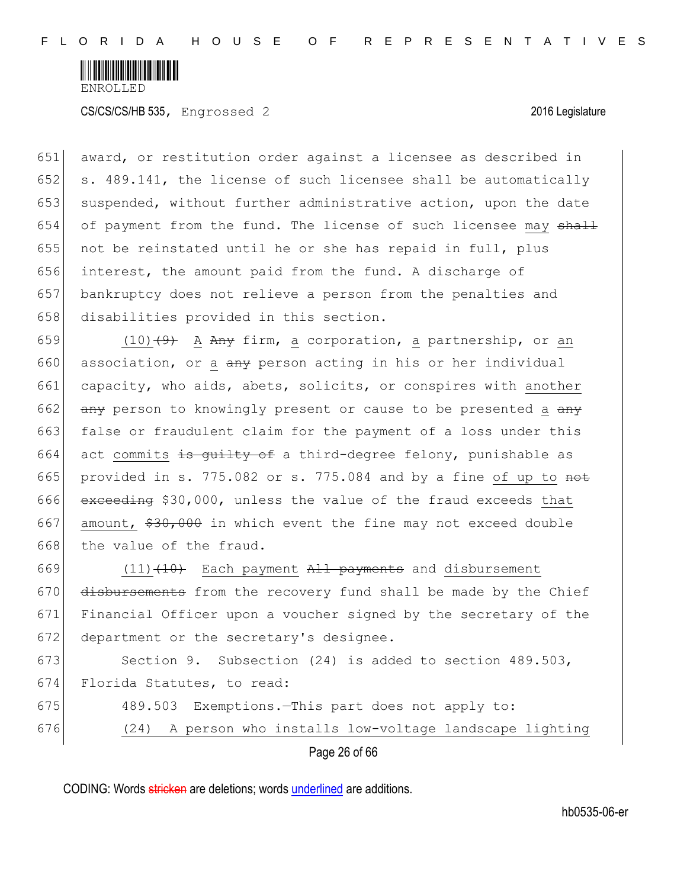651 award, or restitution order against a licensee as described in
652 s. 489.141, the license of such licensee shall be automatically
653 suspended, without further administrative action, upon the date
654 of payment from the fund. The license of such licensee may ~~shall~~
655 not be reinstated until he or she has repaid in full, plus
656 interest, the amount paid from the fund. A discharge of
657 bankruptcy does not relieve a person from the penalties and
658 disabilities provided in this section.

659 (10)~~(9)~~ A ~~Any~~ firm, a corporation, a partnership, or an
660 association, or a ~~any~~ person acting in his or her individual
661 capacity, who aids, abets, solicits, or conspires with another
662 ~~any~~ person to knowingly present or cause to be presented a ~~any~~
663 false or fraudulent claim for the payment of a loss under this
664 act commits ~~is guilty of~~ a third-degree felony, punishable as
665 provided in s. 775.082 or s. 775.084 and by a fine of up to ~~not~~
666 ~~exceeding~~ $30,000, unless the value of the fraud exceeds that
667 amount, ~~$30,000~~ in which event the fine may not exceed double
668 the value of the fraud.

669 (11)~~(10)~~ Each payment ~~All payments~~ and disbursement
670 ~~disbursements~~ from the recovery fund shall be made by the Chief
671 Financial Officer upon a voucher signed by the secretary of the
672 department or the secretary's designee.

673 Section 9. Subsection (24) is added to section 489.503,
674 Florida Statutes, to read:

675 489.503 Exemptions.—This part does not apply to:

676 (24) A person who installs low-voltage landscape lighting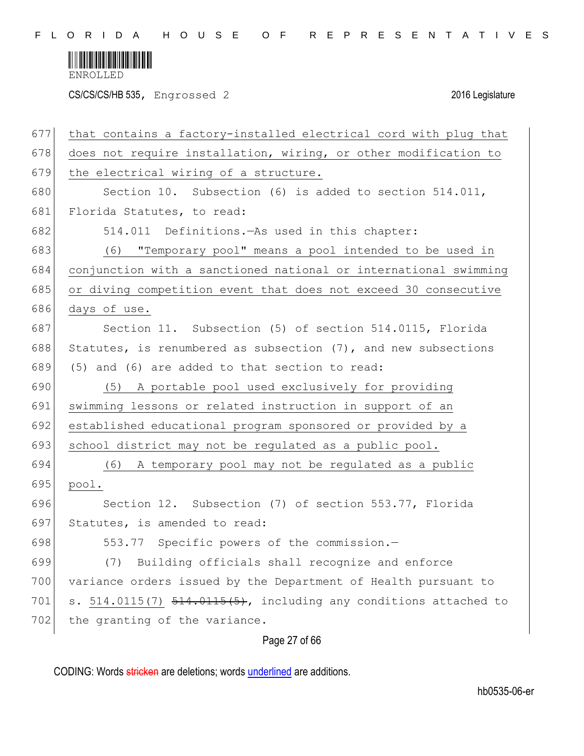that contains a factory-installed electrical cord with plug that does not require installation, wiring, or other modification to the electrical wiring of a structure.

Section 10. Subsection (6) is added to section 514.011, Florida Statutes, to read:

514.011 Definitions.—As used in this chapter:

(6) "Temporary pool" means a pool intended to be used in conjunction with a sanctioned national or international swimming or diving competition event that does not exceed 30 consecutive days of use.

Section 11. Subsection (5) of section 514.0115, Florida Statutes, is renumbered as subsection (7), and new subsections (5) and (6) are added to that section to read:

(5) A portable pool used exclusively for providing swimming lessons or related instruction in support of an established educational program sponsored or provided by a school district may not be regulated as a public pool.

(6) A temporary pool may not be regulated as a public pool.

Section 12. Subsection (7) of section 553.77, Florida Statutes, is amended to read:

553.77 Specific powers of the commission.—

(7) Building officials shall recognize and enforce variance orders issued by the Department of Health pursuant to s. 514.0115(7) ~~514.0115(5)~~, including any conditions attached to the granting of the variance.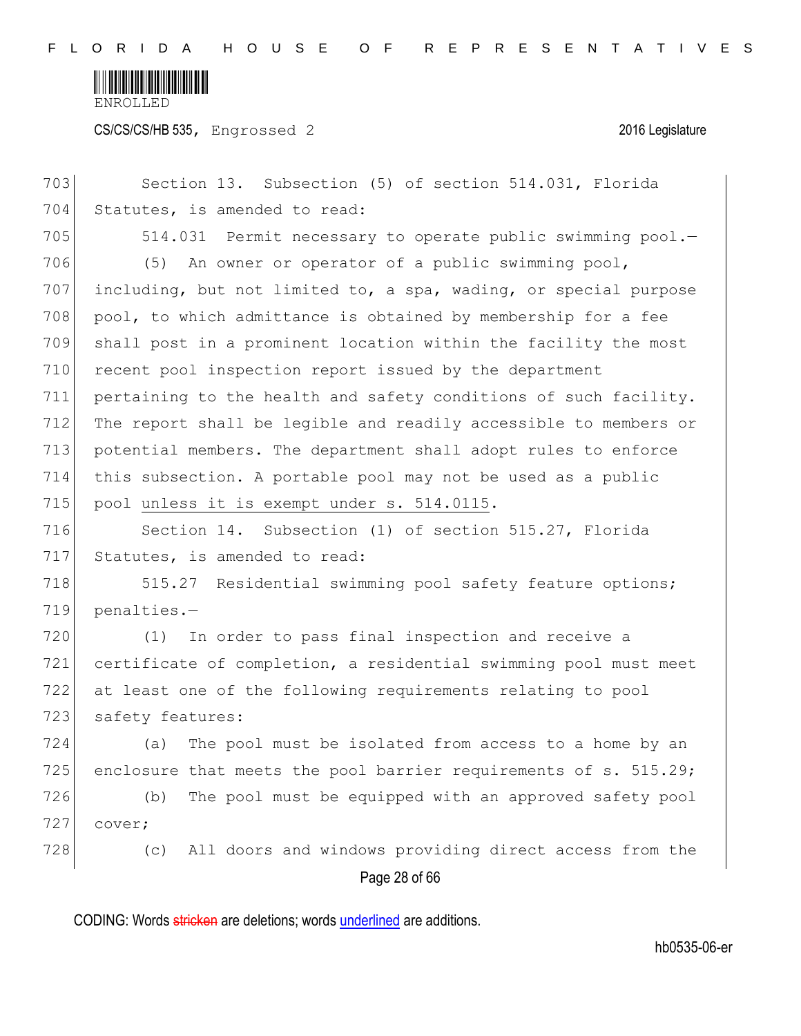Section 13. Subsection (5) of section 514.031, Florida Statutes, is amended to read:

514.031 Permit necessary to operate public swimming pool.—

(5) An owner or operator of a public swimming pool, including, but not limited to, a spa, wading, or special purpose pool, to which admittance is obtained by membership for a fee shall post in a prominent location within the facility the most recent pool inspection report issued by the department pertaining to the health and safety conditions of such facility. The report shall be legible and readily accessible to members or potential members. The department shall adopt rules to enforce this subsection. A portable pool may not be used as a public pool unless it is exempt under s. 514.0115.

Section 14. Subsection (1) of section 515.27, Florida Statutes, is amended to read:

515.27 Residential swimming pool safety feature options; penalties.—

(1) In order to pass final inspection and receive a certificate of completion, a residential swimming pool must meet at least one of the following requirements relating to pool safety features:

(a) The pool must be isolated from access to a home by an enclosure that meets the pool barrier requirements of s. 515.29;

(b) The pool must be equipped with an approved safety pool cover;

(c) All doors and windows providing direct access from the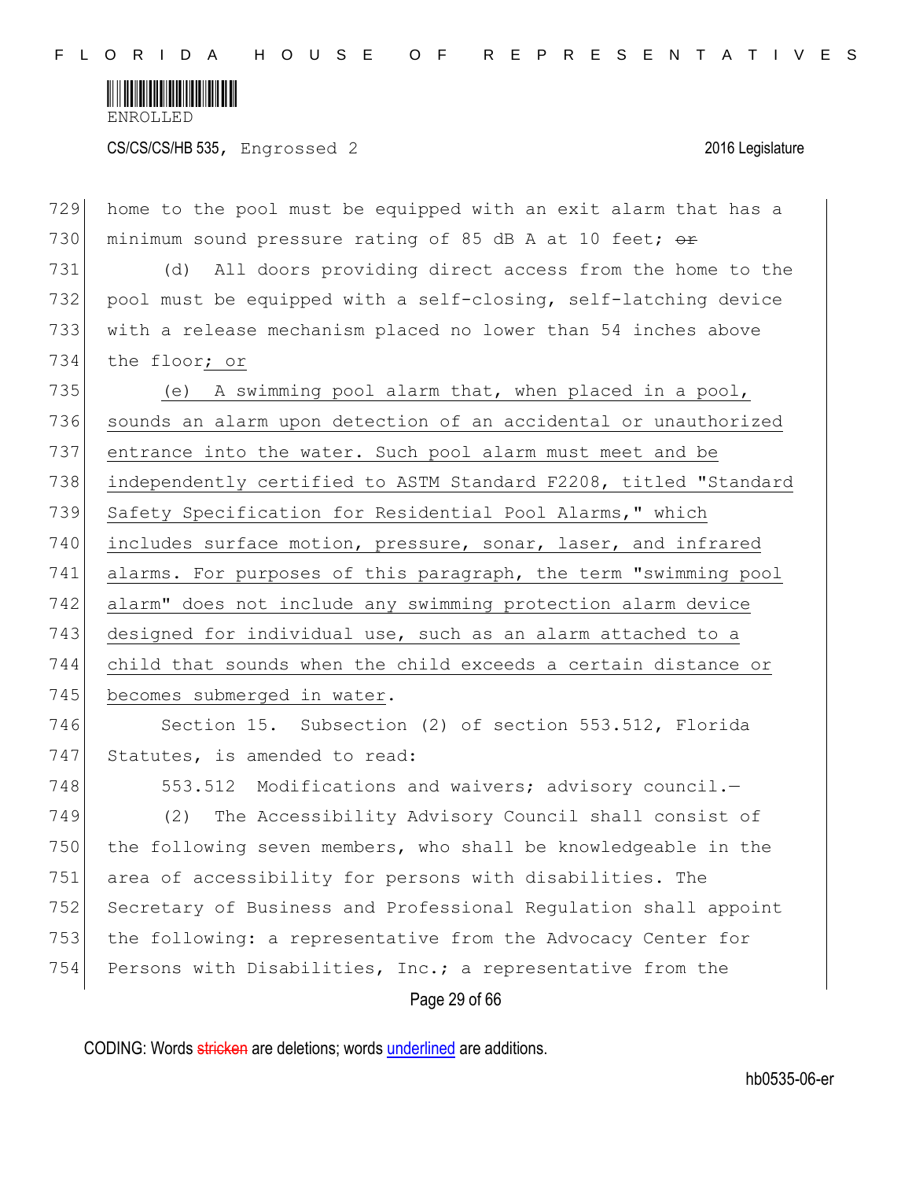home to the pool must be equipped with an exit alarm that has a minimum sound pressure rating of 85 dB A at 10 feet; ~~or~~

(d) All doors providing direct access from the home to the pool must be equipped with a self-closing, self-latching device with a release mechanism placed no lower than 54 inches above the floor; or

(e) A swimming pool alarm that, when placed in a pool, sounds an alarm upon detection of an accidental or unauthorized entrance into the water. Such pool alarm must meet and be independently certified to ASTM Standard F2208, titled "Standard Safety Specification for Residential Pool Alarms," which includes surface motion, pressure, sonar, laser, and infrared alarms. For purposes of this paragraph, the term "swimming pool alarm" does not include any swimming protection alarm device designed for individual use, such as an alarm attached to a child that sounds when the child exceeds a certain distance or becomes submerged in water.

Section 15. Subsection (2) of section 553.512, Florida Statutes, is amended to read:

553.512 Modifications and waivers; advisory council.—

(2) The Accessibility Advisory Council shall consist of the following seven members, who shall be knowledgeable in the area of accessibility for persons with disabilities. The Secretary of Business and Professional Regulation shall appoint the following: a representative from the Advocacy Center for Persons with Disabilities, Inc.; a representative from the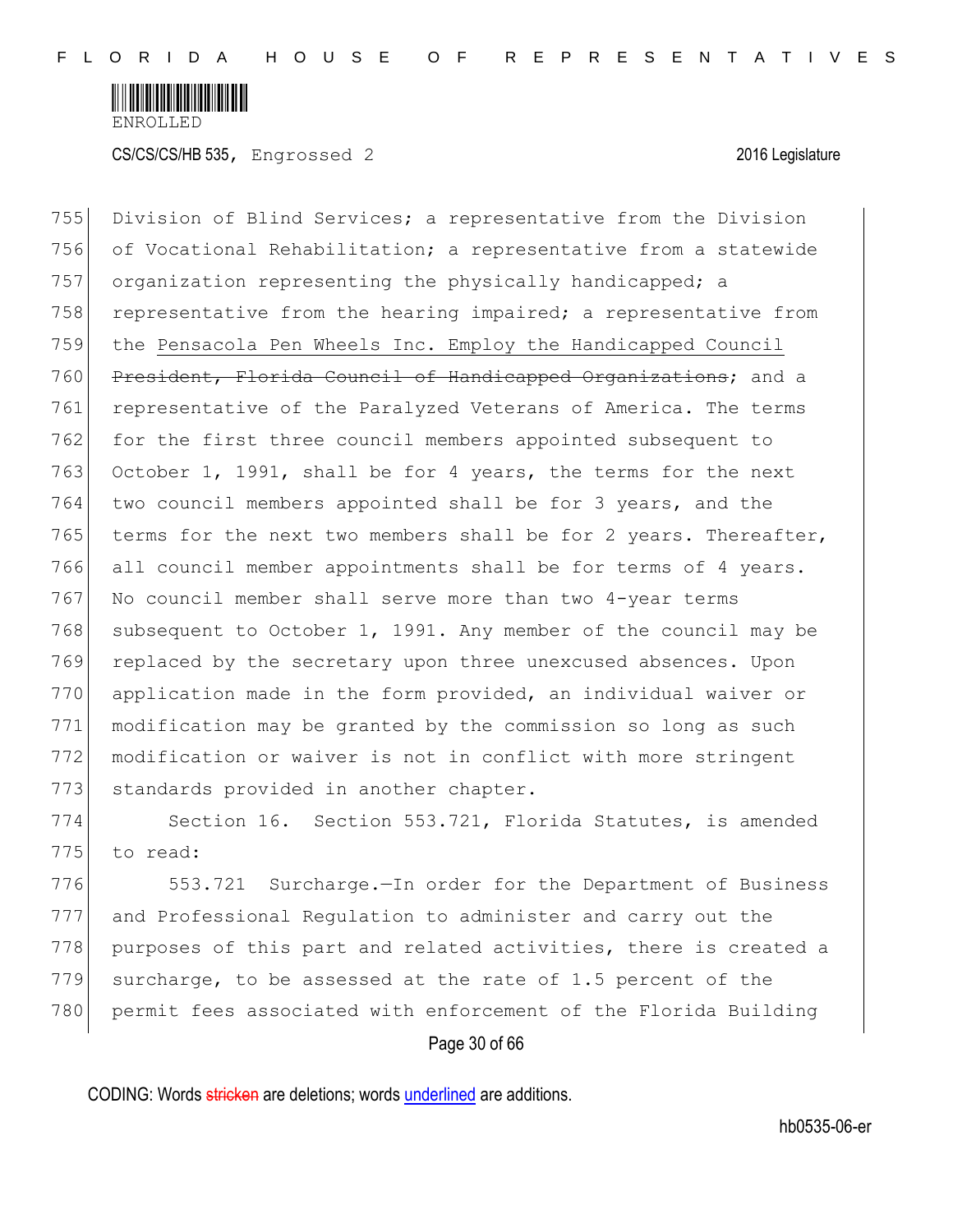Division of Blind Services; a representative from the Division of Vocational Rehabilitation; a representative from a statewide organization representing the physically handicapped; a representative from the hearing impaired; a representative from the Pensacola Pen Wheels Inc. Employ the Handicapped Council ~~President, Florida Council of Handicapped Organizations~~; and a representative of the Paralyzed Veterans of America. The terms for the first three council members appointed subsequent to October 1, 1991, shall be for 4 years, the terms for the next two council members appointed shall be for 3 years, and the terms for the next two members shall be for 2 years. Thereafter, all council member appointments shall be for terms of 4 years. No council member shall serve more than two 4-year terms subsequent to October 1, 1991. Any member of the council may be replaced by the secretary upon three unexcused absences. Upon application made in the form provided, an individual waiver or modification may be granted by the commission so long as such modification or waiver is not in conflict with more stringent standards provided in another chapter.

Section 16. Section 553.721, Florida Statutes, is amended to read:

553.721 Surcharge.—In order for the Department of Business and Professional Regulation to administer and carry out the purposes of this part and related activities, there is created a surcharge, to be assessed at the rate of 1.5 percent of the permit fees associated with enforcement of the Florida Building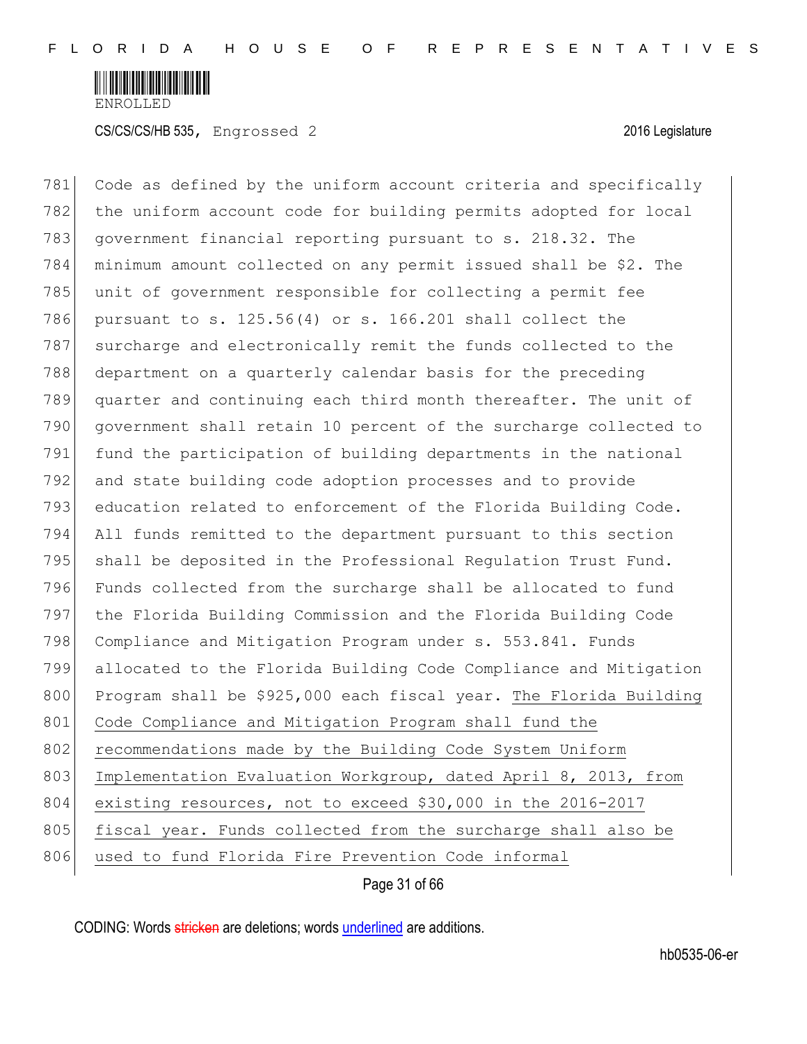781 Code as defined by the uniform account criteria and specifically
782 the uniform account code for building permits adopted for local
783 government financial reporting pursuant to s. 218.32. The
784 minimum amount collected on any permit issued shall be $2. The
785 unit of government responsible for collecting a permit fee
786 pursuant to s. 125.56(4) or s. 166.201 shall collect the
787 surcharge and electronically remit the funds collected to the
788 department on a quarterly calendar basis for the preceding
789 quarter and continuing each third month thereafter. The unit of
790 government shall retain 10 percent of the surcharge collected to
791 fund the participation of building departments in the national
792 and state building code adoption processes and to provide
793 education related to enforcement of the Florida Building Code.
794 All funds remitted to the department pursuant to this section
795 shall be deposited in the Professional Regulation Trust Fund.
796 Funds collected from the surcharge shall be allocated to fund
797 the Florida Building Commission and the Florida Building Code
798 Compliance and Mitigation Program under s. 553.841. Funds
799 allocated to the Florida Building Code Compliance and Mitigation
800 Program shall be $925,000 each fiscal year. <u>The Florida Building</u>
801 <u>Code Compliance and Mitigation Program shall fund the</u>
802 <u>recommendations made by the Building Code System Uniform</u>
803 <u>Implementation Evaluation Workgroup, dated April 8, 2013, from</u>
804 <u>existing resources, not to exceed $30,000 in the 2016-2017</u>
805 <u>fiscal year. Funds collected from the surcharge shall also be</u>
806 <u>used to fund Florida Fire Prevention Code informal</u>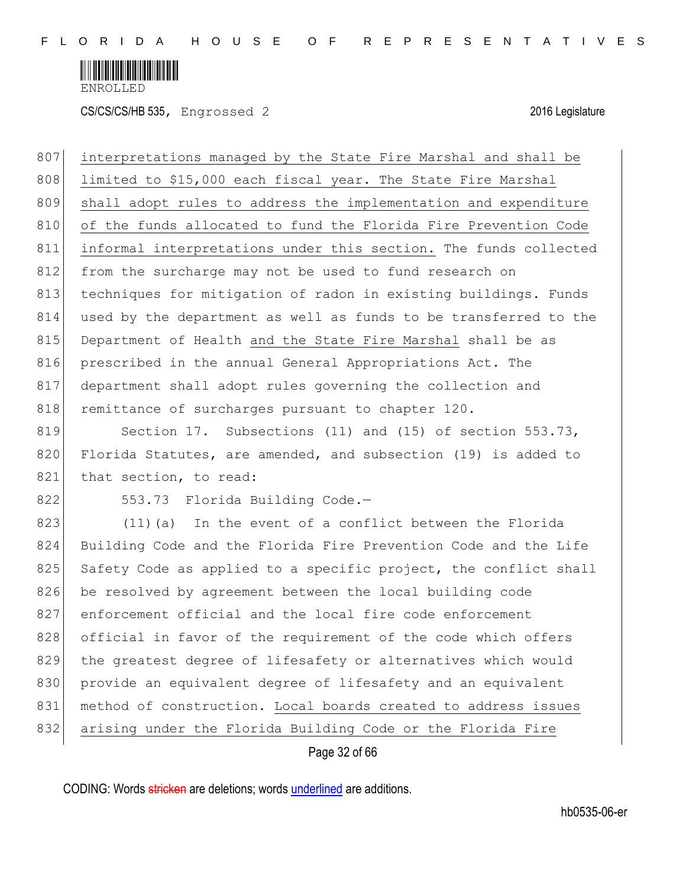interpretations managed by the State Fire Marshal and shall be limited to $15,000 each fiscal year. The State Fire Marshal shall adopt rules to address the implementation and expenditure of the funds allocated to fund the Florida Fire Prevention Code informal interpretations under this section. The funds collected from the surcharge may not be used to fund research on techniques for mitigation of radon in existing buildings. Funds used by the department as well as funds to be transferred to the Department of Health and the State Fire Marshal shall be as prescribed in the annual General Appropriations Act. The department shall adopt rules governing the collection and remittance of surcharges pursuant to chapter 120.

Section 17. Subsections (11) and (15) of section 553.73, Florida Statutes, are amended, and subsection (19) is added to that section, to read:

553.73 Florida Building Code.—

(11)(a) In the event of a conflict between the Florida Building Code and the Florida Fire Prevention Code and the Life Safety Code as applied to a specific project, the conflict shall be resolved by agreement between the local building code enforcement official and the local fire code enforcement official in favor of the requirement of the code which offers the greatest degree of lifesafety or alternatives which would provide an equivalent degree of lifesafety and an equivalent method of construction. Local boards created to address issues arising under the Florida Building Code or the Florida Fire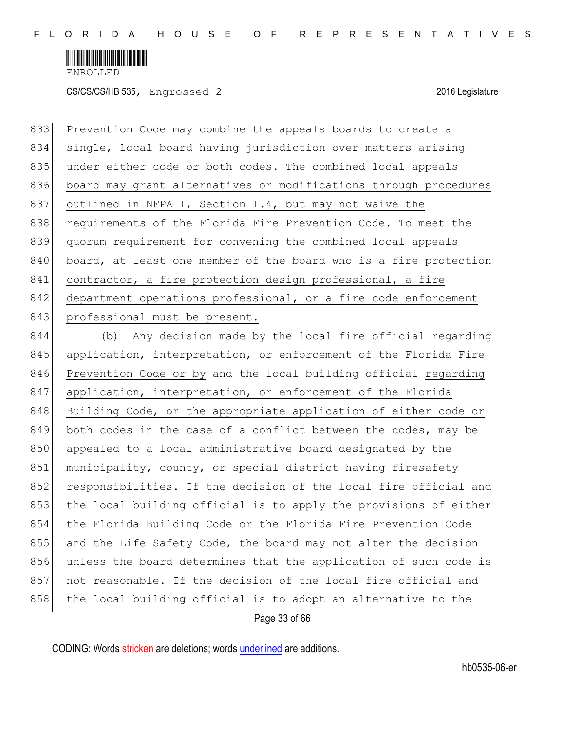Prevention Code may combine the appeals boards to create a single, local board having jurisdiction over matters arising under either code or both codes. The combined local appeals board may grant alternatives or modifications through procedures outlined in NFPA 1, Section 1.4, but may not waive the requirements of the Florida Fire Prevention Code. To meet the quorum requirement for convening the combined local appeals board, at least one member of the board who is a fire protection contractor, a fire protection design professional, a fire department operations professional, or a fire code enforcement professional must be present.

(b) Any decision made by the local fire official regarding application, interpretation, or enforcement of the Florida Fire Prevention Code or by ~~and~~ the local building official regarding application, interpretation, or enforcement of the Florida Building Code, or the appropriate application of either code or both codes in the case of a conflict between the codes, may be appealed to a local administrative board designated by the municipality, county, or special district having firesafety responsibilities. If the decision of the local fire official and the local building official is to apply the provisions of either the Florida Building Code or the Florida Fire Prevention Code and the Life Safety Code, the board may not alter the decision unless the board determines that the application of such code is not reasonable. If the decision of the local fire official and the local building official is to adopt an alternative to the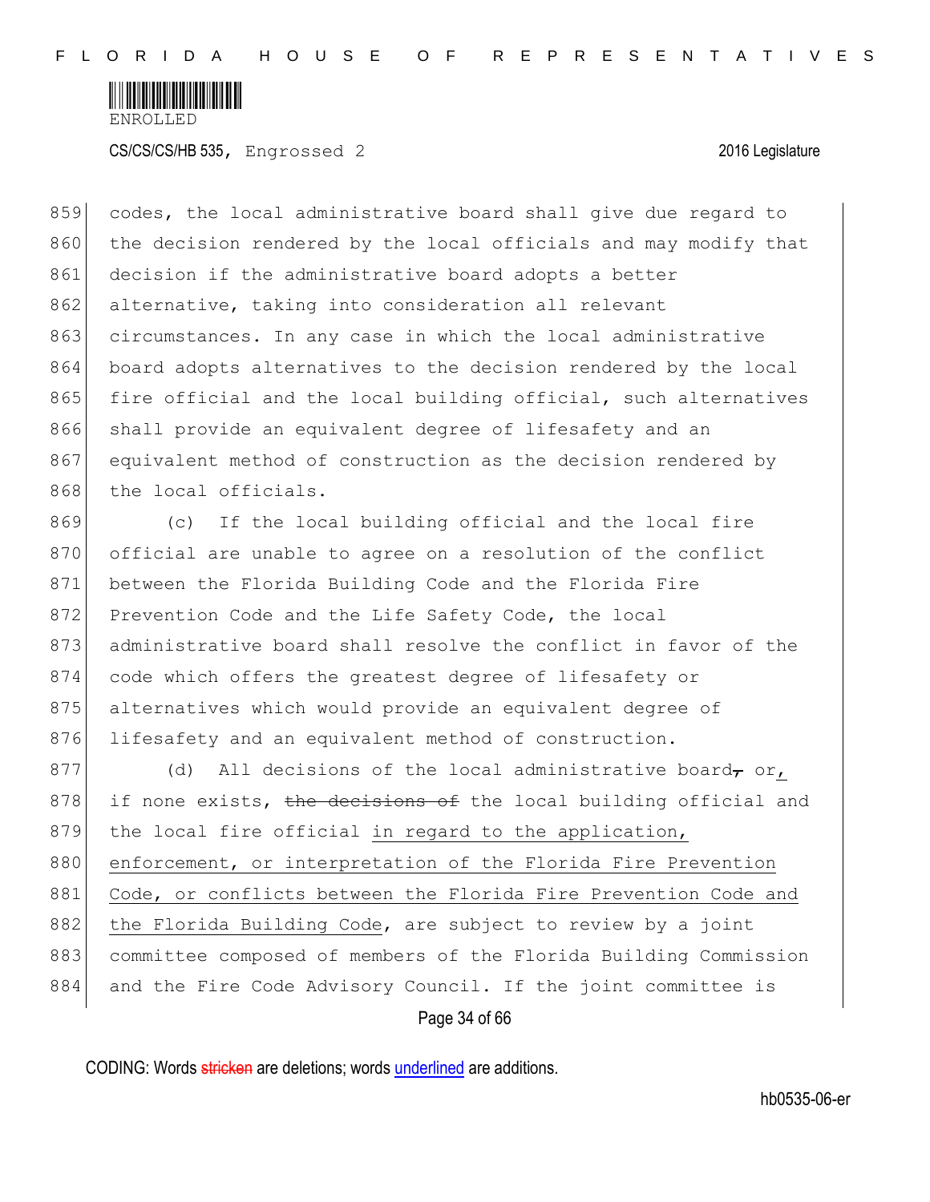codes, the local administrative board shall give due regard to the decision rendered by the local officials and may modify that decision if the administrative board adopts a better alternative, taking into consideration all relevant circumstances. In any case in which the local administrative board adopts alternatives to the decision rendered by the local fire official and the local building official, such alternatives shall provide an equivalent degree of lifesafety and an equivalent method of construction as the decision rendered by the local officials.

(c) If the local building official and the local fire official are unable to agree on a resolution of the conflict between the Florida Building Code and the Florida Fire Prevention Code and the Life Safety Code, the local administrative board shall resolve the conflict in favor of the code which offers the greatest degree of lifesafety or alternatives which would provide an equivalent degree of lifesafety and an equivalent method of construction.

(d) All decisions of the local administrative board~~,~~ or, if none exists, ~~the decisions of~~ the local building official and the local fire official in regard to the application, enforcement, or interpretation of the Florida Fire Prevention Code, or conflicts between the Florida Fire Prevention Code and the Florida Building Code, are subject to review by a joint committee composed of members of the Florida Building Commission and the Fire Code Advisory Council. If the joint committee is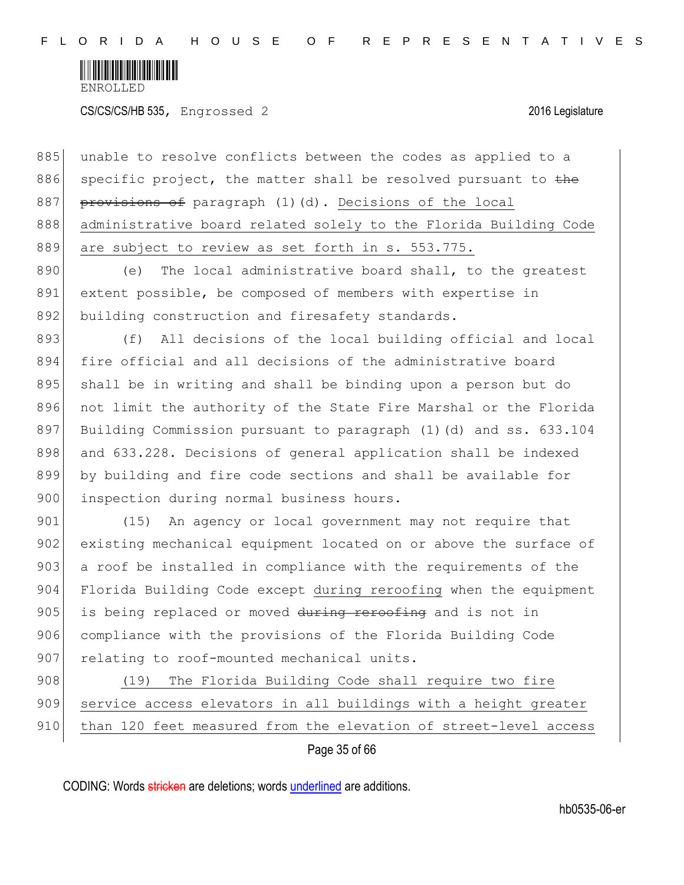unable to resolve conflicts between the codes as applied to a specific project, the matter shall be resolved pursuant to ~~the provisions of~~ paragraph (1)(d). Decisions of the local administrative board related solely to the Florida Building Code are subject to review as set forth in s. 553.775.

(e) The local administrative board shall, to the greatest extent possible, be composed of members with expertise in building construction and firesafety standards.

(f) All decisions of the local building official and local fire official and all decisions of the administrative board shall be in writing and shall be binding upon a person but do not limit the authority of the State Fire Marshal or the Florida Building Commission pursuant to paragraph (1)(d) and ss. 633.104 and 633.228. Decisions of general application shall be indexed by building and fire code sections and shall be available for inspection during normal business hours.

(15) An agency or local government may not require that existing mechanical equipment located on or above the surface of a roof be installed in compliance with the requirements of the Florida Building Code except during reroofing when the equipment is being replaced or moved ~~during reroofing~~ and is not in compliance with the provisions of the Florida Building Code relating to roof-mounted mechanical units.

(19) The Florida Building Code shall require two fire service access elevators in all buildings with a height greater than 120 feet measured from the elevation of street-level access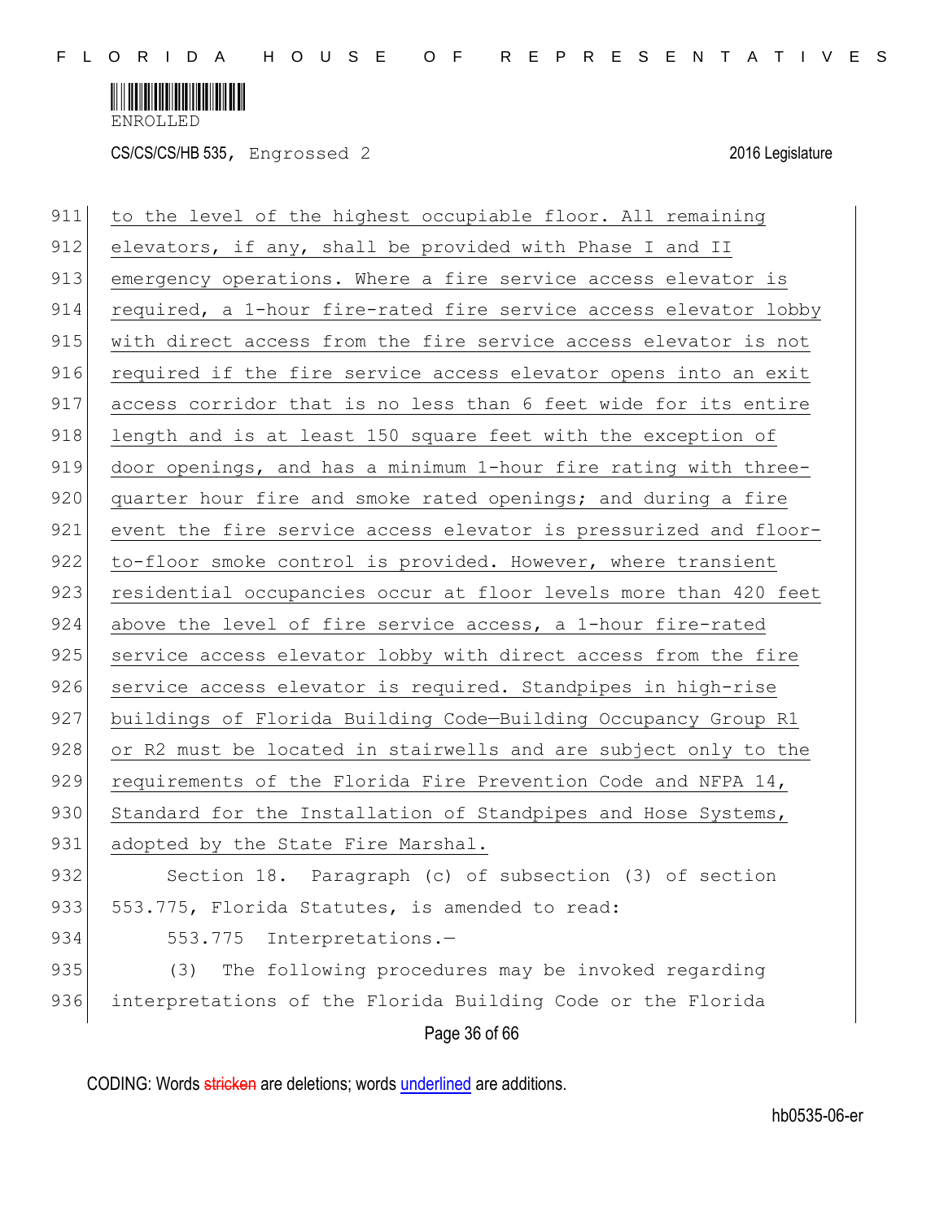to the level of the highest occupiable floor. All remaining elevators, if any, shall be provided with Phase I and II emergency operations. Where a fire service access elevator is required, a 1-hour fire-rated fire service access elevator lobby with direct access from the fire service access elevator is not required if the fire service access elevator opens into an exit access corridor that is no less than 6 feet wide for its entire length and is at least 150 square feet with the exception of door openings, and has a minimum 1-hour fire rating with three-quarter hour fire and smoke rated openings; and during a fire event the fire service access elevator is pressurized and floor-to-floor smoke control is provided. However, where transient residential occupancies occur at floor levels more than 420 feet above the level of fire service access, a 1-hour fire-rated service access elevator lobby with direct access from the fire service access elevator is required. Standpipes in high-rise buildings of Florida Building Code—Building Occupancy Group R1 or R2 must be located in stairwells and are subject only to the requirements of the Florida Fire Prevention Code and NFPA 14, Standard for the Installation of Standpipes and Hose Systems, adopted by the State Fire Marshal.

Section 18. Paragraph (c) of subsection (3) of section 553.775, Florida Statutes, is amended to read:

553.775 Interpretations.—

(3) The following procedures may be invoked regarding interpretations of the Florida Building Code or the Florida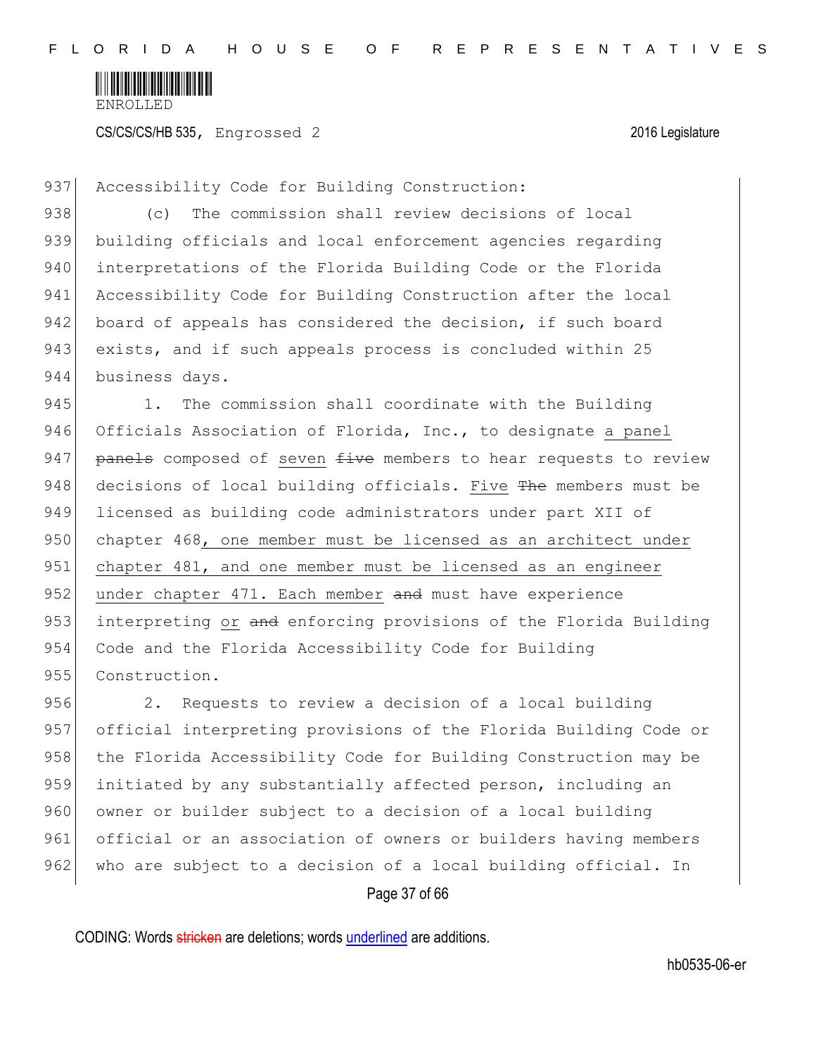Accessibility Code for Building Construction:

(c) The commission shall review decisions of local building officials and local enforcement agencies regarding interpretations of the Florida Building Code or the Florida Accessibility Code for Building Construction after the local board of appeals has considered the decision, if such board exists, and if such appeals process is concluded within 25 business days.

1. The commission shall coordinate with the Building Officials Association of Florida, Inc., to designate <u>a panel</u> ~~panels~~ composed of <u>seven</u> ~~five~~ members to hear requests to review decisions of local building officials. <u>Five</u> ~~The~~ members must be licensed as building code administrators under part XII of chapter 468<u>, one member must be licensed as an architect under chapter 481, and one member must be licensed as an engineer under chapter 471. Each member</u> ~~and~~ must have experience interpreting <u>or</u> ~~and~~ enforcing provisions of the Florida Building Code and the Florida Accessibility Code for Building Construction.

2. Requests to review a decision of a local building official interpreting provisions of the Florida Building Code or the Florida Accessibility Code for Building Construction may be initiated by any substantially affected person, including an owner or builder subject to a decision of a local building official or an association of owners or builders having members who are subject to a decision of a local building official. In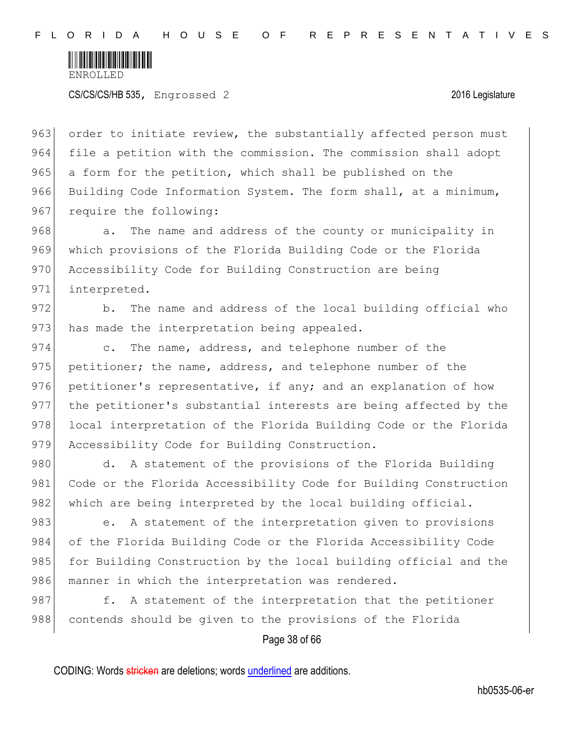order to initiate review, the substantially affected person must file a petition with the commission. The commission shall adopt a form for the petition, which shall be published on the Building Code Information System. The form shall, at a minimum, require the following:

a. The name and address of the county or municipality in which provisions of the Florida Building Code or the Florida Accessibility Code for Building Construction are being interpreted.

b. The name and address of the local building official who has made the interpretation being appealed.

c. The name, address, and telephone number of the petitioner; the name, address, and telephone number of the petitioner's representative, if any; and an explanation of how the petitioner's substantial interests are being affected by the local interpretation of the Florida Building Code or the Florida Accessibility Code for Building Construction.

d. A statement of the provisions of the Florida Building Code or the Florida Accessibility Code for Building Construction which are being interpreted by the local building official.

e. A statement of the interpretation given to provisions of the Florida Building Code or the Florida Accessibility Code for Building Construction by the local building official and the manner in which the interpretation was rendered.

f. A statement of the interpretation that the petitioner contends should be given to the provisions of the Florida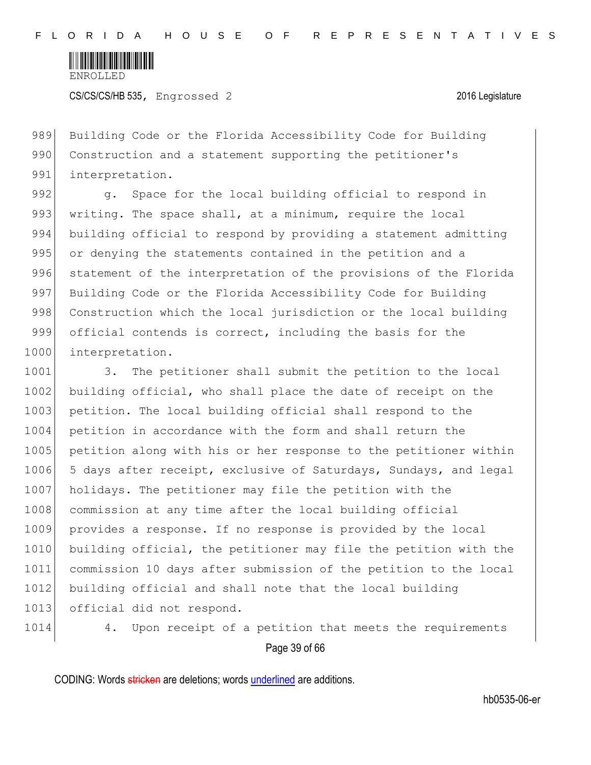Building Code or the Florida Accessibility Code for Building Construction and a statement supporting the petitioner's interpretation.

g. Space for the local building official to respond in writing. The space shall, at a minimum, require the local building official to respond by providing a statement admitting or denying the statements contained in the petition and a statement of the interpretation of the provisions of the Florida Building Code or the Florida Accessibility Code for Building Construction which the local jurisdiction or the local building official contends is correct, including the basis for the interpretation.

3. The petitioner shall submit the petition to the local building official, who shall place the date of receipt on the petition. The local building official shall respond to the petition in accordance with the form and shall return the petition along with his or her response to the petitioner within 5 days after receipt, exclusive of Saturdays, Sundays, and legal holidays. The petitioner may file the petition with the commission at any time after the local building official provides a response. If no response is provided by the local building official, the petitioner may file the petition with the commission 10 days after submission of the petition to the local building official and shall note that the local building official did not respond.

4. Upon receipt of a petition that meets the requirements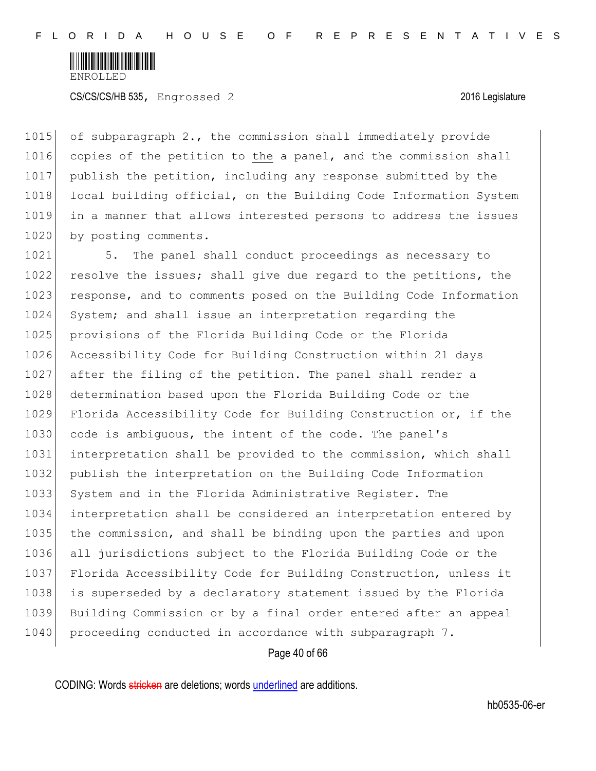of subparagraph 2., the commission shall immediately provide copies of the petition to the ~~a~~ panel, and the commission shall publish the petition, including any response submitted by the local building official, on the Building Code Information System in a manner that allows interested persons to address the issues by posting comments.

5. The panel shall conduct proceedings as necessary to resolve the issues; shall give due regard to the petitions, the response, and to comments posed on the Building Code Information System; and shall issue an interpretation regarding the provisions of the Florida Building Code or the Florida Accessibility Code for Building Construction within 21 days after the filing of the petition. The panel shall render a determination based upon the Florida Building Code or the Florida Accessibility Code for Building Construction or, if the code is ambiguous, the intent of the code. The panel's interpretation shall be provided to the commission, which shall publish the interpretation on the Building Code Information System and in the Florida Administrative Register. The interpretation shall be considered an interpretation entered by the commission, and shall be binding upon the parties and upon all jurisdictions subject to the Florida Building Code or the Florida Accessibility Code for Building Construction, unless it is superseded by a declaratory statement issued by the Florida Building Commission or by a final order entered after an appeal proceeding conducted in accordance with subparagraph 7.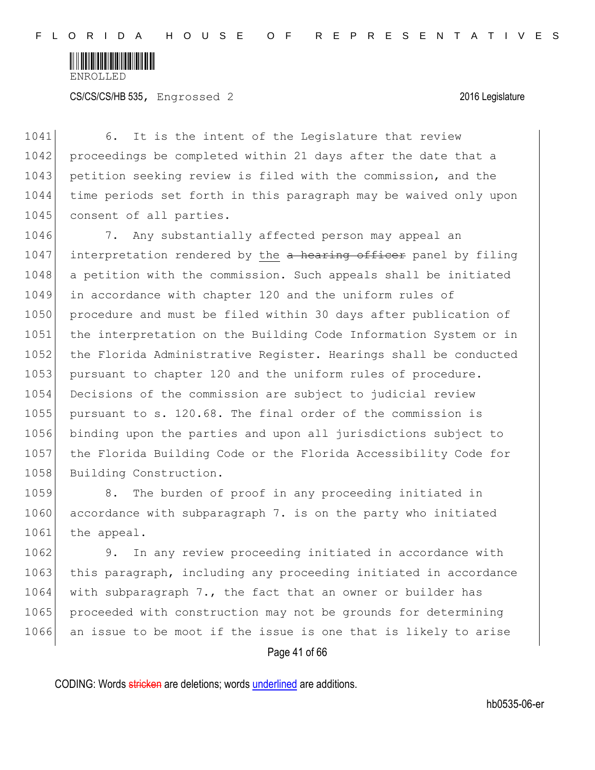6. It is the intent of the Legislature that review proceedings be completed within 21 days after the date that a petition seeking review is filed with the commission, and the time periods set forth in this paragraph may be waived only upon consent of all parties.

7. Any substantially affected person may appeal an interpretation rendered by the ~~a hearing officer~~ panel by filing a petition with the commission. Such appeals shall be initiated in accordance with chapter 120 and the uniform rules of procedure and must be filed within 30 days after publication of the interpretation on the Building Code Information System or in the Florida Administrative Register. Hearings shall be conducted pursuant to chapter 120 and the uniform rules of procedure. Decisions of the commission are subject to judicial review pursuant to s. 120.68. The final order of the commission is binding upon the parties and upon all jurisdictions subject to the Florida Building Code or the Florida Accessibility Code for Building Construction.

8. The burden of proof in any proceeding initiated in accordance with subparagraph 7. is on the party who initiated the appeal.

9. In any review proceeding initiated in accordance with this paragraph, including any proceeding initiated in accordance with subparagraph 7., the fact that an owner or builder has proceeded with construction may not be grounds for determining an issue to be moot if the issue is one that is likely to arise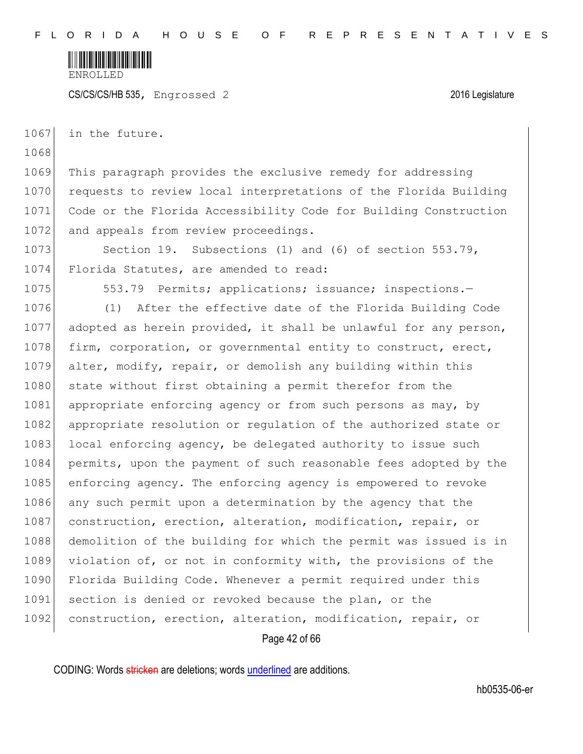in the future.

This paragraph provides the exclusive remedy for addressing requests to review local interpretations of the Florida Building Code or the Florida Accessibility Code for Building Construction and appeals from review proceedings.

Section 19. Subsections (1) and (6) of section 553.79, Florida Statutes, are amended to read:

553.79 Permits; applications; issuance; inspections.—

(1) After the effective date of the Florida Building Code adopted as herein provided, it shall be unlawful for any person, firm, corporation, or governmental entity to construct, erect, alter, modify, repair, or demolish any building within this state without first obtaining a permit therefor from the appropriate enforcing agency or from such persons as may, by appropriate resolution or regulation of the authorized state or local enforcing agency, be delegated authority to issue such permits, upon the payment of such reasonable fees adopted by the enforcing agency. The enforcing agency is empowered to revoke any such permit upon a determination by the agency that the construction, erection, alteration, modification, repair, or demolition of the building for which the permit was issued is in violation of, or not in conformity with, the provisions of the Florida Building Code. Whenever a permit required under this section is denied or revoked because the plan, or the construction, erection, alteration, modification, repair, or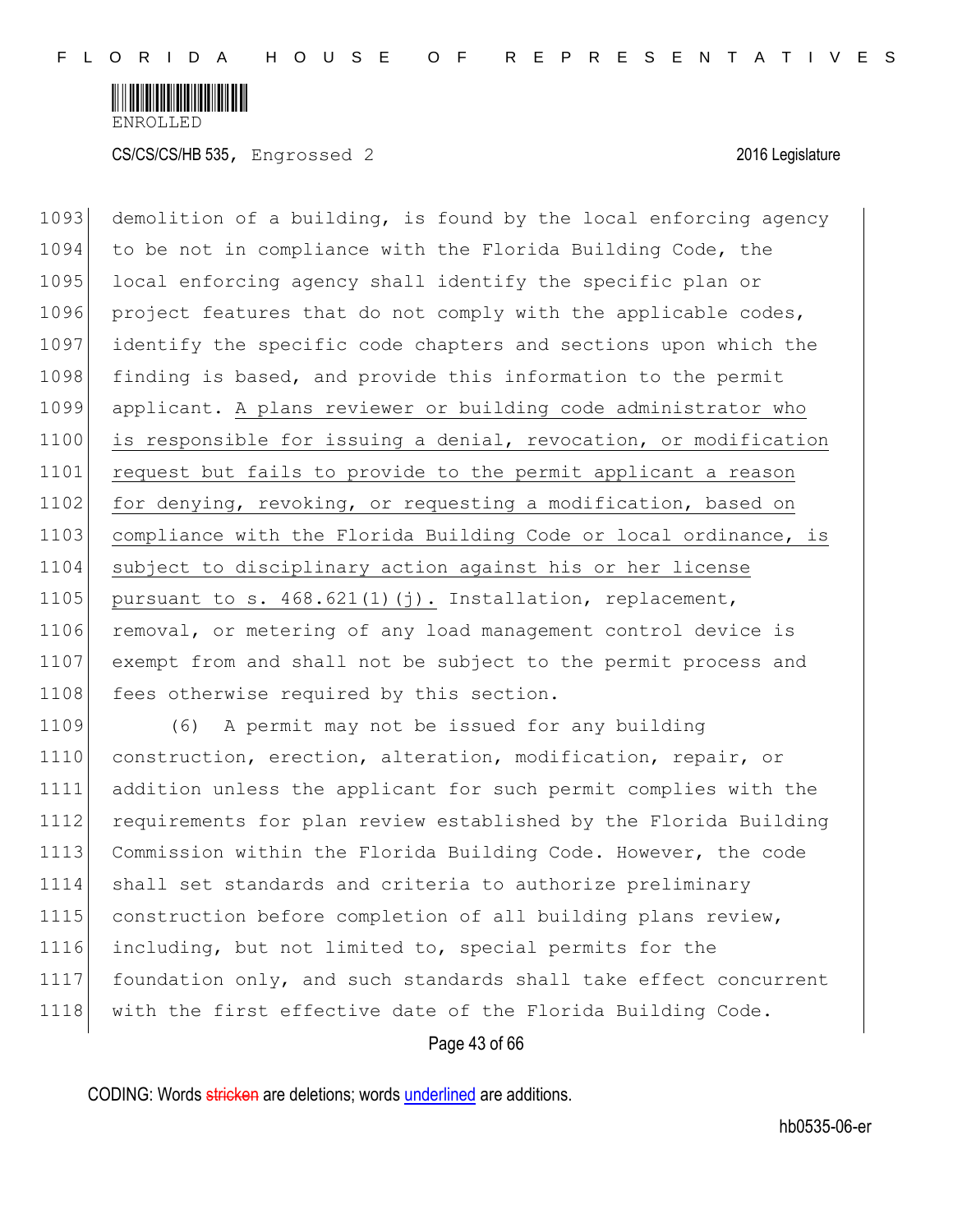demolition of a building, is found by the local enforcing agency to be not in compliance with the Florida Building Code, the local enforcing agency shall identify the specific plan or project features that do not comply with the applicable codes, identify the specific code chapters and sections upon which the finding is based, and provide this information to the permit applicant. <u>A plans reviewer or building code administrator who is responsible for issuing a denial, revocation, or modification request but fails to provide to the permit applicant a reason for denying, revoking, or requesting a modification, based on compliance with the Florida Building Code or local ordinance, is subject to disciplinary action against his or her license pursuant to s. 468.621(1)(j).</u> Installation, replacement, removal, or metering of any load management control device is exempt from and shall not be subject to the permit process and fees otherwise required by this section.

(6) A permit may not be issued for any building construction, erection, alteration, modification, repair, or addition unless the applicant for such permit complies with the requirements for plan review established by the Florida Building Commission within the Florida Building Code. However, the code shall set standards and criteria to authorize preliminary construction before completion of all building plans review, including, but not limited to, special permits for the foundation only, and such standards shall take effect concurrent with the first effective date of the Florida Building Code.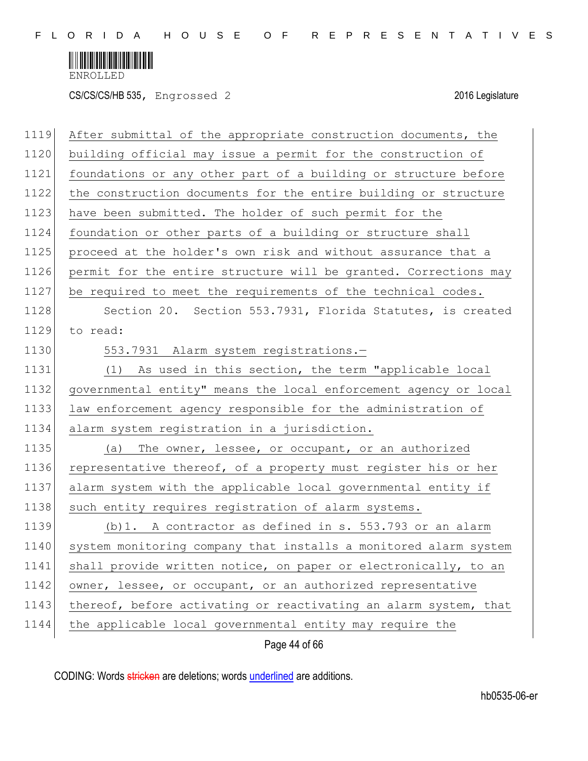After submittal of the appropriate construction documents, the building official may issue a permit for the construction of foundations or any other part of a building or structure before the construction documents for the entire building or structure have been submitted. The holder of such permit for the foundation or other parts of a building or structure shall proceed at the holder's own risk and without assurance that a permit for the entire structure will be granted. Corrections may be required to meet the requirements of the technical codes.

Section 20. Section 553.7931, Florida Statutes, is created to read:

553.7931 Alarm system registrations.—

(1) As used in this section, the term "applicable local governmental entity" means the local enforcement agency or local law enforcement agency responsible for the administration of alarm system registration in a jurisdiction.

(a) The owner, lessee, or occupant, or an authorized representative thereof, of a property must register his or her alarm system with the applicable local governmental entity if such entity requires registration of alarm systems.

(b)1. A contractor as defined in s. 553.793 or an alarm system monitoring company that installs a monitored alarm system shall provide written notice, on paper or electronically, to an owner, lessee, or occupant, or an authorized representative thereof, before activating or reactivating an alarm system, that the applicable local governmental entity may require the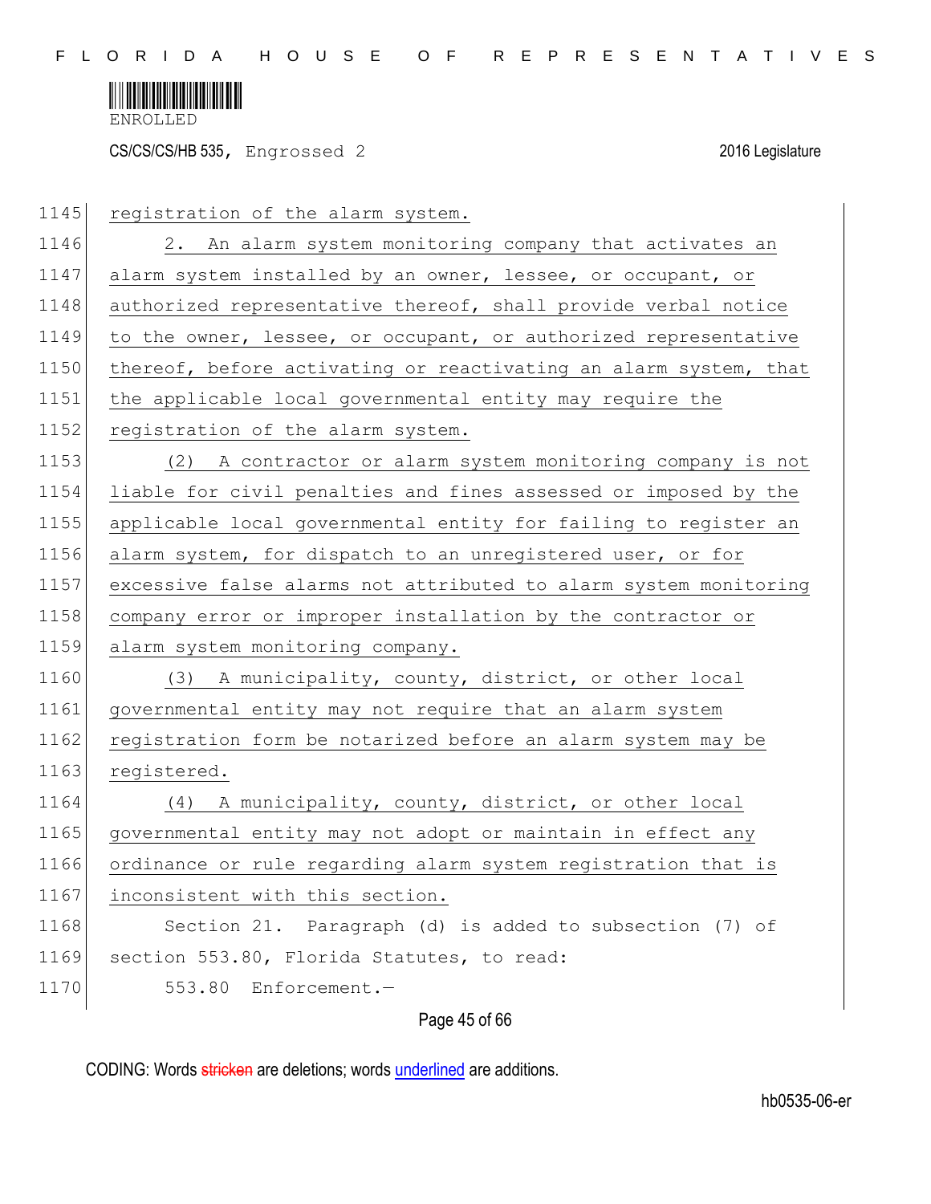registration of the alarm system.

2. An alarm system monitoring company that activates an alarm system installed by an owner, lessee, or occupant, or authorized representative thereof, shall provide verbal notice to the owner, lessee, or occupant, or authorized representative thereof, before activating or reactivating an alarm system, that the applicable local governmental entity may require the registration of the alarm system.

(2) A contractor or alarm system monitoring company is not liable for civil penalties and fines assessed or imposed by the applicable local governmental entity for failing to register an alarm system, for dispatch to an unregistered user, or for excessive false alarms not attributed to alarm system monitoring company error or improper installation by the contractor or alarm system monitoring company.

(3) A municipality, county, district, or other local governmental entity may not require that an alarm system registration form be notarized before an alarm system may be registered.

(4) A municipality, county, district, or other local governmental entity may not adopt or maintain in effect any ordinance or rule regarding alarm system registration that is inconsistent with this section.

Section 21. Paragraph (d) is added to subsection (7) of section 553.80, Florida Statutes, to read:

553.80 Enforcement.—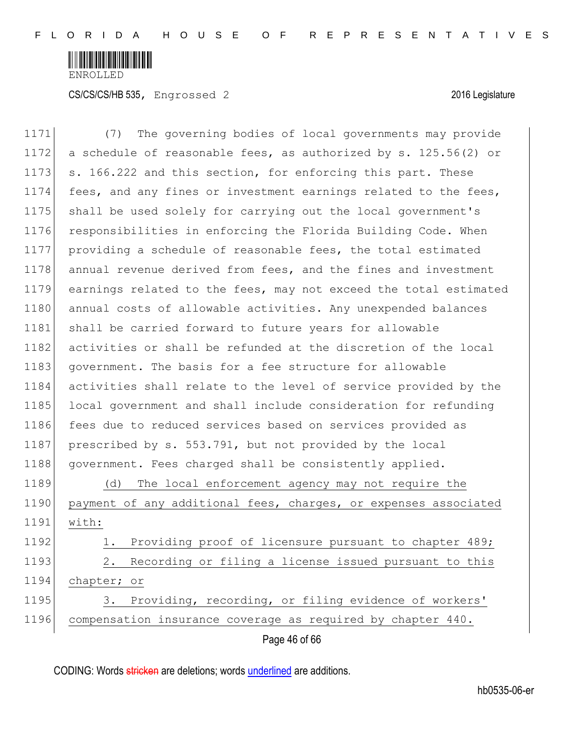(7) The governing bodies of local governments may provide a schedule of reasonable fees, as authorized by s. 125.56(2) or s. 166.222 and this section, for enforcing this part. These fees, and any fines or investment earnings related to the fees, shall be used solely for carrying out the local government's responsibilities in enforcing the Florida Building Code. When providing a schedule of reasonable fees, the total estimated annual revenue derived from fees, and the fines and investment earnings related to the fees, may not exceed the total estimated annual costs of allowable activities. Any unexpended balances shall be carried forward to future years for allowable activities or shall be refunded at the discretion of the local government. The basis for a fee structure for allowable activities shall relate to the level of service provided by the local government and shall include consideration for refunding fees due to reduced services based on services provided as prescribed by s. 553.791, but not provided by the local government. Fees charged shall be consistently applied.

(d) The local enforcement agency may not require the payment of any additional fees, charges, or expenses associated with:

1. Providing proof of licensure pursuant to chapter 489;

2. Recording or filing a license issued pursuant to this chapter; or

3. Providing, recording, or filing evidence of workers' compensation insurance coverage as required by chapter 440.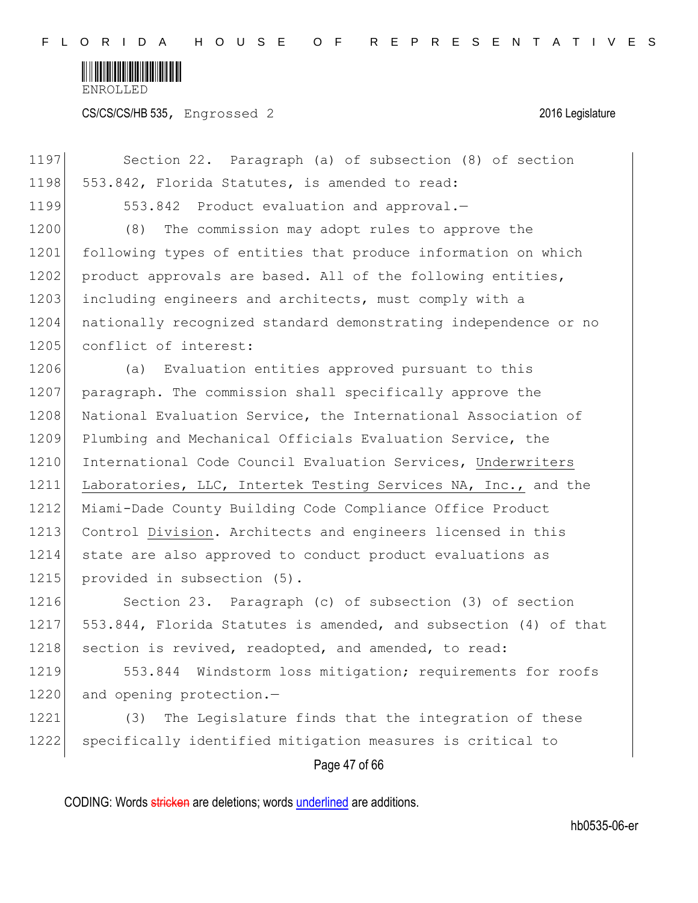Section 22. Paragraph (a) of subsection (8) of section 553.842, Florida Statutes, is amended to read:

553.842 Product evaluation and approval.—

(8) The commission may adopt rules to approve the following types of entities that produce information on which product approvals are based. All of the following entities, including engineers and architects, must comply with a nationally recognized standard demonstrating independence or no conflict of interest:

(a) Evaluation entities approved pursuant to this paragraph. The commission shall specifically approve the National Evaluation Service, the International Association of Plumbing and Mechanical Officials Evaluation Service, the International Code Council Evaluation Services, Underwriters Laboratories, LLC, Intertek Testing Services NA, Inc., and the Miami-Dade County Building Code Compliance Office Product Control Division. Architects and engineers licensed in this state are also approved to conduct product evaluations as provided in subsection (5).

Section 23. Paragraph (c) of subsection (3) of section 553.844, Florida Statutes is amended, and subsection (4) of that section is revived, readopted, and amended, to read:

553.844 Windstorm loss mitigation; requirements for roofs and opening protection.—

(3) The Legislature finds that the integration of these specifically identified mitigation measures is critical to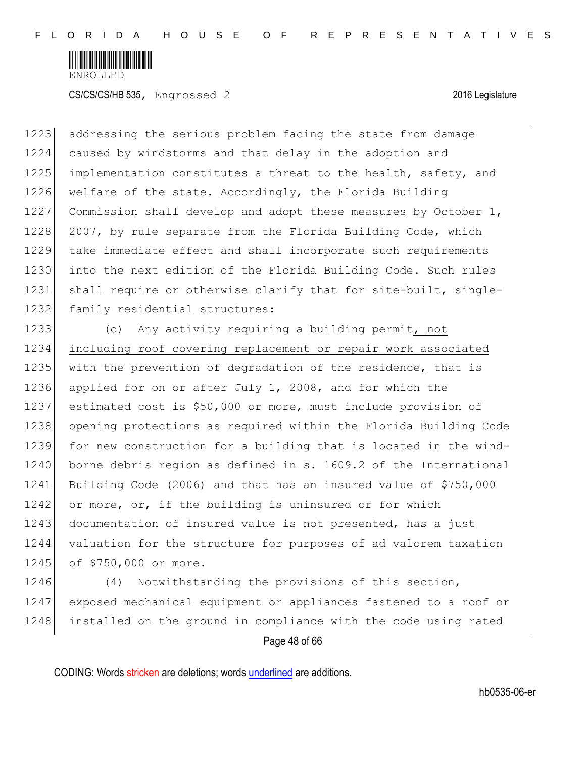addressing the serious problem facing the state from damage caused by windstorms and that delay in the adoption and implementation constitutes a threat to the health, safety, and welfare of the state. Accordingly, the Florida Building Commission shall develop and adopt these measures by October 1, 2007, by rule separate from the Florida Building Code, which take immediate effect and shall incorporate such requirements into the next edition of the Florida Building Code. Such rules shall require or otherwise clarify that for site-built, single-family residential structures:

(c) Any activity requiring a building permit, not including roof covering replacement or repair work associated with the prevention of degradation of the residence, that is applied for on or after July 1, 2008, and for which the estimated cost is $50,000 or more, must include provision of opening protections as required within the Florida Building Code for new construction for a building that is located in the wind-borne debris region as defined in s. 1609.2 of the International Building Code (2006) and that has an insured value of $750,000 or more, or, if the building is uninsured or for which documentation of insured value is not presented, has a just valuation for the structure for purposes of ad valorem taxation of $750,000 or more.

(4) Notwithstanding the provisions of this section, exposed mechanical equipment or appliances fastened to a roof or installed on the ground in compliance with the code using rated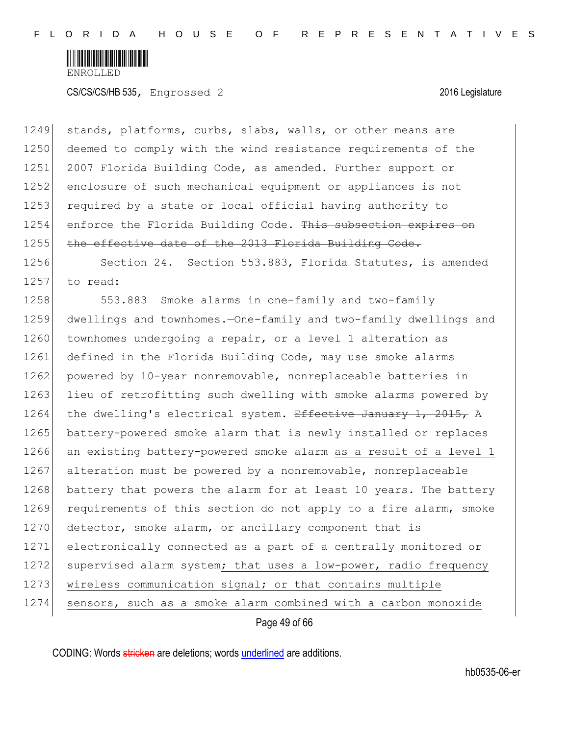stands, platforms, curbs, slabs, walls, or other means are deemed to comply with the wind resistance requirements of the 2007 Florida Building Code, as amended. Further support or enclosure of such mechanical equipment or appliances is not required by a state or local official having authority to enforce the Florida Building Code. ~~This subsection expires on the effective date of the 2013 Florida Building Code.~~

Section 24. Section 553.883, Florida Statutes, is amended to read:

553.883 Smoke alarms in one-family and two-family dwellings and townhomes.—One-family and two-family dwellings and townhomes undergoing a repair, or a level 1 alteration as defined in the Florida Building Code, may use smoke alarms powered by 10-year nonremovable, nonreplaceable batteries in lieu of retrofitting such dwelling with smoke alarms powered by the dwelling's electrical system. ~~Effective January 1, 2015,~~ A battery-powered smoke alarm that is newly installed or replaces an existing battery-powered smoke alarm as a result of a level 1 alteration must be powered by a nonremovable, nonreplaceable battery that powers the alarm for at least 10 years. The battery requirements of this section do not apply to a fire alarm, smoke detector, smoke alarm, or ancillary component that is electronically connected as a part of a centrally monitored or supervised alarm system; that uses a low-power, radio frequency wireless communication signal; or that contains multiple sensors, such as a smoke alarm combined with a carbon monoxide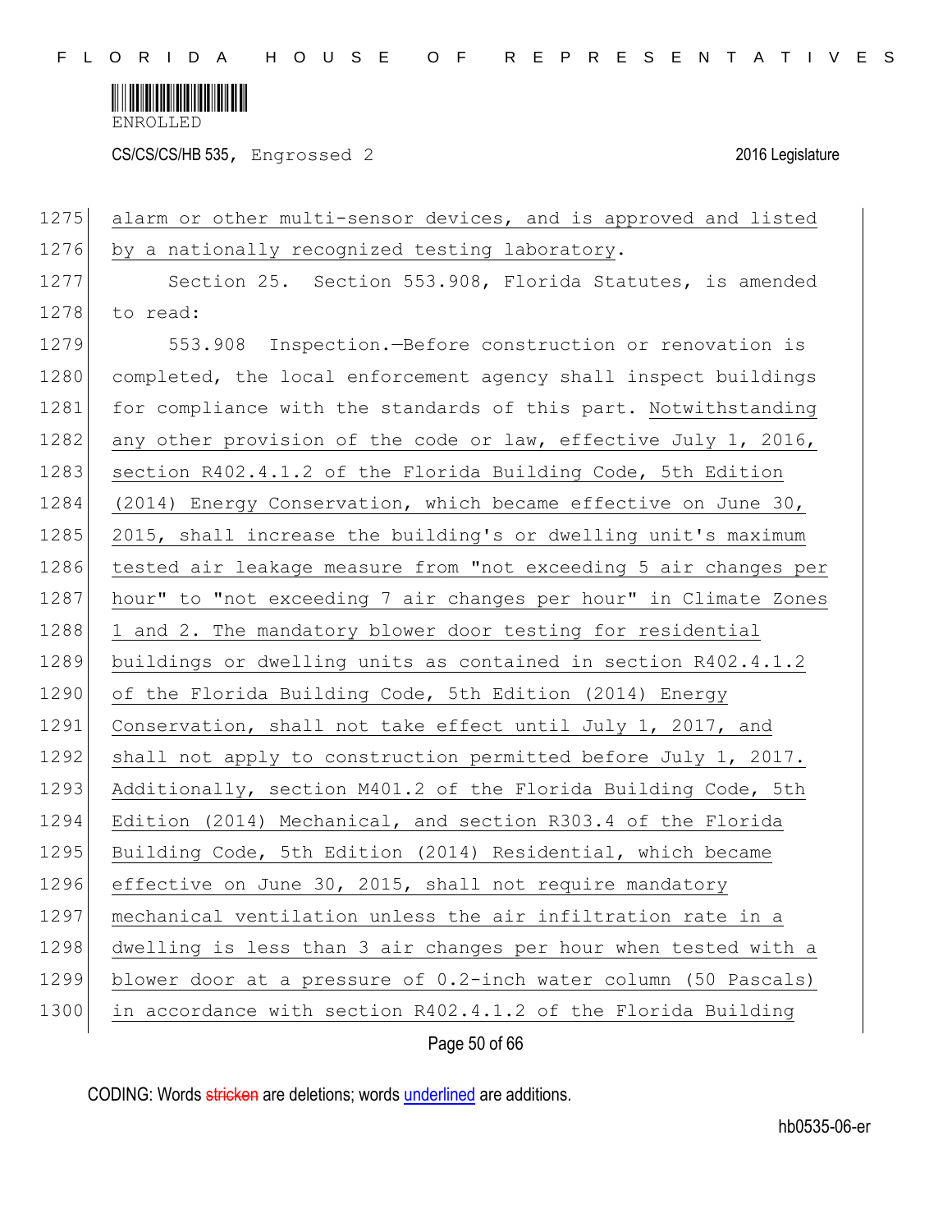1275 alarm or other multi-sensor devices, and is approved and listed
1276 by a nationally recognized testing laboratory.

1277 Section 25. Section 553.908, Florida Statutes, is amended
1278 to read:

1279 553.908 Inspection.—Before construction or renovation is
1280 completed, the local enforcement agency shall inspect buildings
1281 for compliance with the standards of this part. Notwithstanding
1282 any other provision of the code or law, effective July 1, 2016,
1283 section R402.4.1.2 of the Florida Building Code, 5th Edition
1284 (2014) Energy Conservation, which became effective on June 30,
1285 2015, shall increase the building's or dwelling unit's maximum
1286 tested air leakage measure from "not exceeding 5 air changes per
1287 hour" to "not exceeding 7 air changes per hour" in Climate Zones
1288 1 and 2. The mandatory blower door testing for residential
1289 buildings or dwelling units as contained in section R402.4.1.2
1290 of the Florida Building Code, 5th Edition (2014) Energy
1291 Conservation, shall not take effect until July 1, 2017, and
1292 shall not apply to construction permitted before July 1, 2017.
1293 Additionally, section M401.2 of the Florida Building Code, 5th
1294 Edition (2014) Mechanical, and section R303.4 of the Florida
1295 Building Code, 5th Edition (2014) Residential, which became
1296 effective on June 30, 2015, shall not require mandatory
1297 mechanical ventilation unless the air infiltration rate in a
1298 dwelling is less than 3 air changes per hour when tested with a
1299 blower door at a pressure of 0.2-inch water column (50 Pascals)
1300 in accordance with section R402.4.1.2 of the Florida Building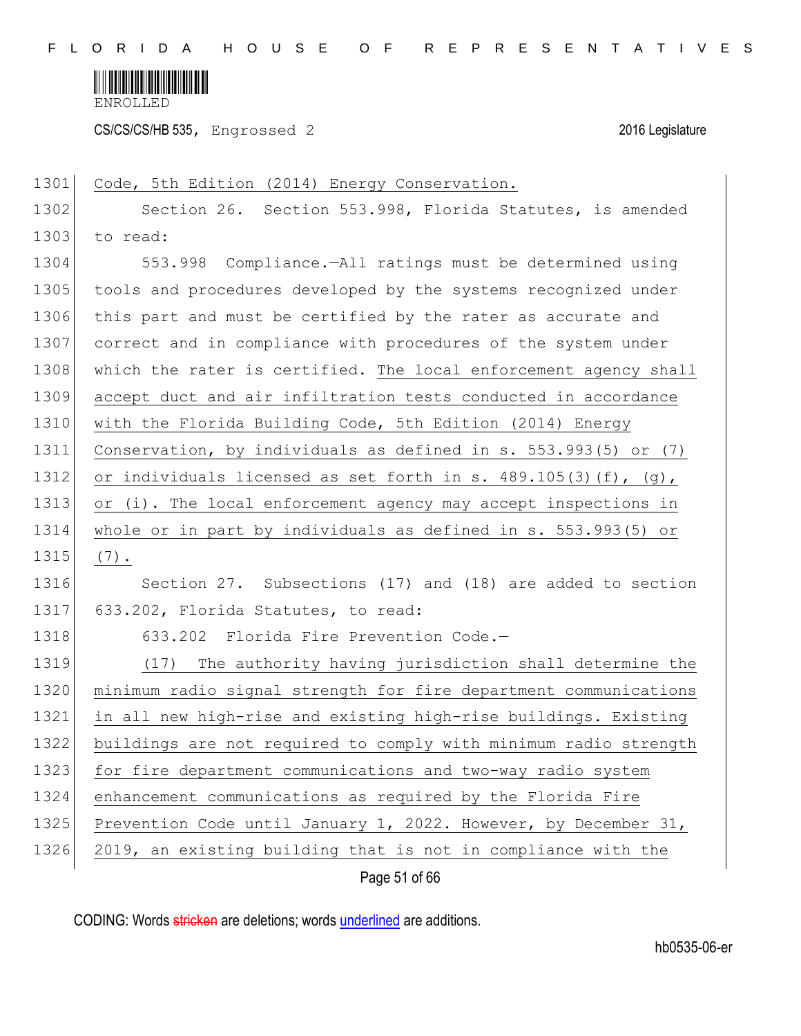Code, 5th Edition (2014) Energy Conservation.

Section 26. Section 553.998, Florida Statutes, is amended to read:

553.998 Compliance.—All ratings must be determined using tools and procedures developed by the systems recognized under this part and must be certified by the rater as accurate and correct and in compliance with procedures of the system under which the rater is certified. The local enforcement agency shall accept duct and air infiltration tests conducted in accordance with the Florida Building Code, 5th Edition (2014) Energy Conservation, by individuals as defined in s. 553.993(5) or (7) or individuals licensed as set forth in s. 489.105(3)(f), (g), or (i). The local enforcement agency may accept inspections in whole or in part by individuals as defined in s. 553.993(5) or (7).

Section 27. Subsections (17) and (18) are added to section 633.202, Florida Statutes, to read:

633.202 Florida Fire Prevention Code.—

(17) The authority having jurisdiction shall determine the minimum radio signal strength for fire department communications in all new high-rise and existing high-rise buildings. Existing buildings are not required to comply with minimum radio strength for fire department communications and two-way radio system enhancement communications as required by the Florida Fire Prevention Code until January 1, 2022. However, by December 31, 2019, an existing building that is not in compliance with the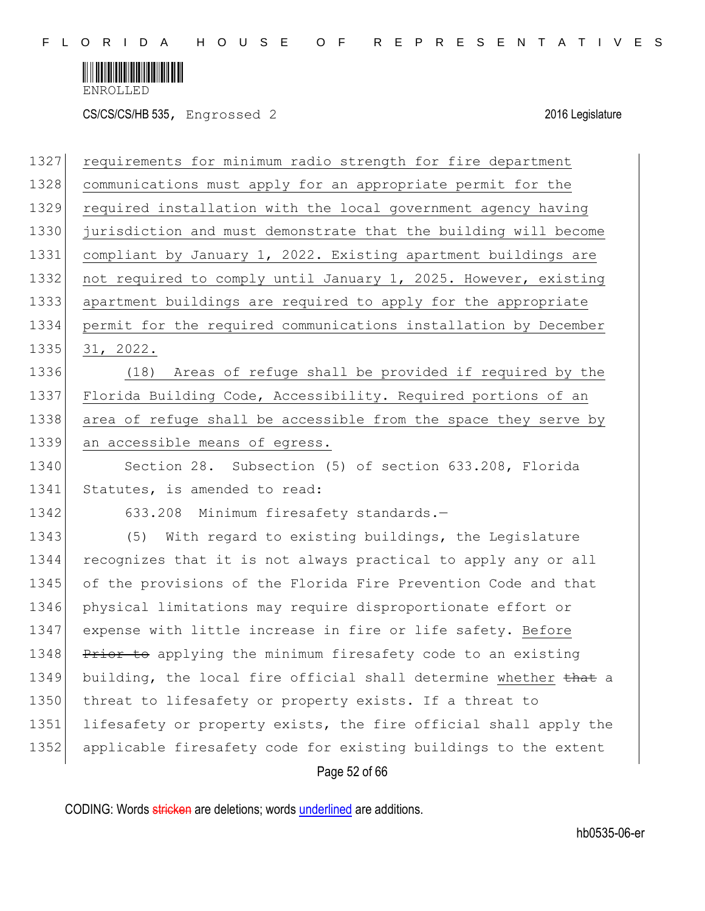requirements for minimum radio strength for fire department communications must apply for an appropriate permit for the required installation with the local government agency having jurisdiction and must demonstrate that the building will become compliant by January 1, 2022. Existing apartment buildings are not required to comply until January 1, 2025. However, existing apartment buildings are required to apply for the appropriate permit for the required communications installation by December 31, 2022.

(18) Areas of refuge shall be provided if required by the Florida Building Code, Accessibility. Required portions of an area of refuge shall be accessible from the space they serve by an accessible means of egress.

Section 28. Subsection (5) of section 633.208, Florida Statutes, is amended to read:

633.208 Minimum firesafety standards.—

(5) With regard to existing buildings, the Legislature recognizes that it is not always practical to apply any or all of the provisions of the Florida Fire Prevention Code and that physical limitations may require disproportionate effort or expense with little increase in fire or life safety. Before ~~Prior to~~ applying the minimum firesafety code to an existing building, the local fire official shall determine whether ~~that~~ a threat to lifesafety or property exists. If a threat to lifesafety or property exists, the fire official shall apply the applicable firesafety code for existing buildings to the extent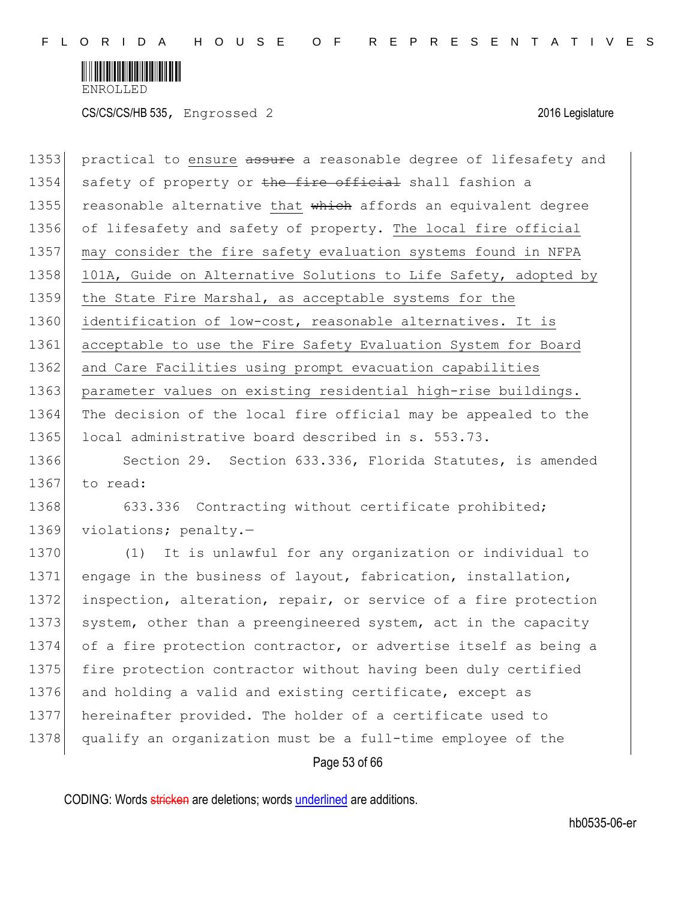practical to ensure ~~assure~~ a reasonable degree of lifesafety and safety of property or ~~the fire official~~ shall fashion a reasonable alternative that ~~which~~ affords an equivalent degree of lifesafety and safety of property. The local fire official may consider the fire safety evaluation systems found in NFPA 101A, Guide on Alternative Solutions to Life Safety, adopted by the State Fire Marshal, as acceptable systems for the identification of low-cost, reasonable alternatives. It is acceptable to use the Fire Safety Evaluation System for Board and Care Facilities using prompt evacuation capabilities parameter values on existing residential high-rise buildings. The decision of the local fire official may be appealed to the local administrative board described in s. 553.73.

Section 29. Section 633.336, Florida Statutes, is amended to read:

633.336 Contracting without certificate prohibited; violations; penalty.—

(1) It is unlawful for any organization or individual to engage in the business of layout, fabrication, installation, inspection, alteration, repair, or service of a fire protection system, other than a preengineered system, act in the capacity of a fire protection contractor, or advertise itself as being a fire protection contractor without having been duly certified and holding a valid and existing certificate, except as hereinafter provided. The holder of a certificate used to qualify an organization must be a full-time employee of the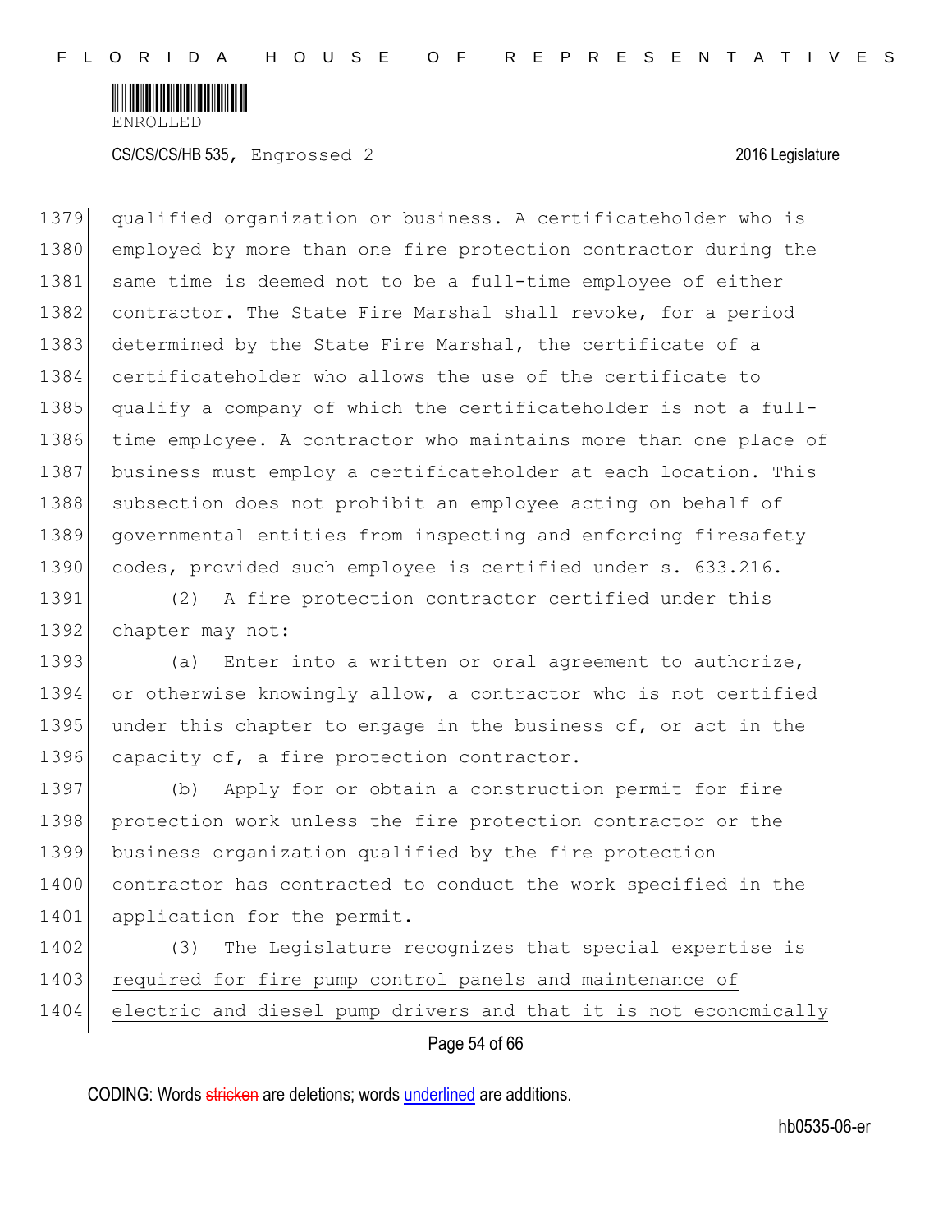qualified organization or business. A certificateholder who is employed by more than one fire protection contractor during the same time is deemed not to be a full-time employee of either contractor. The State Fire Marshal shall revoke, for a period determined by the State Fire Marshal, the certificate of a certificateholder who allows the use of the certificate to qualify a company of which the certificateholder is not a full-time employee. A contractor who maintains more than one place of business must employ a certificateholder at each location. This subsection does not prohibit an employee acting on behalf of governmental entities from inspecting and enforcing firesafety codes, provided such employee is certified under s. 633.216.

(2) A fire protection contractor certified under this chapter may not:

(a) Enter into a written or oral agreement to authorize, or otherwise knowingly allow, a contractor who is not certified under this chapter to engage in the business of, or act in the capacity of, a fire protection contractor.

(b) Apply for or obtain a construction permit for fire protection work unless the fire protection contractor or the business organization qualified by the fire protection contractor has contracted to conduct the work specified in the application for the permit.

<u>(3) The Legislature recognizes that special expertise is required for fire pump control panels and maintenance of electric and diesel pump drivers and that it is not economically</u>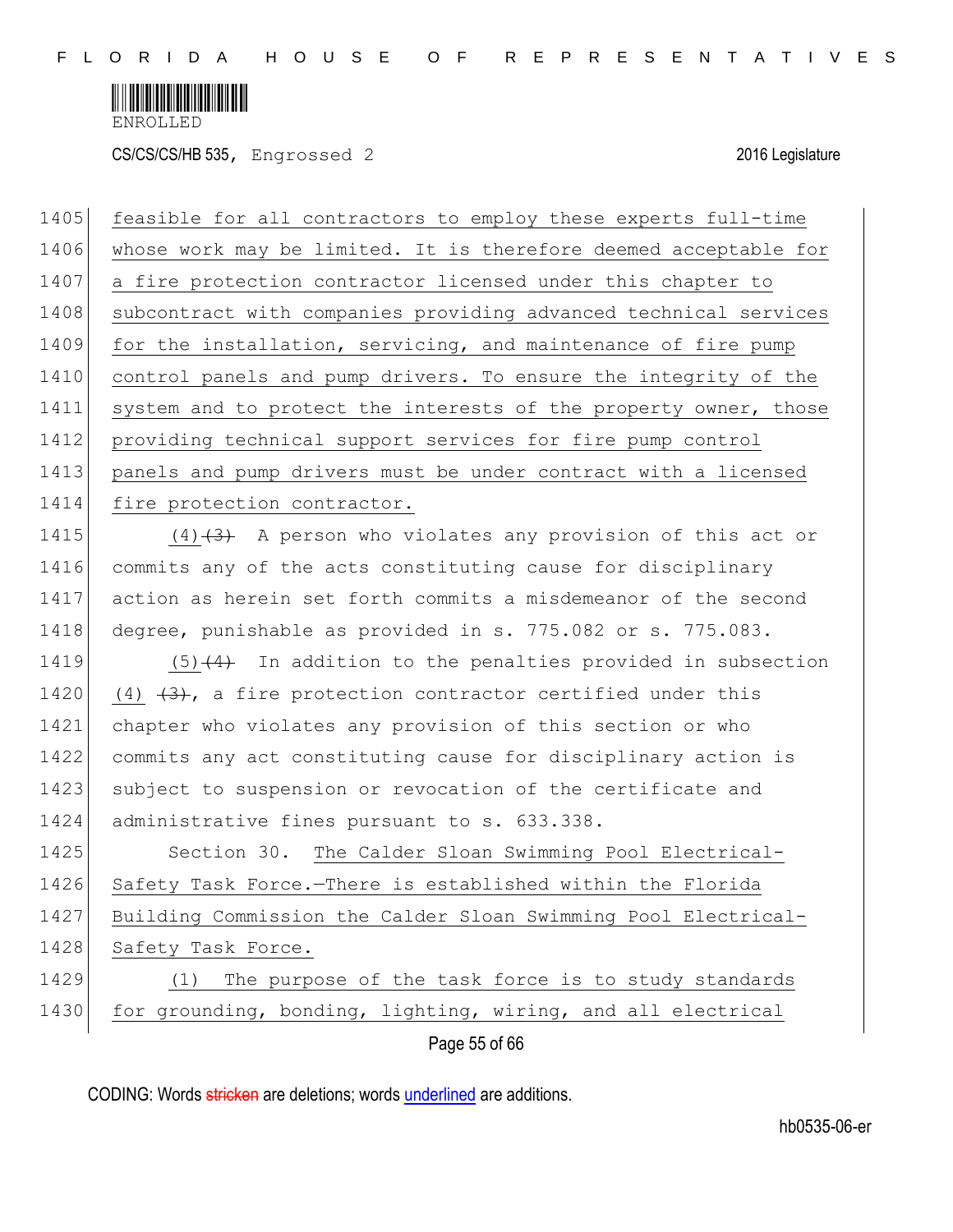feasible for all contractors to employ these experts full-time whose work may be limited. It is therefore deemed acceptable for a fire protection contractor licensed under this chapter to subcontract with companies providing advanced technical services for the installation, servicing, and maintenance of fire pump control panels and pump drivers. To ensure the integrity of the system and to protect the interests of the property owner, those providing technical support services for fire pump control panels and pump drivers must be under contract with a licensed fire protection contractor.

(4)~~(3)~~ A person who violates any provision of this act or commits any of the acts constituting cause for disciplinary action as herein set forth commits a misdemeanor of the second degree, punishable as provided in s. 775.082 or s. 775.083.

(5)~~(4)~~ In addition to the penalties provided in subsection (4) ~~(3)~~, a fire protection contractor certified under this chapter who violates any provision of this section or who commits any act constituting cause for disciplinary action is subject to suspension or revocation of the certificate and administrative fines pursuant to s. 633.338.

Section 30. The Calder Sloan Swimming Pool Electrical-Safety Task Force.—There is established within the Florida Building Commission the Calder Sloan Swimming Pool Electrical-Safety Task Force.

(1) The purpose of the task force is to study standards for grounding, bonding, lighting, wiring, and all electrical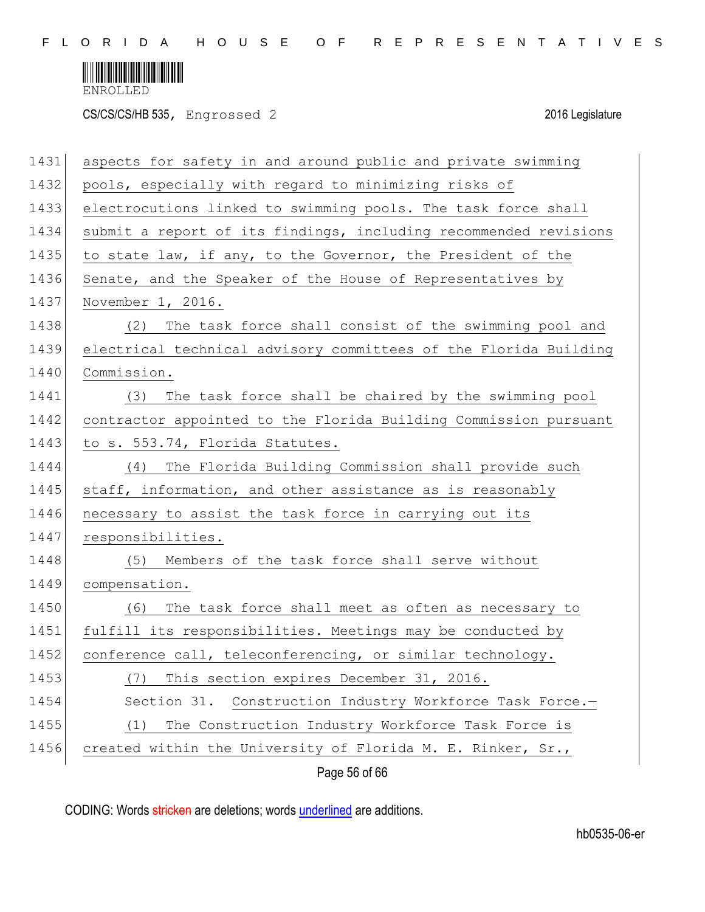aspects for safety in and around public and private swimming pools, especially with regard to minimizing risks of electrocutions linked to swimming pools. The task force shall submit a report of its findings, including recommended revisions to state law, if any, to the Governor, the President of the Senate, and the Speaker of the House of Representatives by November 1, 2016.

(2) The task force shall consist of the swimming pool and electrical technical advisory committees of the Florida Building Commission.

(3) The task force shall be chaired by the swimming pool contractor appointed to the Florida Building Commission pursuant to s. 553.74, Florida Statutes.

(4) The Florida Building Commission shall provide such staff, information, and other assistance as is reasonably necessary to assist the task force in carrying out its responsibilities.

(5) Members of the task force shall serve without compensation.

(6) The task force shall meet as often as necessary to fulfill its responsibilities. Meetings may be conducted by conference call, teleconferencing, or similar technology.

(7) This section expires December 31, 2016.

Section 31. Construction Industry Workforce Task Force.—

(1) The Construction Industry Workforce Task Force is created within the University of Florida M. E. Rinker, Sr.,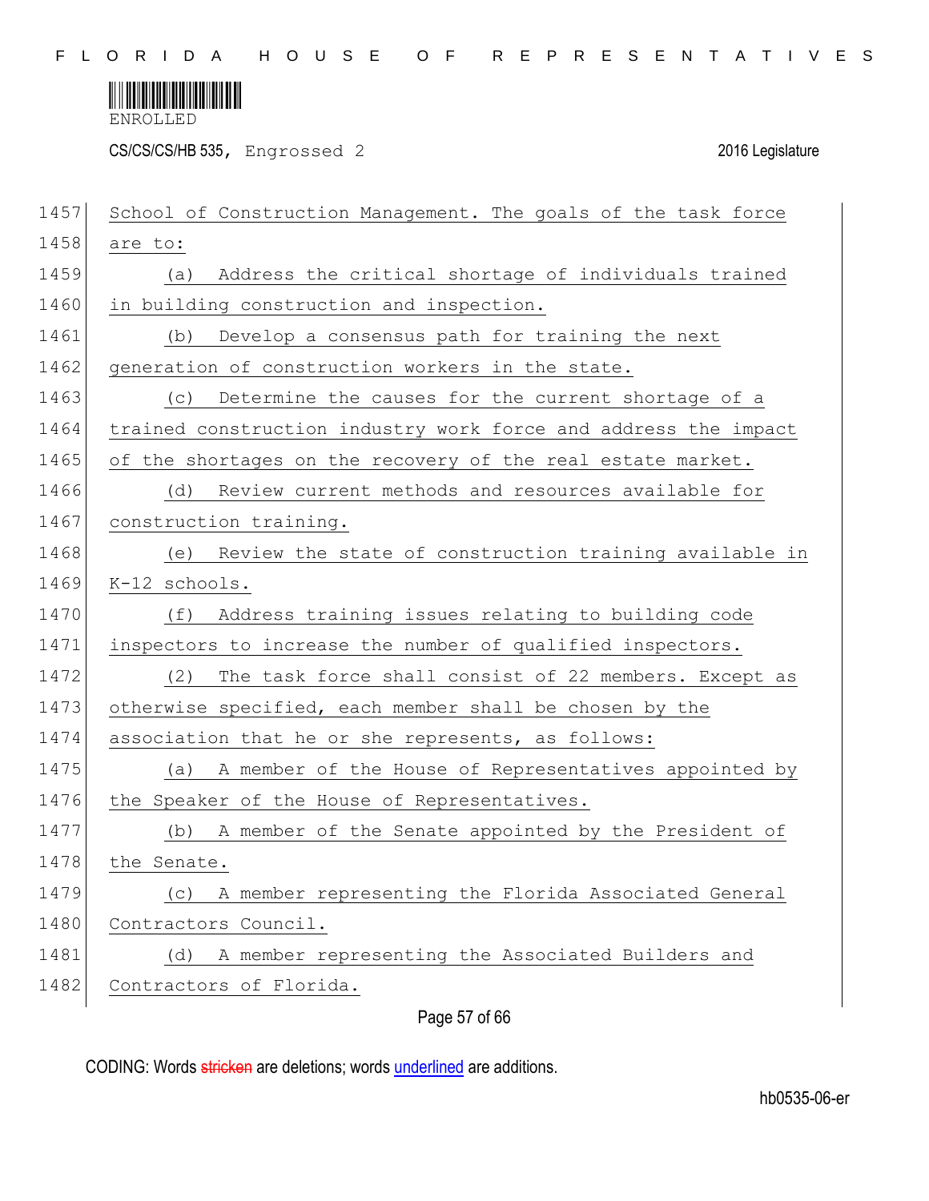School of Construction Management. The goals of the task force are to:

(a) Address the critical shortage of individuals trained in building construction and inspection.

(b) Develop a consensus path for training the next generation of construction workers in the state.

(c) Determine the causes for the current shortage of a trained construction industry work force and address the impact of the shortages on the recovery of the real estate market.

(d) Review current methods and resources available for construction training.

(e) Review the state of construction training available in K-12 schools.

(f) Address training issues relating to building code inspectors to increase the number of qualified inspectors.

(2) The task force shall consist of 22 members. Except as otherwise specified, each member shall be chosen by the association that he or she represents, as follows:

(a) A member of the House of Representatives appointed by the Speaker of the House of Representatives.

(b) A member of the Senate appointed by the President of the Senate.

(c) A member representing the Florida Associated General Contractors Council.

(d) A member representing the Associated Builders and Contractors of Florida.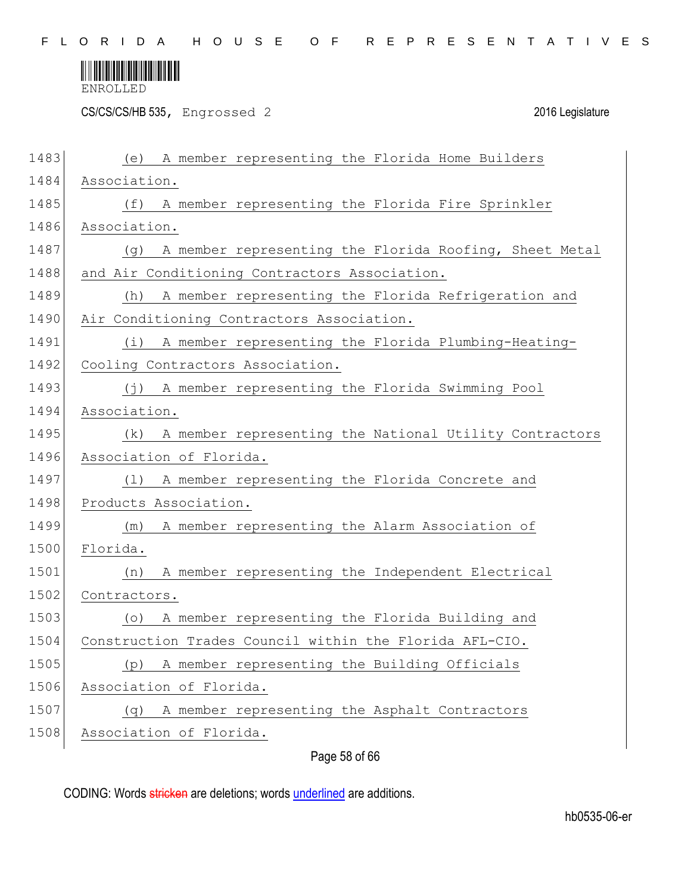(e) A member representing the Florida Home Builders Association.

(f) A member representing the Florida Fire Sprinkler Association.

(g) A member representing the Florida Roofing, Sheet Metal and Air Conditioning Contractors Association.

(h) A member representing the Florida Refrigeration and Air Conditioning Contractors Association.

(i) A member representing the Florida Plumbing-Heating-Cooling Contractors Association.

(j) A member representing the Florida Swimming Pool Association.

(k) A member representing the National Utility Contractors Association of Florida.

(l) A member representing the Florida Concrete and Products Association.

(m) A member representing the Alarm Association of Florida.

(n) A member representing the Independent Electrical Contractors.

(o) A member representing the Florida Building and Construction Trades Council within the Florida AFL-CIO.

(p) A member representing the Building Officials Association of Florida.

(q) A member representing the Asphalt Contractors Association of Florida.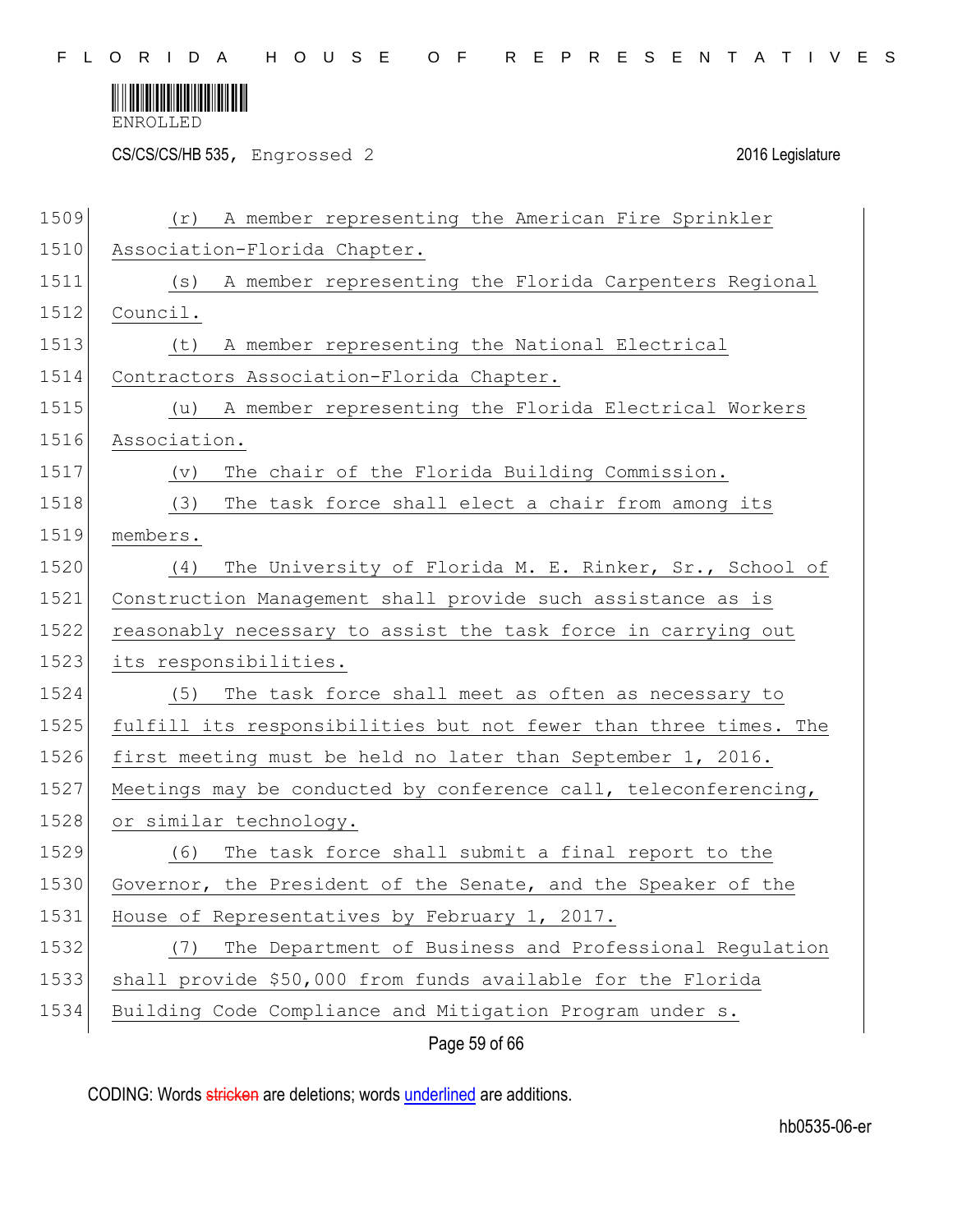(r) A member representing the American Fire Sprinkler Association-Florida Chapter.

(s) A member representing the Florida Carpenters Regional Council.

(t) A member representing the National Electrical Contractors Association-Florida Chapter.

(u) A member representing the Florida Electrical Workers Association.

(v) The chair of the Florida Building Commission.

(3) The task force shall elect a chair from among its members.

(4) The University of Florida M. E. Rinker, Sr., School of Construction Management shall provide such assistance as is reasonably necessary to assist the task force in carrying out its responsibilities.

(5) The task force shall meet as often as necessary to fulfill its responsibilities but not fewer than three times. The first meeting must be held no later than September 1, 2016. Meetings may be conducted by conference call, teleconferencing, or similar technology.

(6) The task force shall submit a final report to the Governor, the President of the Senate, and the Speaker of the House of Representatives by February 1, 2017.

(7) The Department of Business and Professional Regulation shall provide $50,000 from funds available for the Florida Building Code Compliance and Mitigation Program under s.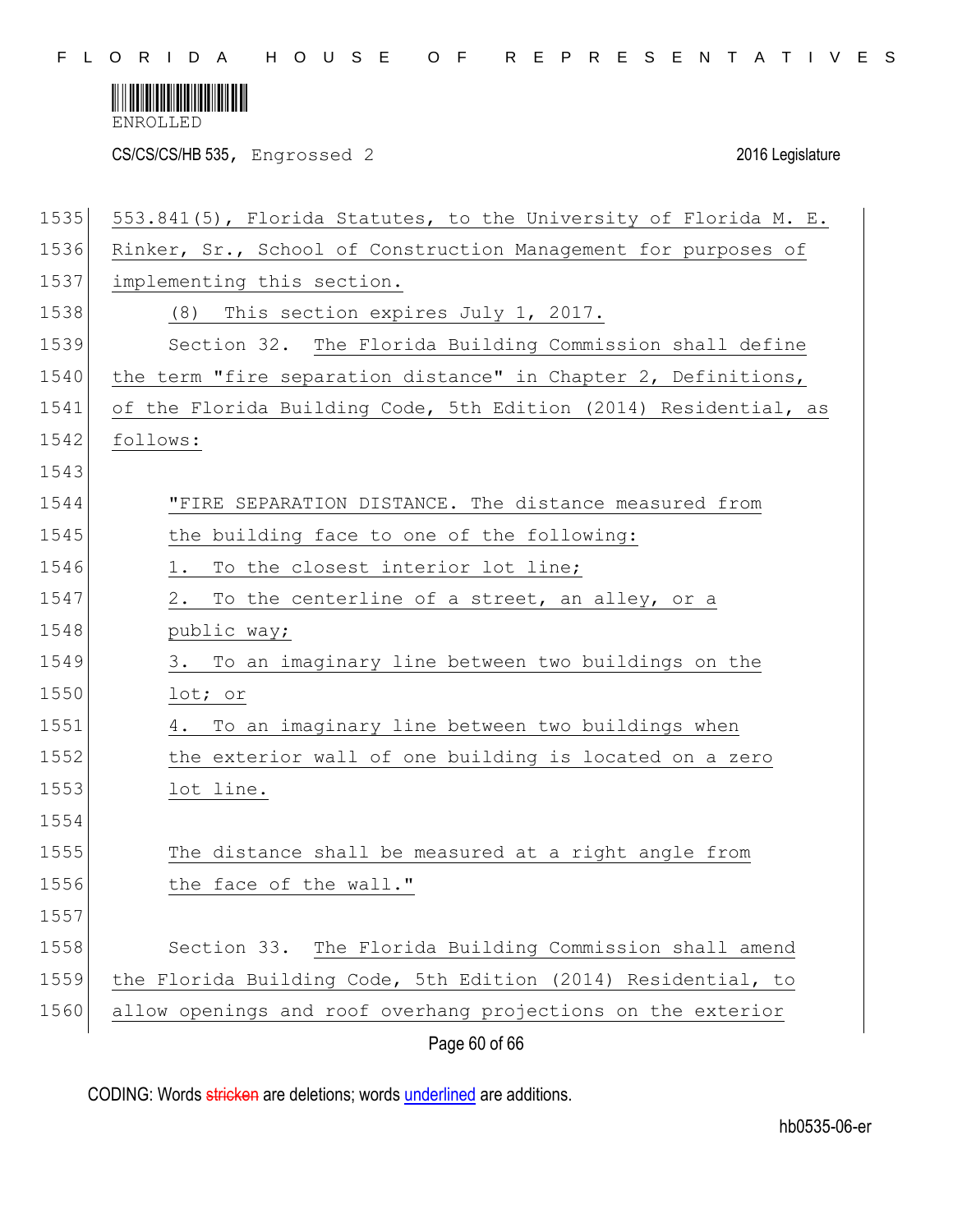553.841(5), Florida Statutes, to the University of Florida M. E. Rinker, Sr., School of Construction Management for purposes of implementing this section.

(8) This section expires July 1, 2017.

Section 32. The Florida Building Commission shall define the term "fire separation distance" in Chapter 2, Definitions, of the Florida Building Code, 5th Edition (2014) Residential, as follows:

"FIRE SEPARATION DISTANCE. The distance measured from the building face to one of the following:

1. To the closest interior lot line;
2. To the centerline of a street, an alley, or a public way;
3. To an imaginary line between two buildings on the lot; or
4. To an imaginary line between two buildings when the exterior wall of one building is located on a zero lot line.

The distance shall be measured at a right angle from the face of the wall."

Section 33. The Florida Building Commission shall amend the Florida Building Code, 5th Edition (2014) Residential, to allow openings and roof overhang projections on the exterior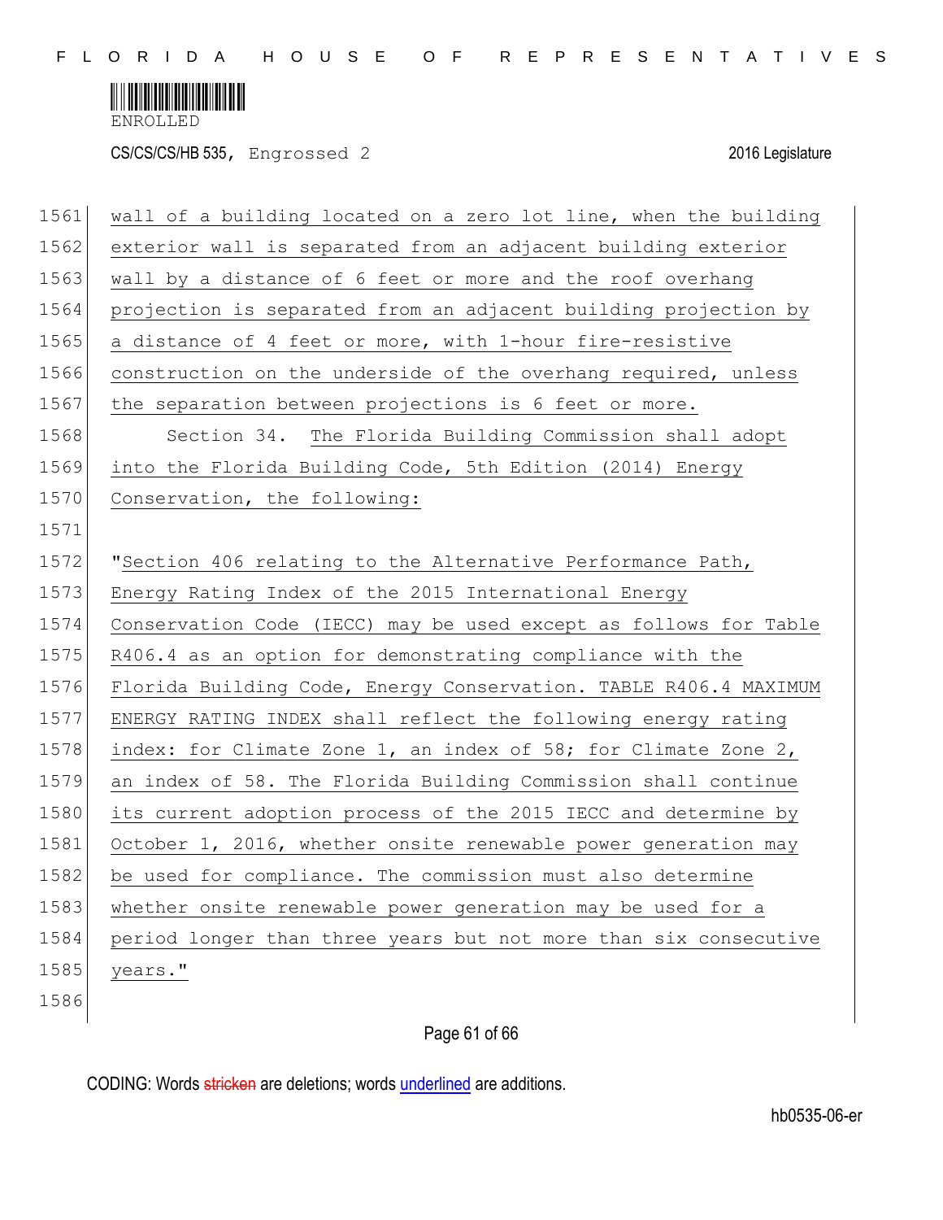wall of a building located on a zero lot line, when the building exterior wall is separated from an adjacent building exterior wall by a distance of 6 feet or more and the roof overhang projection is separated from an adjacent building projection by a distance of 4 feet or more, with 1-hour fire-resistive construction on the underside of the overhang required, unless the separation between projections is 6 feet or more.

Section 34. The Florida Building Commission shall adopt into the Florida Building Code, 5th Edition (2014) Energy Conservation, the following:

"Section 406 relating to the Alternative Performance Path, Energy Rating Index of the 2015 International Energy Conservation Code (IECC) may be used except as follows for Table R406.4 as an option for demonstrating compliance with the Florida Building Code, Energy Conservation. TABLE R406.4 MAXIMUM ENERGY RATING INDEX shall reflect the following energy rating index: for Climate Zone 1, an index of 58; for Climate Zone 2, an index of 58. The Florida Building Commission shall continue its current adoption process of the 2015 IECC and determine by October 1, 2016, whether onsite renewable power generation may be used for compliance. The commission must also determine whether onsite renewable power generation may be used for a period longer than three years but not more than six consecutive years."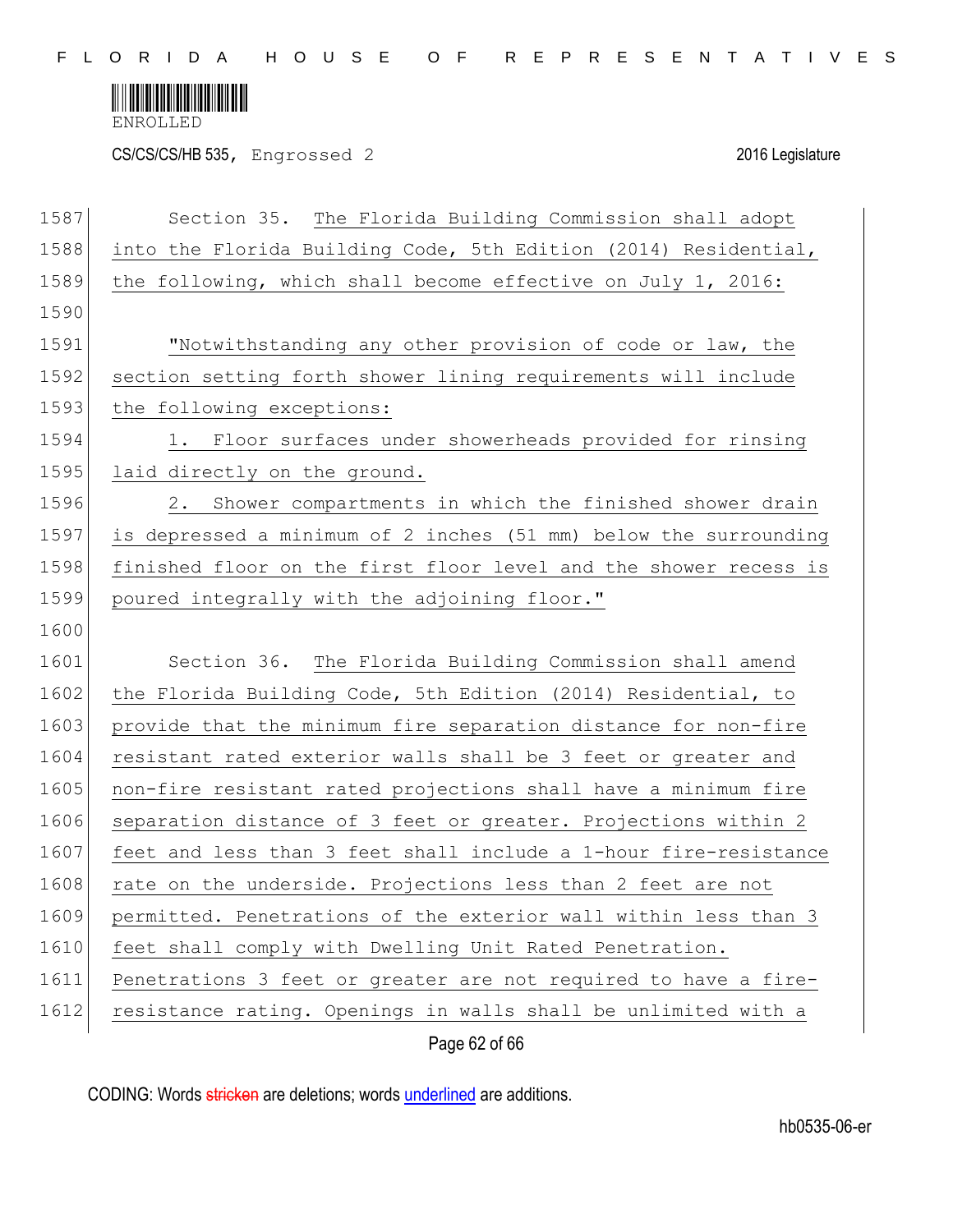Section 35. The Florida Building Commission shall adopt into the Florida Building Code, 5th Edition (2014) Residential, the following, which shall become effective on July 1, 2016:

"Notwithstanding any other provision of code or law, the section setting forth shower lining requirements will include the following exceptions:

1. Floor surfaces under showerheads provided for rinsing laid directly on the ground.

2. Shower compartments in which the finished shower drain is depressed a minimum of 2 inches (51 mm) below the surrounding finished floor on the first floor level and the shower recess is poured integrally with the adjoining floor."

Section 36. The Florida Building Commission shall amend the Florida Building Code, 5th Edition (2014) Residential, to provide that the minimum fire separation distance for non-fire resistant rated exterior walls shall be 3 feet or greater and non-fire resistant rated projections shall have a minimum fire separation distance of 3 feet or greater. Projections within 2 feet and less than 3 feet shall include a 1-hour fire-resistance rate on the underside. Projections less than 2 feet are not permitted. Penetrations of the exterior wall within less than 3 feet shall comply with Dwelling Unit Rated Penetration. Penetrations 3 feet or greater are not required to have a fire-resistance rating. Openings in walls shall be unlimited with a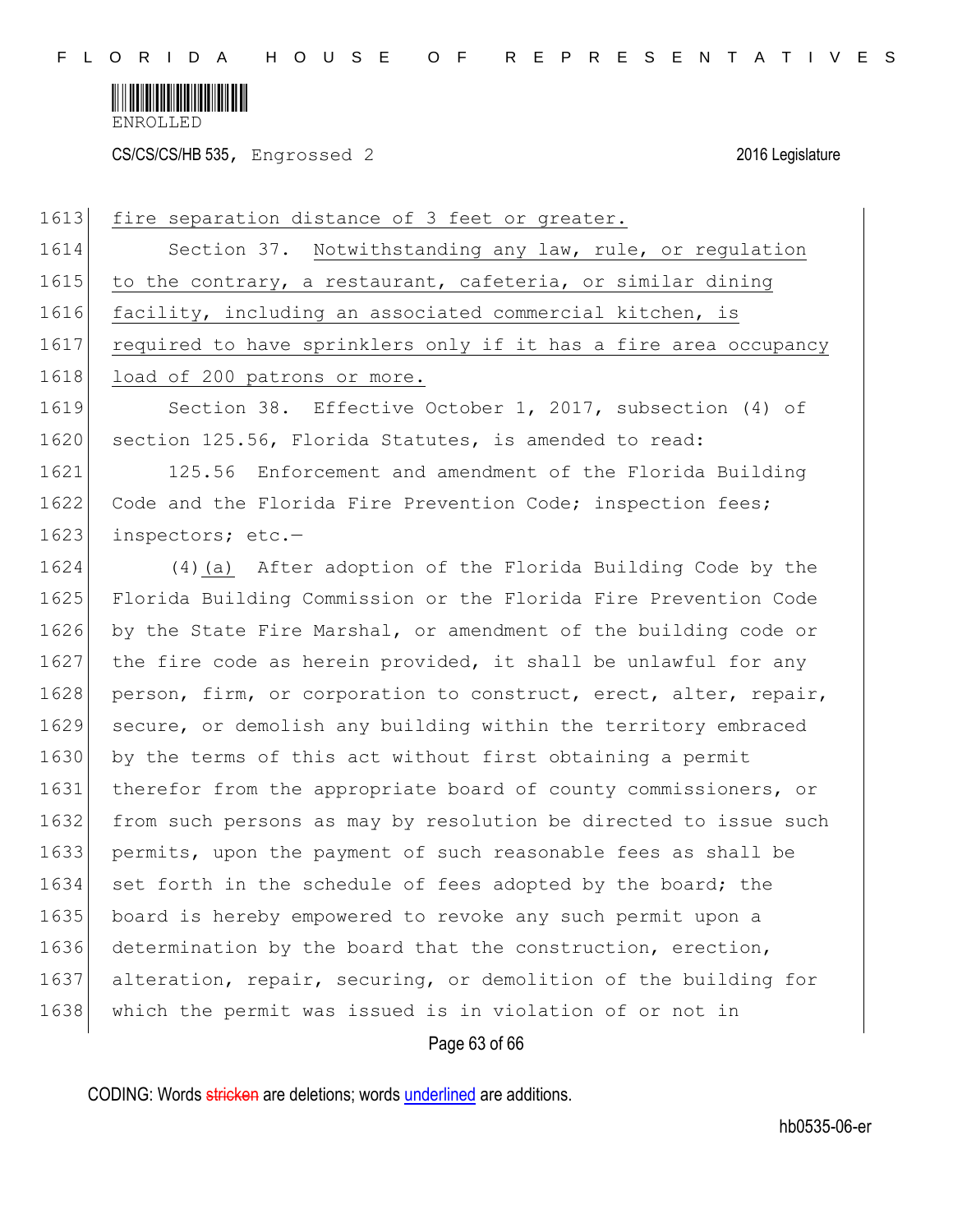fire separation distance of 3 feet or greater.

Section 37. Notwithstanding any law, rule, or regulation to the contrary, a restaurant, cafeteria, or similar dining facility, including an associated commercial kitchen, is required to have sprinklers only if it has a fire area occupancy load of 200 patrons or more.

Section 38. Effective October 1, 2017, subsection (4) of section 125.56, Florida Statutes, is amended to read:

125.56 Enforcement and amendment of the Florida Building Code and the Florida Fire Prevention Code; inspection fees; inspectors; etc.—

(4)(a) After adoption of the Florida Building Code by the Florida Building Commission or the Florida Fire Prevention Code by the State Fire Marshal, or amendment of the building code or the fire code as herein provided, it shall be unlawful for any person, firm, or corporation to construct, erect, alter, repair, secure, or demolish any building within the territory embraced by the terms of this act without first obtaining a permit therefor from the appropriate board of county commissioners, or from such persons as may by resolution be directed to issue such permits, upon the payment of such reasonable fees as shall be set forth in the schedule of fees adopted by the board; the board is hereby empowered to revoke any such permit upon a determination by the board that the construction, erection, alteration, repair, securing, or demolition of the building for which the permit was issued is in violation of or not in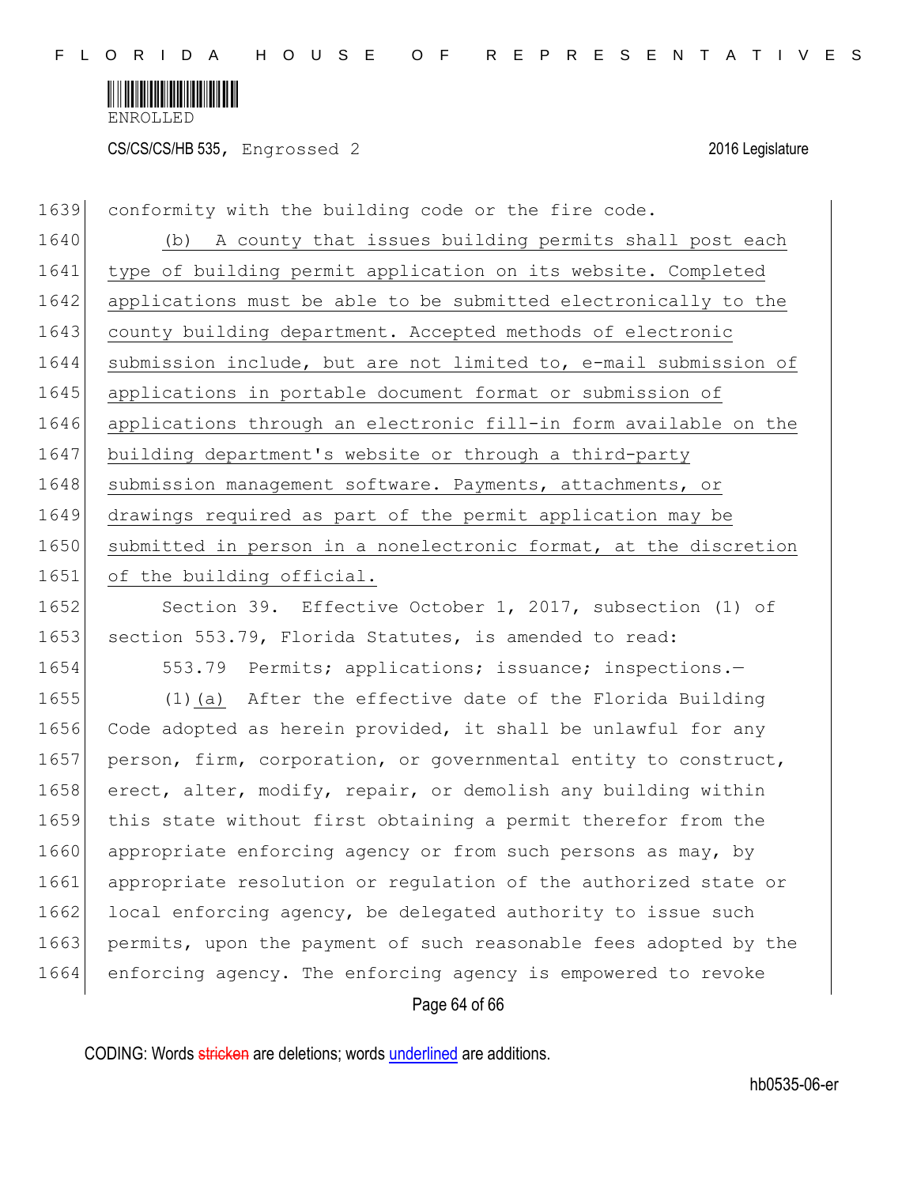conformity with the building code or the fire code.

(b) A county that issues building permits shall post each type of building permit application on its website. Completed applications must be able to be submitted electronically to the county building department. Accepted methods of electronic submission include, but are not limited to, e-mail submission of applications in portable document format or submission of applications through an electronic fill-in form available on the building department's website or through a third-party submission management software. Payments, attachments, or drawings required as part of the permit application may be submitted in person in a nonelectronic format, at the discretion of the building official.

Section 39. Effective October 1, 2017, subsection (1) of section 553.79, Florida Statutes, is amended to read:

553.79 Permits; applications; issuance; inspections.—

(1)(a) After the effective date of the Florida Building Code adopted as herein provided, it shall be unlawful for any person, firm, corporation, or governmental entity to construct, erect, alter, modify, repair, or demolish any building within this state without first obtaining a permit therefor from the appropriate enforcing agency or from such persons as may, by appropriate resolution or regulation of the authorized state or local enforcing agency, be delegated authority to issue such permits, upon the payment of such reasonable fees adopted by the enforcing agency. The enforcing agency is empowered to revoke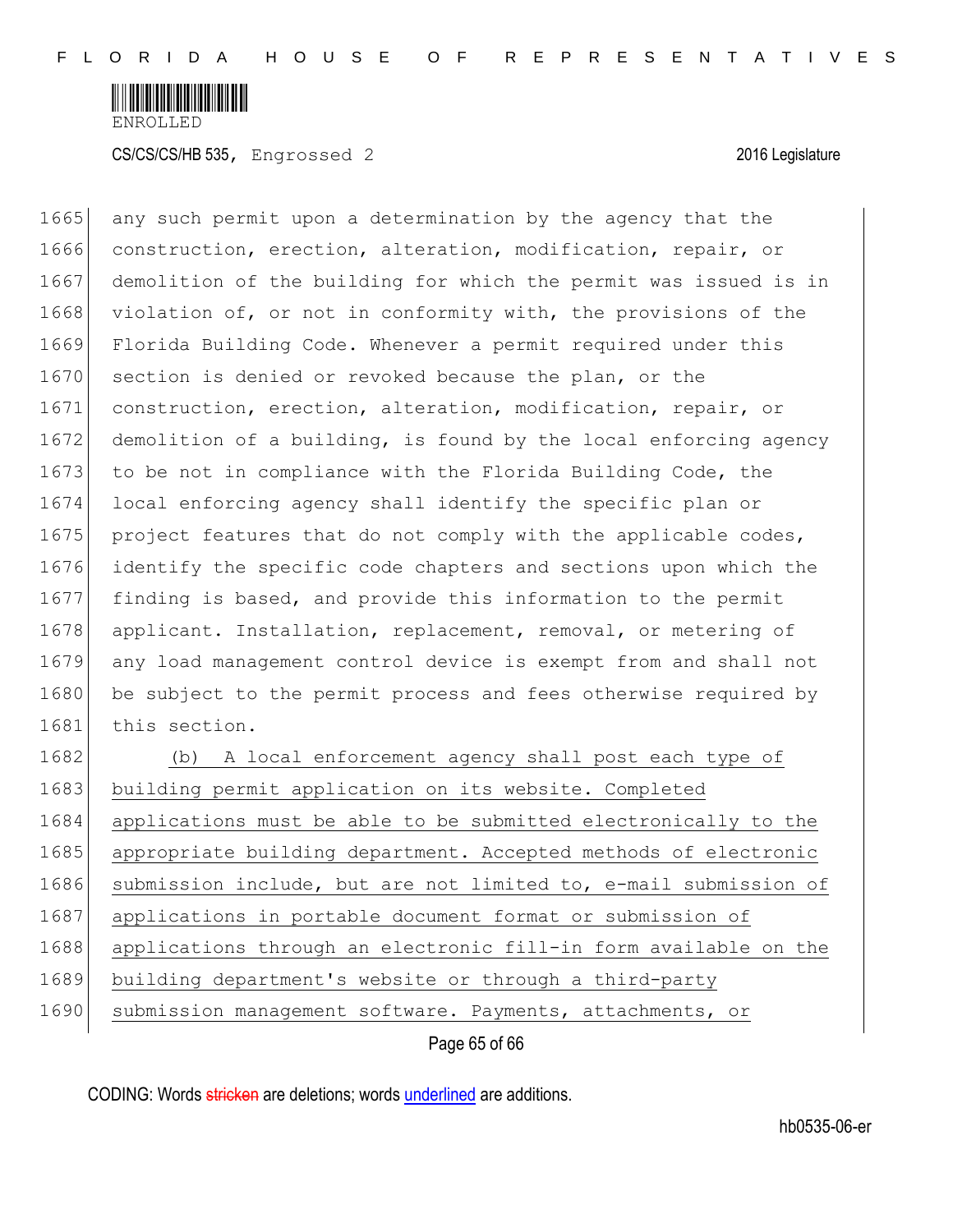any such permit upon a determination by the agency that the construction, erection, alteration, modification, repair, or demolition of the building for which the permit was issued is in violation of, or not in conformity with, the provisions of the Florida Building Code. Whenever a permit required under this section is denied or revoked because the plan, or the construction, erection, alteration, modification, repair, or demolition of a building, is found by the local enforcing agency to be not in compliance with the Florida Building Code, the local enforcing agency shall identify the specific plan or project features that do not comply with the applicable codes, identify the specific code chapters and sections upon which the finding is based, and provide this information to the permit applicant. Installation, replacement, removal, or metering of any load management control device is exempt from and shall not be subject to the permit process and fees otherwise required by this section.

(b) A local enforcement agency shall post each type of building permit application on its website. Completed applications must be able to be submitted electronically to the appropriate building department. Accepted methods of electronic submission include, but are not limited to, e-mail submission of applications in portable document format or submission of applications through an electronic fill-in form available on the building department's website or through a third-party submission management software. Payments, attachments, or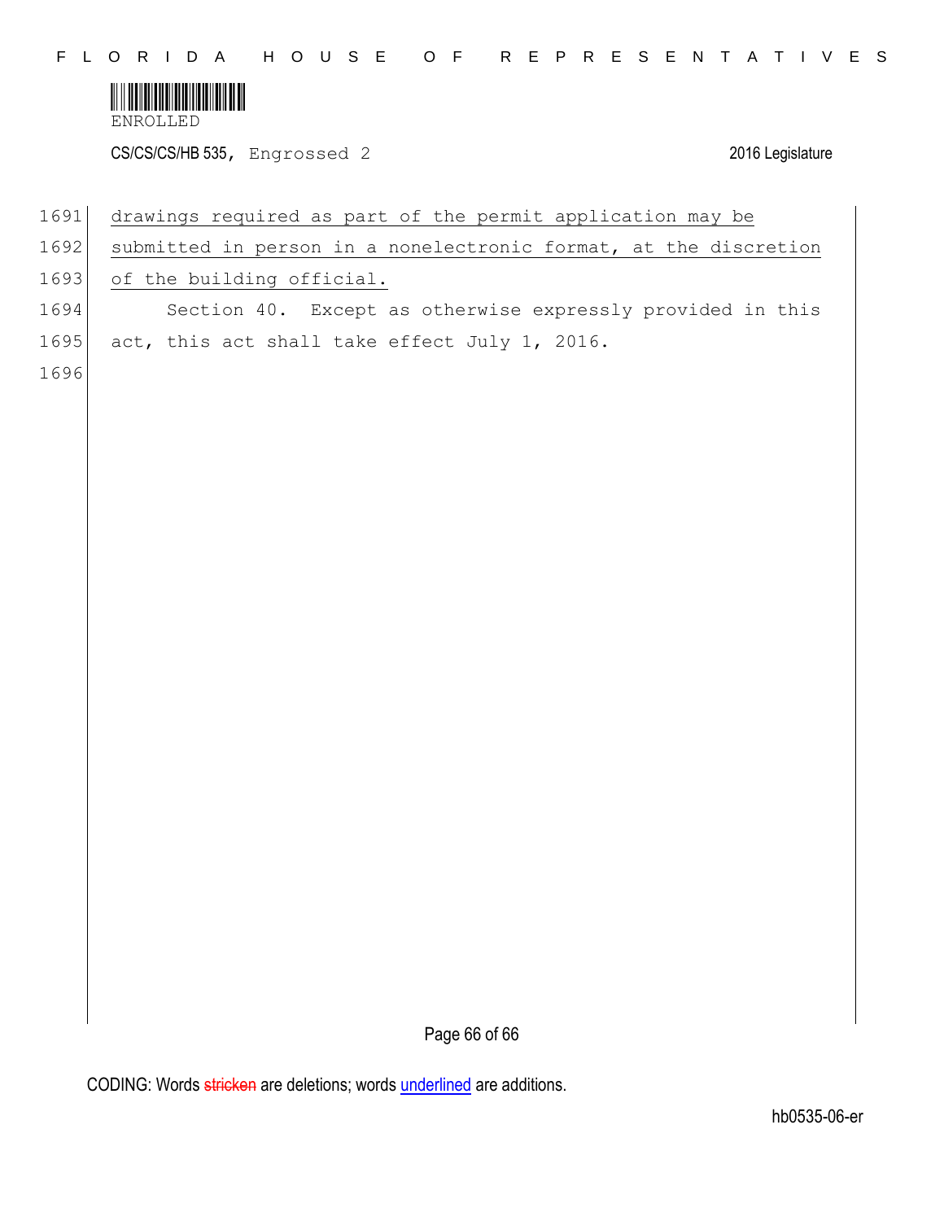1691 drawings required as part of the permit application may be
1692 submitted in person in a nonelectronic format, at the discretion
1693 of the building official.

1694 Section 40. Except as otherwise expressly provided in this
1695 act, this act shall take effect July 1, 2016.

1696